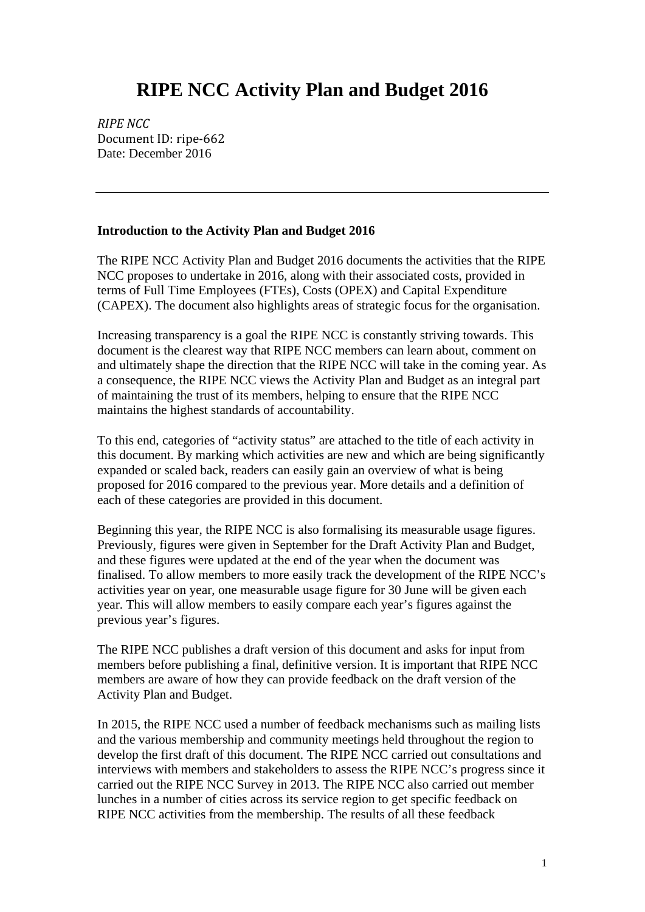# RIPE NCC Activity Plan and Budget 2016

*RIPE NCC*
Document ID: ripe-662
Date: December 2016

---

**Introduction to the Activity Plan and Budget 2016**

The RIPE NCC Activity Plan and Budget 2016 documents the activities that the RIPE NCC proposes to undertake in 2016, along with their associated costs, provided in terms of Full Time Employees (FTEs), Costs (OPEX) and Capital Expenditure (CAPEX). The document also highlights areas of strategic focus for the organisation.

Increasing transparency is a goal the RIPE NCC is constantly striving towards. This document is the clearest way that RIPE NCC members can learn about, comment on and ultimately shape the direction that the RIPE NCC will take in the coming year. As a consequence, the RIPE NCC views the Activity Plan and Budget as an integral part of maintaining the trust of its members, helping to ensure that the RIPE NCC maintains the highest standards of accountability.

To this end, categories of "activity status" are attached to the title of each activity in this document. By marking which activities are new and which are being significantly expanded or scaled back, readers can easily gain an overview of what is being proposed for 2016 compared to the previous year. More details and a definition of each of these categories are provided in this document.

Beginning this year, the RIPE NCC is also formalising its measurable usage figures. Previously, figures were given in September for the Draft Activity Plan and Budget, and these figures were updated at the end of the year when the document was finalised. To allow members to more easily track the development of the RIPE NCC's activities year on year, one measurable usage figure for 30 June will be given each year. This will allow members to easily compare each year's figures against the previous year's figures.

The RIPE NCC publishes a draft version of this document and asks for input from members before publishing a final, definitive version. It is important that RIPE NCC members are aware of how they can provide feedback on the draft version of the Activity Plan and Budget.

In 2015, the RIPE NCC used a number of feedback mechanisms such as mailing lists and the various membership and community meetings held throughout the region to develop the first draft of this document. The RIPE NCC carried out consultations and interviews with members and stakeholders to assess the RIPE NCC's progress since it carried out the RIPE NCC Survey in 2013. The RIPE NCC also carried out member lunches in a number of cities across its service region to get specific feedback on RIPE NCC activities from the membership. The results of all these feedback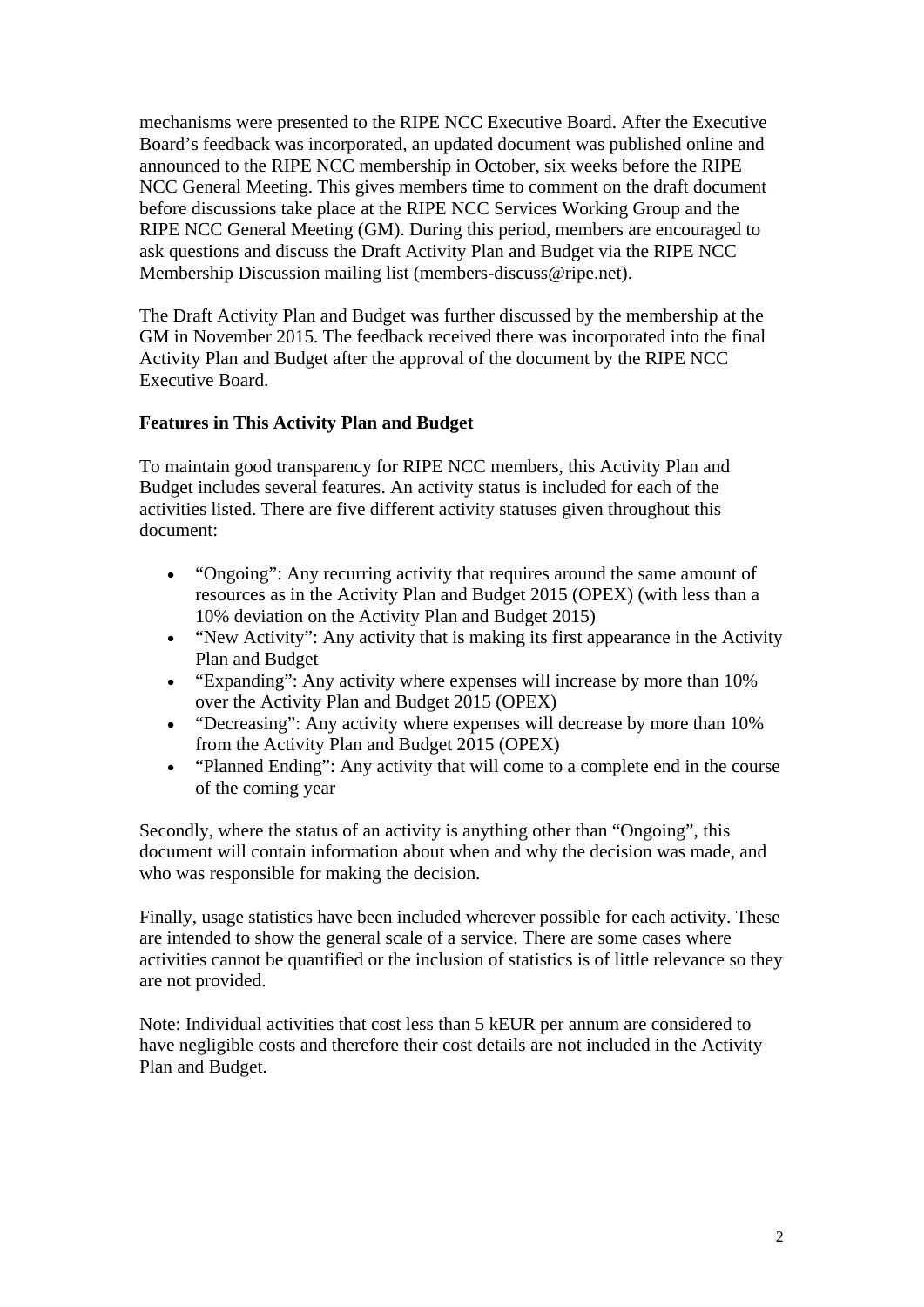mechanisms were presented to the RIPE NCC Executive Board. After the Executive Board's feedback was incorporated, an updated document was published online and announced to the RIPE NCC membership in October, six weeks before the RIPE NCC General Meeting. This gives members time to comment on the draft document before discussions take place at the RIPE NCC Services Working Group and the RIPE NCC General Meeting (GM). During this period, members are encouraged to ask questions and discuss the Draft Activity Plan and Budget via the RIPE NCC Membership Discussion mailing list (members-discuss@ripe.net).

The Draft Activity Plan and Budget was further discussed by the membership at the GM in November 2015. The feedback received there was incorporated into the final Activity Plan and Budget after the approval of the document by the RIPE NCC Executive Board.

**Features in This Activity Plan and Budget**

To maintain good transparency for RIPE NCC members, this Activity Plan and Budget includes several features. An activity status is included for each of the activities listed. There are five different activity statuses given throughout this document:

- "Ongoing": Any recurring activity that requires around the same amount of resources as in the Activity Plan and Budget 2015 (OPEX) (with less than a 10% deviation on the Activity Plan and Budget 2015)
- "New Activity": Any activity that is making its first appearance in the Activity Plan and Budget
- "Expanding": Any activity where expenses will increase by more than 10% over the Activity Plan and Budget 2015 (OPEX)
- "Decreasing": Any activity where expenses will decrease by more than 10% from the Activity Plan and Budget 2015 (OPEX)
- "Planned Ending": Any activity that will come to a complete end in the course of the coming year

Secondly, where the status of an activity is anything other than "Ongoing", this document will contain information about when and why the decision was made, and who was responsible for making the decision.

Finally, usage statistics have been included wherever possible for each activity. These are intended to show the general scale of a service. There are some cases where activities cannot be quantified or the inclusion of statistics is of little relevance so they are not provided.

Note: Individual activities that cost less than 5 kEUR per annum are considered to have negligible costs and therefore their cost details are not included in the Activity Plan and Budget.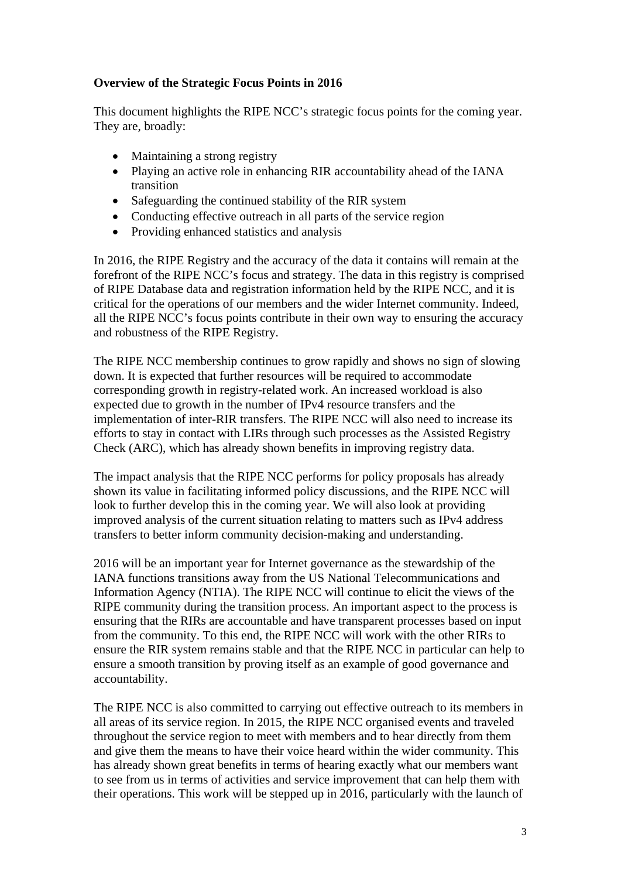**Overview of the Strategic Focus Points in 2016**

This document highlights the RIPE NCC's strategic focus points for the coming year. They are, broadly:

- Maintaining a strong registry
- Playing an active role in enhancing RIR accountability ahead of the IANA transition
- Safeguarding the continued stability of the RIR system
- Conducting effective outreach in all parts of the service region
- Providing enhanced statistics and analysis

In 2016, the RIPE Registry and the accuracy of the data it contains will remain at the forefront of the RIPE NCC's focus and strategy. The data in this registry is comprised of RIPE Database data and registration information held by the RIPE NCC, and it is critical for the operations of our members and the wider Internet community. Indeed, all the RIPE NCC's focus points contribute in their own way to ensuring the accuracy and robustness of the RIPE Registry.

The RIPE NCC membership continues to grow rapidly and shows no sign of slowing down. It is expected that further resources will be required to accommodate corresponding growth in registry-related work. An increased workload is also expected due to growth in the number of IPv4 resource transfers and the implementation of inter-RIR transfers. The RIPE NCC will also need to increase its efforts to stay in contact with LIRs through such processes as the Assisted Registry Check (ARC), which has already shown benefits in improving registry data.

The impact analysis that the RIPE NCC performs for policy proposals has already shown its value in facilitating informed policy discussions, and the RIPE NCC will look to further develop this in the coming year. We will also look at providing improved analysis of the current situation relating to matters such as IPv4 address transfers to better inform community decision-making and understanding.

2016 will be an important year for Internet governance as the stewardship of the IANA functions transitions away from the US National Telecommunications and Information Agency (NTIA). The RIPE NCC will continue to elicit the views of the RIPE community during the transition process. An important aspect to the process is ensuring that the RIRs are accountable and have transparent processes based on input from the community. To this end, the RIPE NCC will work with the other RIRs to ensure the RIR system remains stable and that the RIPE NCC in particular can help to ensure a smooth transition by proving itself as an example of good governance and accountability.

The RIPE NCC is also committed to carrying out effective outreach to its members in all areas of its service region. In 2015, the RIPE NCC organised events and traveled throughout the service region to meet with members and to hear directly from them and give them the means to have their voice heard within the wider community. This has already shown great benefits in terms of hearing exactly what our members want to see from us in terms of activities and service improvement that can help them with their operations. This work will be stepped up in 2016, particularly with the launch of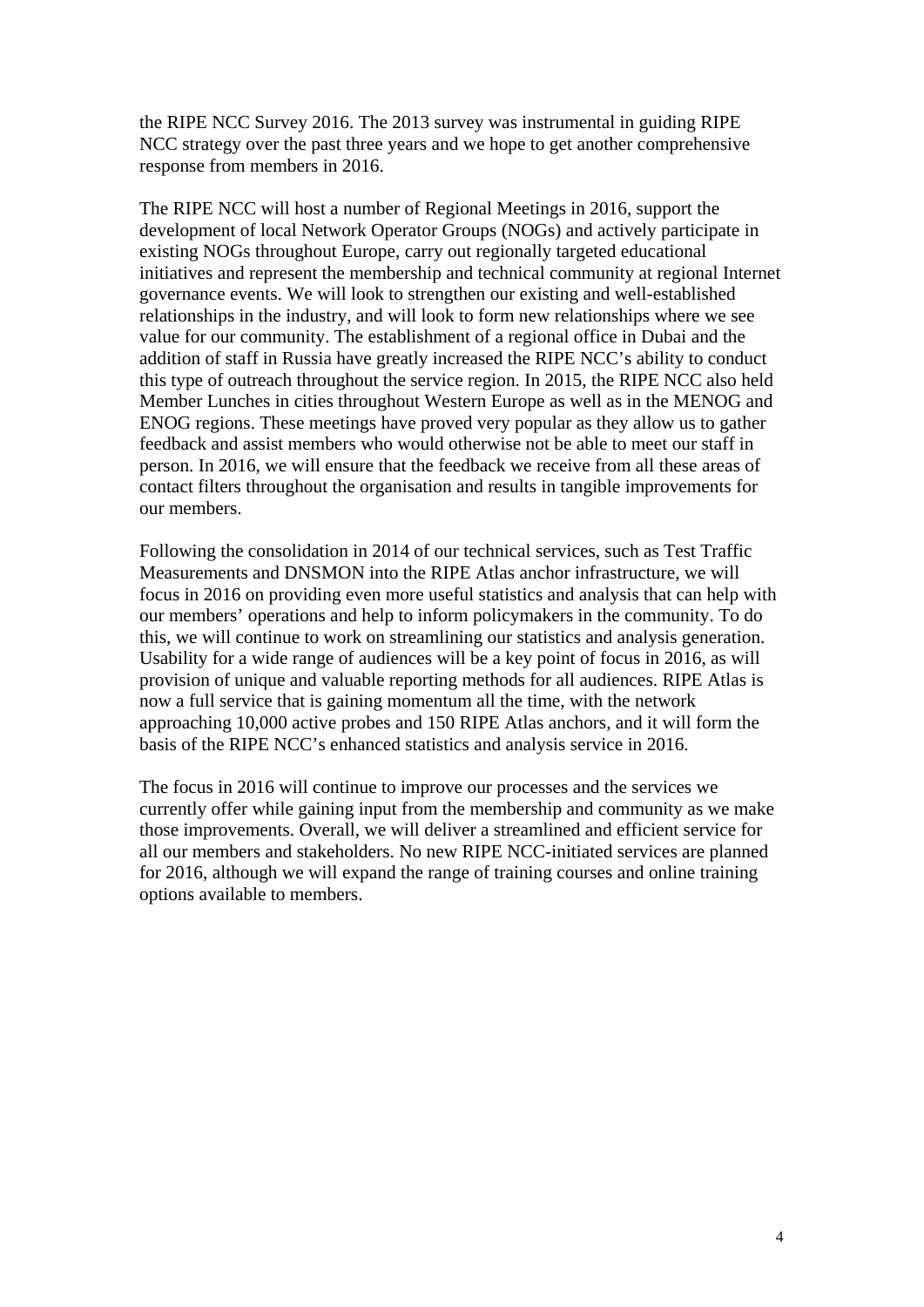the RIPE NCC Survey 2016. The 2013 survey was instrumental in guiding RIPE NCC strategy over the past three years and we hope to get another comprehensive response from members in 2016.

The RIPE NCC will host a number of Regional Meetings in 2016, support the development of local Network Operator Groups (NOGs) and actively participate in existing NOGs throughout Europe, carry out regionally targeted educational initiatives and represent the membership and technical community at regional Internet governance events. We will look to strengthen our existing and well-established relationships in the industry, and will look to form new relationships where we see value for our community. The establishment of a regional office in Dubai and the addition of staff in Russia have greatly increased the RIPE NCC's ability to conduct this type of outreach throughout the service region. In 2015, the RIPE NCC also held Member Lunches in cities throughout Western Europe as well as in the MENOG and ENOG regions. These meetings have proved very popular as they allow us to gather feedback and assist members who would otherwise not be able to meet our staff in person. In 2016, we will ensure that the feedback we receive from all these areas of contact filters throughout the organisation and results in tangible improvements for our members.

Following the consolidation in 2014 of our technical services, such as Test Traffic Measurements and DNSMON into the RIPE Atlas anchor infrastructure, we will focus in 2016 on providing even more useful statistics and analysis that can help with our members' operations and help to inform policymakers in the community. To do this, we will continue to work on streamlining our statistics and analysis generation. Usability for a wide range of audiences will be a key point of focus in 2016, as will provision of unique and valuable reporting methods for all audiences. RIPE Atlas is now a full service that is gaining momentum all the time, with the network approaching 10,000 active probes and 150 RIPE Atlas anchors, and it will form the basis of the RIPE NCC's enhanced statistics and analysis service in 2016.

The focus in 2016 will continue to improve our processes and the services we currently offer while gaining input from the membership and community as we make those improvements. Overall, we will deliver a streamlined and efficient service for all our members and stakeholders. No new RIPE NCC-initiated services are planned for 2016, although we will expand the range of training courses and online training options available to members.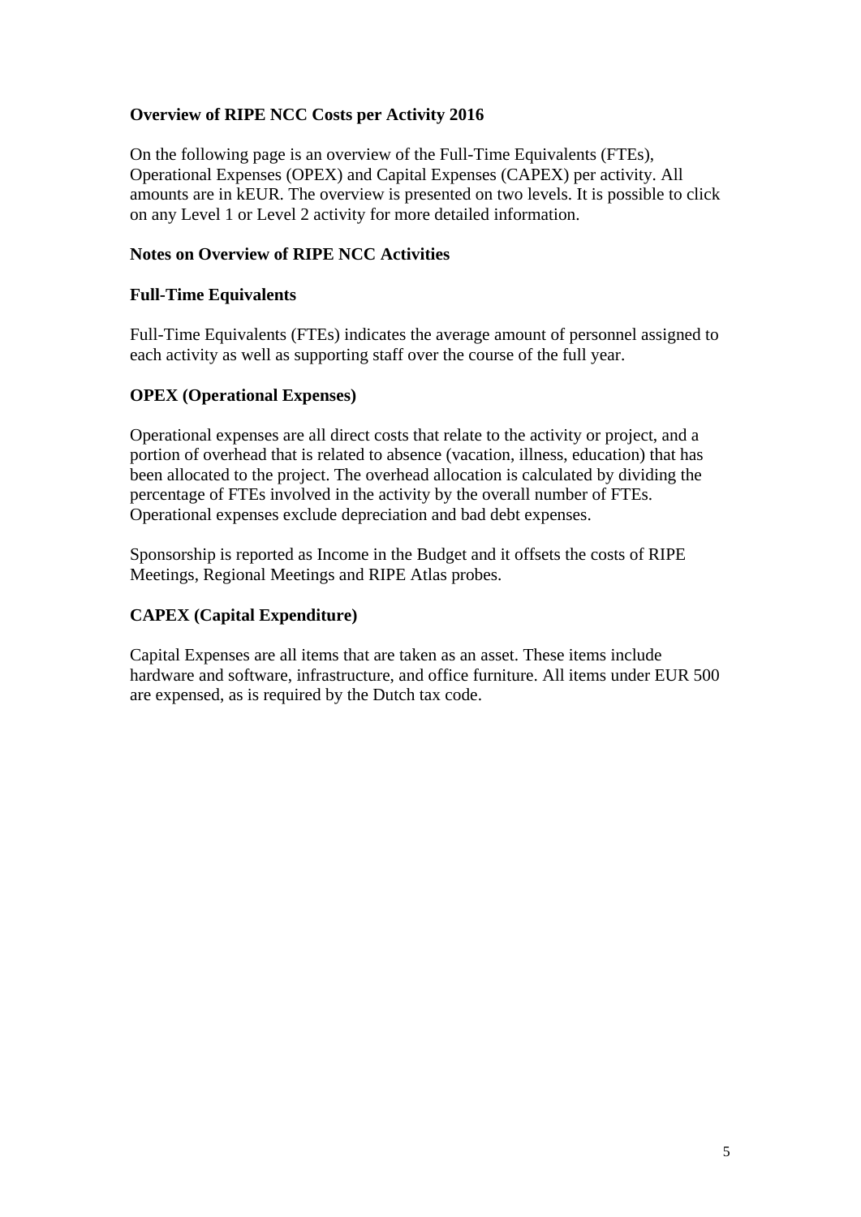**Overview of RIPE NCC Costs per Activity 2016**

On the following page is an overview of the Full-Time Equivalents (FTEs), Operational Expenses (OPEX) and Capital Expenses (CAPEX) per activity. All amounts are in kEUR. The overview is presented on two levels. It is possible to click on any Level 1 or Level 2 activity for more detailed information.

**Notes on Overview of RIPE NCC Activities**

**Full-Time Equivalents**

Full-Time Equivalents (FTEs) indicates the average amount of personnel assigned to each activity as well as supporting staff over the course of the full year.

**OPEX (Operational Expenses)**

Operational expenses are all direct costs that relate to the activity or project, and a portion of overhead that is related to absence (vacation, illness, education) that has been allocated to the project. The overhead allocation is calculated by dividing the percentage of FTEs involved in the activity by the overall number of FTEs. Operational expenses exclude depreciation and bad debt expenses.

Sponsorship is reported as Income in the Budget and it offsets the costs of RIPE Meetings, Regional Meetings and RIPE Atlas probes.

**CAPEX (Capital Expenditure)**

Capital Expenses are all items that are taken as an asset. These items include hardware and software, infrastructure, and office furniture. All items under EUR 500 are expensed, as is required by the Dutch tax code.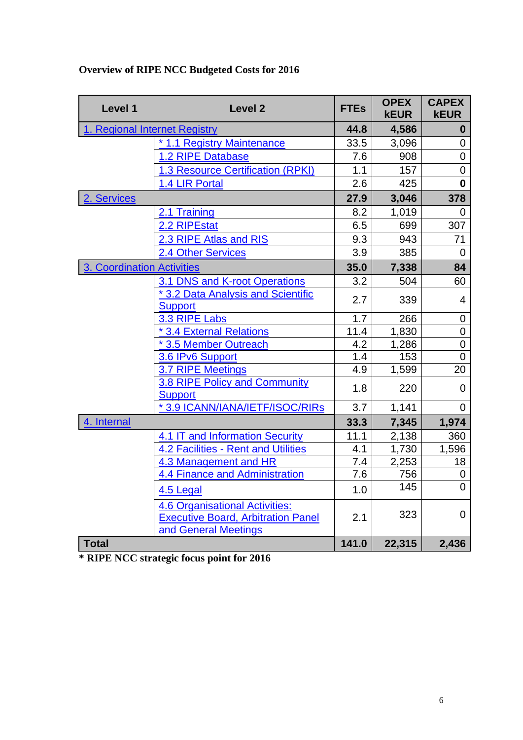**Overview of RIPE NCC Budgeted Costs for 2016**

| Level 1 | Level 2 | FTEs | OPEX kEUR | CAPEX kEUR |
|---|---|---|---|---|
| **1. Regional Internet Registry** | | **44.8** | **4,586** | **0** |
| | * 1.1 Registry Maintenance | 33.5 | 3,096 | 0 |
| | 1.2 RIPE Database | 7.6 | 908 | 0 |
| | 1.3 Resource Certification (RPKI) | 1.1 | 157 | 0 |
| | 1.4 LIR Portal | 2.6 | 425 | **0** |
| **2. Services** | | **27.9** | **3,046** | **378** |
| | 2.1 Training | 8.2 | 1,019 | 0 |
| | 2.2 RIPEstat | 6.5 | 699 | 307 |
| | 2.3 RIPE Atlas and RIS | 9.3 | 943 | 71 |
| | 2.4 Other Services | 3.9 | 385 | 0 |
| **3. Coordination Activities** | | **35.0** | **7,338** | **84** |
| | 3.1 DNS and K-root Operations | 3.2 | 504 | 60 |
| | * 3.2 Data Analysis and Scientific Support | 2.7 | 339 | 4 |
| | 3.3 RIPE Labs | 1.7 | 266 | 0 |
| | * 3.4 External Relations | 11.4 | 1,830 | 0 |
| | * 3.5 Member Outreach | 4.2 | 1,286 | 0 |
| | 3.6 IPv6 Support | 1.4 | 153 | 0 |
| | 3.7 RIPE Meetings | 4.9 | 1,599 | 20 |
| | 3.8 RIPE Policy and Community Support | 1.8 | 220 | 0 |
| | * 3.9 ICANN/IANA/IETF/ISOC/RIRs | 3.7 | 1,141 | 0 |
| **4. Internal** | | **33.3** | **7,345** | **1,974** |
| | 4.1 IT and Information Security | 11.1 | 2,138 | 360 |
| | 4.2 Facilities - Rent and Utilities | 4.1 | 1,730 | 1,596 |
| | 4.3 Management and HR | 7.4 | 2,253 | 18 |
| | 4.4 Finance and Administration | 7.6 | 756 | 0 |
| | 4.5 Legal | 1.0 | 145 | 0 |
| | 4.6 Organisational Activities: Executive Board, Arbitration Panel and General Meetings | 2.1 | 323 | 0 |
| **Total** | | **141.0** | **22,315** | **2,436** |

**\* RIPE NCC strategic focus point for 2016**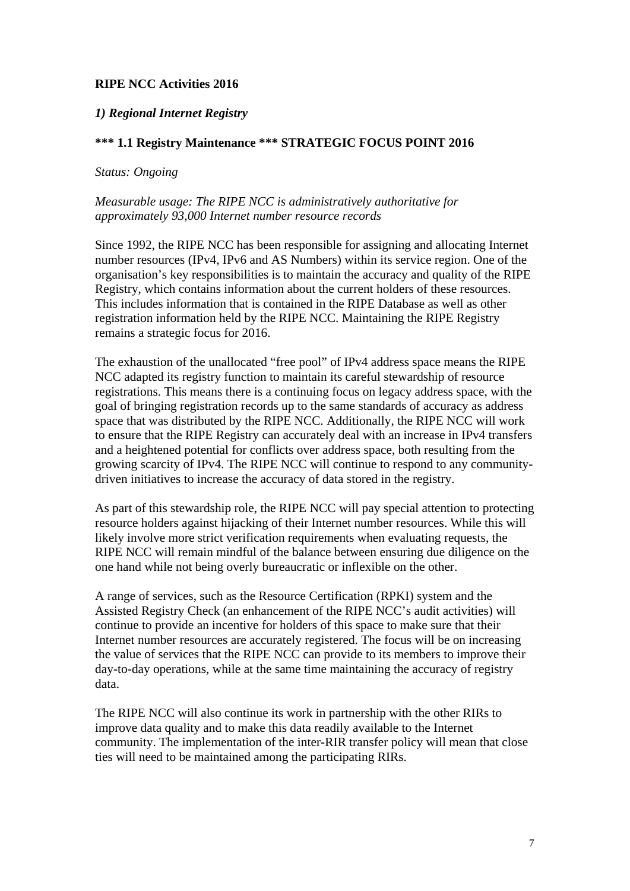**RIPE NCC Activities 2016**

*1) Regional Internet Registry*

**\*\*\* 1.1 Registry Maintenance \*\*\* STRATEGIC FOCUS POINT 2016**

*Status: Ongoing*

*Measurable usage: The RIPE NCC is administratively authoritative for approximately 93,000 Internet number resource records*

Since 1992, the RIPE NCC has been responsible for assigning and allocating Internet number resources (IPv4, IPv6 and AS Numbers) within its service region. One of the organisation's key responsibilities is to maintain the accuracy and quality of the RIPE Registry, which contains information about the current holders of these resources. This includes information that is contained in the RIPE Database as well as other registration information held by the RIPE NCC. Maintaining the RIPE Registry remains a strategic focus for 2016.

The exhaustion of the unallocated "free pool" of IPv4 address space means the RIPE NCC adapted its registry function to maintain its careful stewardship of resource registrations. This means there is a continuing focus on legacy address space, with the goal of bringing registration records up to the same standards of accuracy as address space that was distributed by the RIPE NCC. Additionally, the RIPE NCC will work to ensure that the RIPE Registry can accurately deal with an increase in IPv4 transfers and a heightened potential for conflicts over address space, both resulting from the growing scarcity of IPv4. The RIPE NCC will continue to respond to any community-driven initiatives to increase the accuracy of data stored in the registry.

As part of this stewardship role, the RIPE NCC will pay special attention to protecting resource holders against hijacking of their Internet number resources. While this will likely involve more strict verification requirements when evaluating requests, the RIPE NCC will remain mindful of the balance between ensuring due diligence on the one hand while not being overly bureaucratic or inflexible on the other.

A range of services, such as the Resource Certification (RPKI) system and the Assisted Registry Check (an enhancement of the RIPE NCC's audit activities) will continue to provide an incentive for holders of this space to make sure that their Internet number resources are accurately registered. The focus will be on increasing the value of services that the RIPE NCC can provide to its members to improve their day-to-day operations, while at the same time maintaining the accuracy of registry data.

The RIPE NCC will also continue its work in partnership with the other RIRs to improve data quality and to make this data readily available to the Internet community. The implementation of the inter-RIR transfer policy will mean that close ties will need to be maintained among the participating RIRs.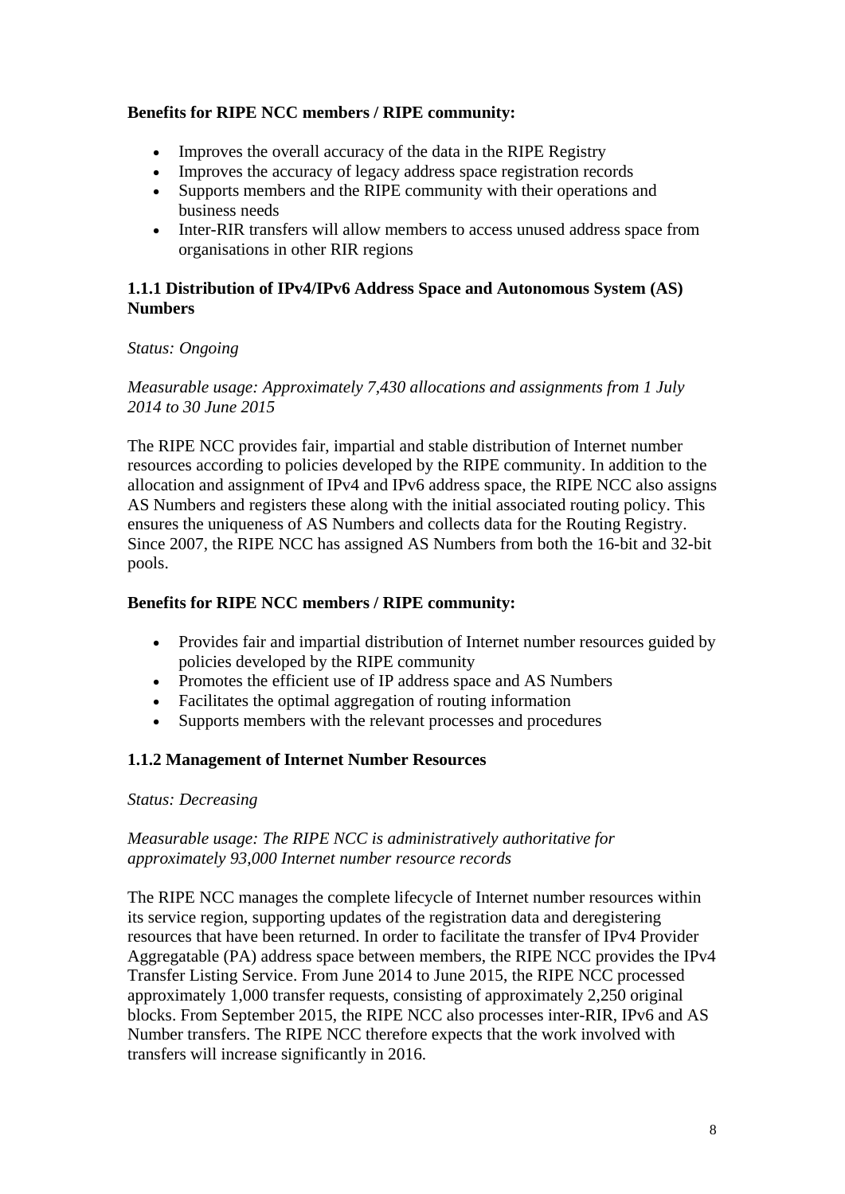**Benefits for RIPE NCC members / RIPE community:**

- Improves the overall accuracy of the data in the RIPE Registry
- Improves the accuracy of legacy address space registration records
- Supports members and the RIPE community with their operations and business needs
- Inter-RIR transfers will allow members to access unused address space from organisations in other RIR regions

### 1.1.1 Distribution of IPv4/IPv6 Address Space and Autonomous System (AS) Numbers

*Status: Ongoing*

*Measurable usage: Approximately 7,430 allocations and assignments from 1 July 2014 to 30 June 2015*

The RIPE NCC provides fair, impartial and stable distribution of Internet number resources according to policies developed by the RIPE community. In addition to the allocation and assignment of IPv4 and IPv6 address space, the RIPE NCC also assigns AS Numbers and registers these along with the initial associated routing policy. This ensures the uniqueness of AS Numbers and collects data for the Routing Registry. Since 2007, the RIPE NCC has assigned AS Numbers from both the 16-bit and 32-bit pools.

**Benefits for RIPE NCC members / RIPE community:**

- Provides fair and impartial distribution of Internet number resources guided by policies developed by the RIPE community
- Promotes the efficient use of IP address space and AS Numbers
- Facilitates the optimal aggregation of routing information
- Supports members with the relevant processes and procedures

### 1.1.2 Management of Internet Number Resources

*Status: Decreasing*

*Measurable usage: The RIPE NCC is administratively authoritative for approximately 93,000 Internet number resource records*

The RIPE NCC manages the complete lifecycle of Internet number resources within its service region, supporting updates of the registration data and deregistering resources that have been returned. In order to facilitate the transfer of IPv4 Provider Aggregatable (PA) address space between members, the RIPE NCC provides the IPv4 Transfer Listing Service. From June 2014 to June 2015, the RIPE NCC processed approximately 1,000 transfer requests, consisting of approximately 2,250 original blocks. From September 2015, the RIPE NCC also processes inter-RIR, IPv6 and AS Number transfers. The RIPE NCC therefore expects that the work involved with transfers will increase significantly in 2016.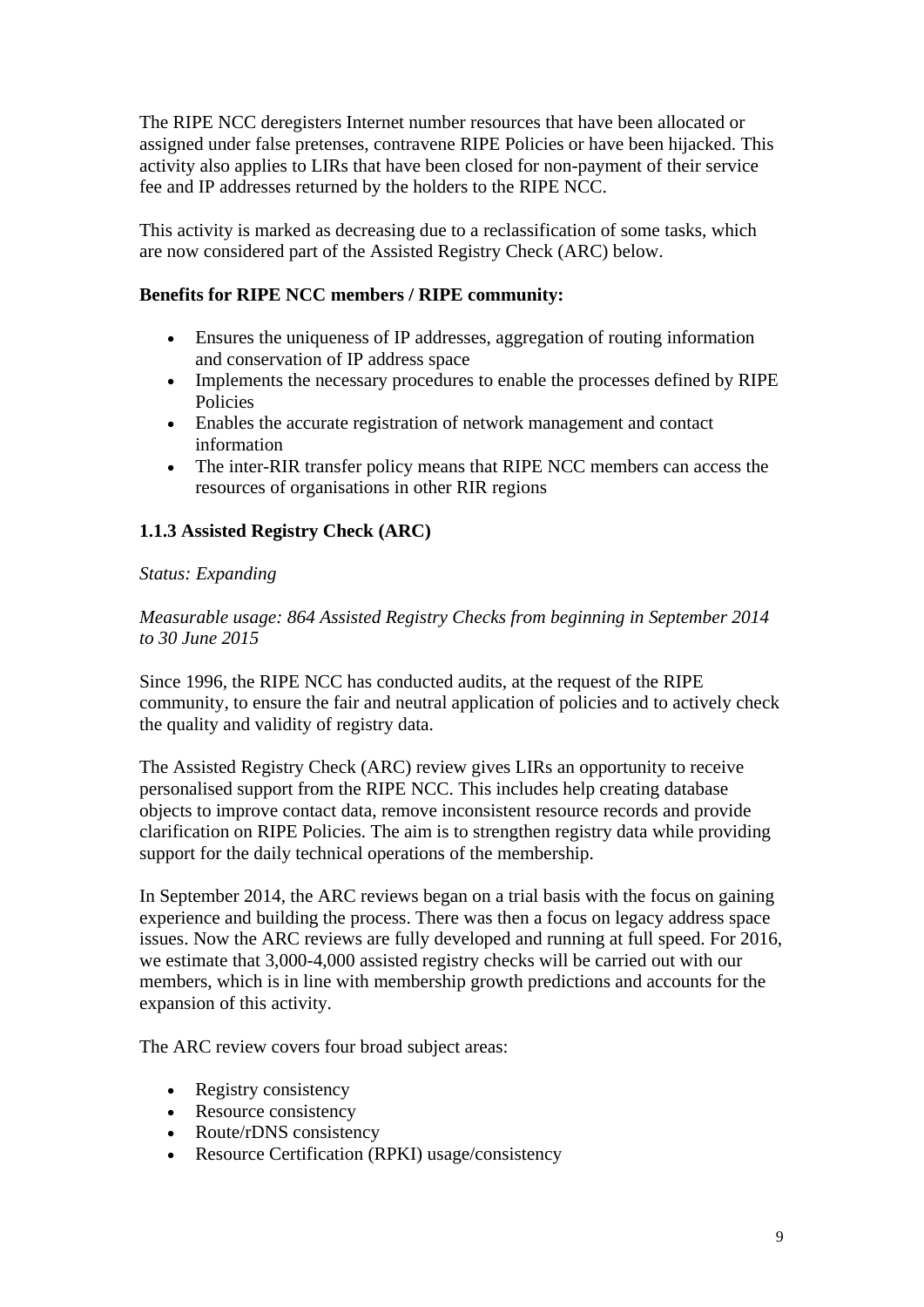The RIPE NCC deregisters Internet number resources that have been allocated or assigned under false pretenses, contravene RIPE Policies or have been hijacked. This activity also applies to LIRs that have been closed for non-payment of their service fee and IP addresses returned by the holders to the RIPE NCC.

This activity is marked as decreasing due to a reclassification of some tasks, which are now considered part of the Assisted Registry Check (ARC) below.

**Benefits for RIPE NCC members / RIPE community:**

- Ensures the uniqueness of IP addresses, aggregation of routing information and conservation of IP address space
- Implements the necessary procedures to enable the processes defined by RIPE Policies
- Enables the accurate registration of network management and contact information
- The inter-RIR transfer policy means that RIPE NCC members can access the resources of organisations in other RIR regions

### 1.1.3 Assisted Registry Check (ARC)

*Status: Expanding*

*Measurable usage: 864 Assisted Registry Checks from beginning in September 2014 to 30 June 2015*

Since 1996, the RIPE NCC has conducted audits, at the request of the RIPE community, to ensure the fair and neutral application of policies and to actively check the quality and validity of registry data.

The Assisted Registry Check (ARC) review gives LIRs an opportunity to receive personalised support from the RIPE NCC. This includes help creating database objects to improve contact data, remove inconsistent resource records and provide clarification on RIPE Policies. The aim is to strengthen registry data while providing support for the daily technical operations of the membership.

In September 2014, the ARC reviews began on a trial basis with the focus on gaining experience and building the process. There was then a focus on legacy address space issues. Now the ARC reviews are fully developed and running at full speed. For 2016, we estimate that 3,000-4,000 assisted registry checks will be carried out with our members, which is in line with membership growth predictions and accounts for the expansion of this activity.

The ARC review covers four broad subject areas:

- Registry consistency
- Resource consistency
- Route/rDNS consistency
- Resource Certification (RPKI) usage/consistency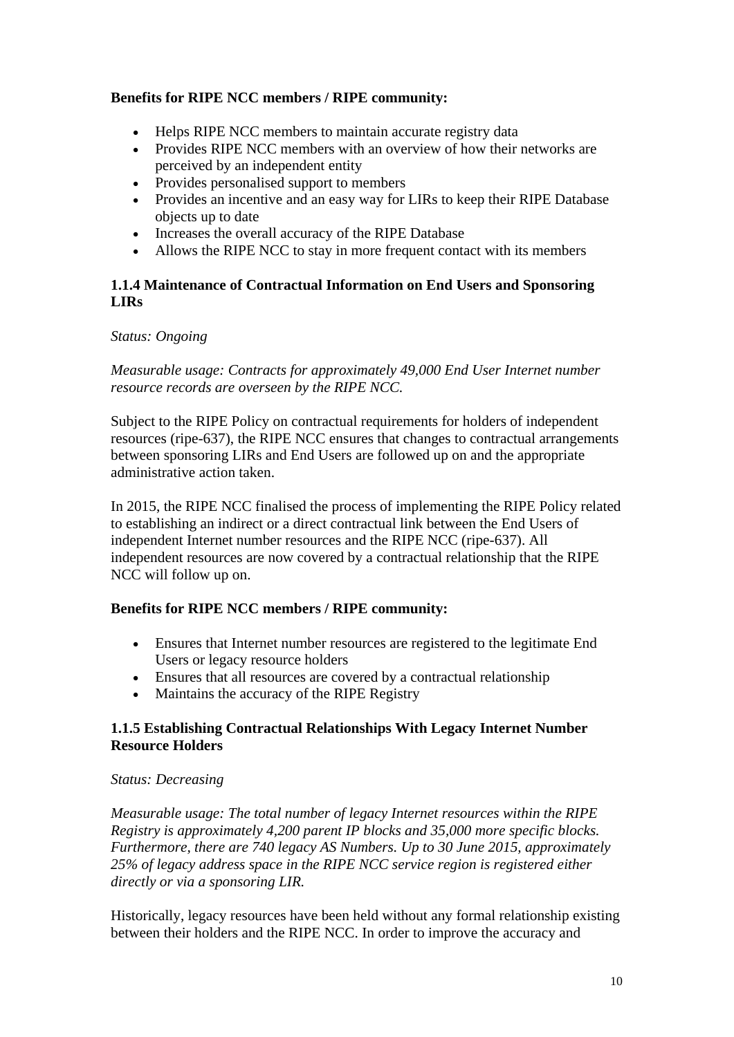**Benefits for RIPE NCC members / RIPE community:**

- Helps RIPE NCC members to maintain accurate registry data
- Provides RIPE NCC members with an overview of how their networks are perceived by an independent entity
- Provides personalised support to members
- Provides an incentive and an easy way for LIRs to keep their RIPE Database objects up to date
- Increases the overall accuracy of the RIPE Database
- Allows the RIPE NCC to stay in more frequent contact with its members

### 1.1.4 Maintenance of Contractual Information on End Users and Sponsoring LIRs

*Status: Ongoing*

*Measurable usage: Contracts for approximately 49,000 End User Internet number resource records are overseen by the RIPE NCC.*

Subject to the RIPE Policy on contractual requirements for holders of independent resources (ripe-637), the RIPE NCC ensures that changes to contractual arrangements between sponsoring LIRs and End Users are followed up on and the appropriate administrative action taken.

In 2015, the RIPE NCC finalised the process of implementing the RIPE Policy related to establishing an indirect or a direct contractual link between the End Users of independent Internet number resources and the RIPE NCC (ripe-637). All independent resources are now covered by a contractual relationship that the RIPE NCC will follow up on.

**Benefits for RIPE NCC members / RIPE community:**

- Ensures that Internet number resources are registered to the legitimate End Users or legacy resource holders
- Ensures that all resources are covered by a contractual relationship
- Maintains the accuracy of the RIPE Registry

### 1.1.5 Establishing Contractual Relationships With Legacy Internet Number Resource Holders

*Status: Decreasing*

*Measurable usage: The total number of legacy Internet resources within the RIPE Registry is approximately 4,200 parent IP blocks and 35,000 more specific blocks. Furthermore, there are 740 legacy AS Numbers. Up to 30 June 2015, approximately 25% of legacy address space in the RIPE NCC service region is registered either directly or via a sponsoring LIR.*

Historically, legacy resources have been held without any formal relationship existing between their holders and the RIPE NCC. In order to improve the accuracy and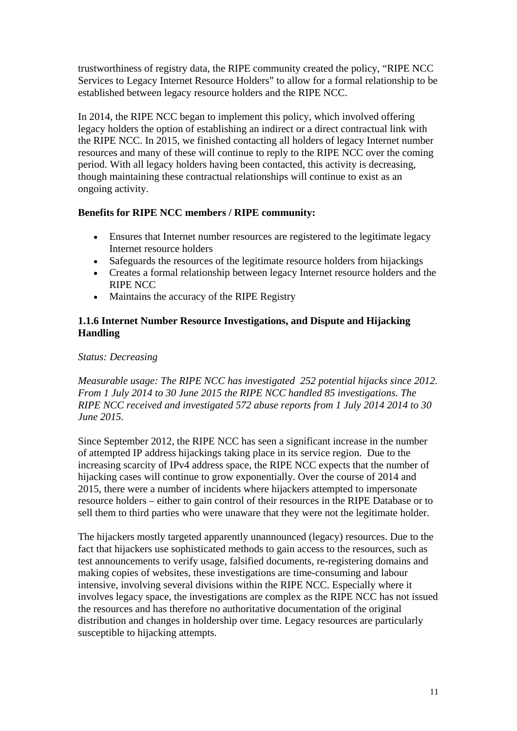trustworthiness of registry data, the RIPE community created the policy, "RIPE NCC Services to Legacy Internet Resource Holders" to allow for a formal relationship to be established between legacy resource holders and the RIPE NCC.

In 2014, the RIPE NCC began to implement this policy, which involved offering legacy holders the option of establishing an indirect or a direct contractual link with the RIPE NCC. In 2015, we finished contacting all holders of legacy Internet number resources and many of these will continue to reply to the RIPE NCC over the coming period. With all legacy holders having been contacted, this activity is decreasing, though maintaining these contractual relationships will continue to exist as an ongoing activity.

**Benefits for RIPE NCC members / RIPE community:**

- Ensures that Internet number resources are registered to the legitimate legacy Internet resource holders
- Safeguards the resources of the legitimate resource holders from hijackings
- Creates a formal relationship between legacy Internet resource holders and the RIPE NCC
- Maintains the accuracy of the RIPE Registry

### 1.1.6 Internet Number Resource Investigations, and Dispute and Hijacking Handling

*Status: Decreasing*

*Measurable usage: The RIPE NCC has investigated 252 potential hijacks since 2012. From 1 July 2014 to 30 June 2015 the RIPE NCC handled 85 investigations. The RIPE NCC received and investigated 572 abuse reports from 1 July 2014 2014 to 30 June 2015.*

Since September 2012, the RIPE NCC has seen a significant increase in the number of attempted IP address hijackings taking place in its service region. Due to the increasing scarcity of IPv4 address space, the RIPE NCC expects that the number of hijacking cases will continue to grow exponentially. Over the course of 2014 and 2015, there were a number of incidents where hijackers attempted to impersonate resource holders – either to gain control of their resources in the RIPE Database or to sell them to third parties who were unaware that they were not the legitimate holder.

The hijackers mostly targeted apparently unannounced (legacy) resources. Due to the fact that hijackers use sophisticated methods to gain access to the resources, such as test announcements to verify usage, falsified documents, re-registering domains and making copies of websites, these investigations are time-consuming and labour intensive, involving several divisions within the RIPE NCC. Especially where it involves legacy space, the investigations are complex as the RIPE NCC has not issued the resources and has therefore no authoritative documentation of the original distribution and changes in holdership over time. Legacy resources are particularly susceptible to hijacking attempts.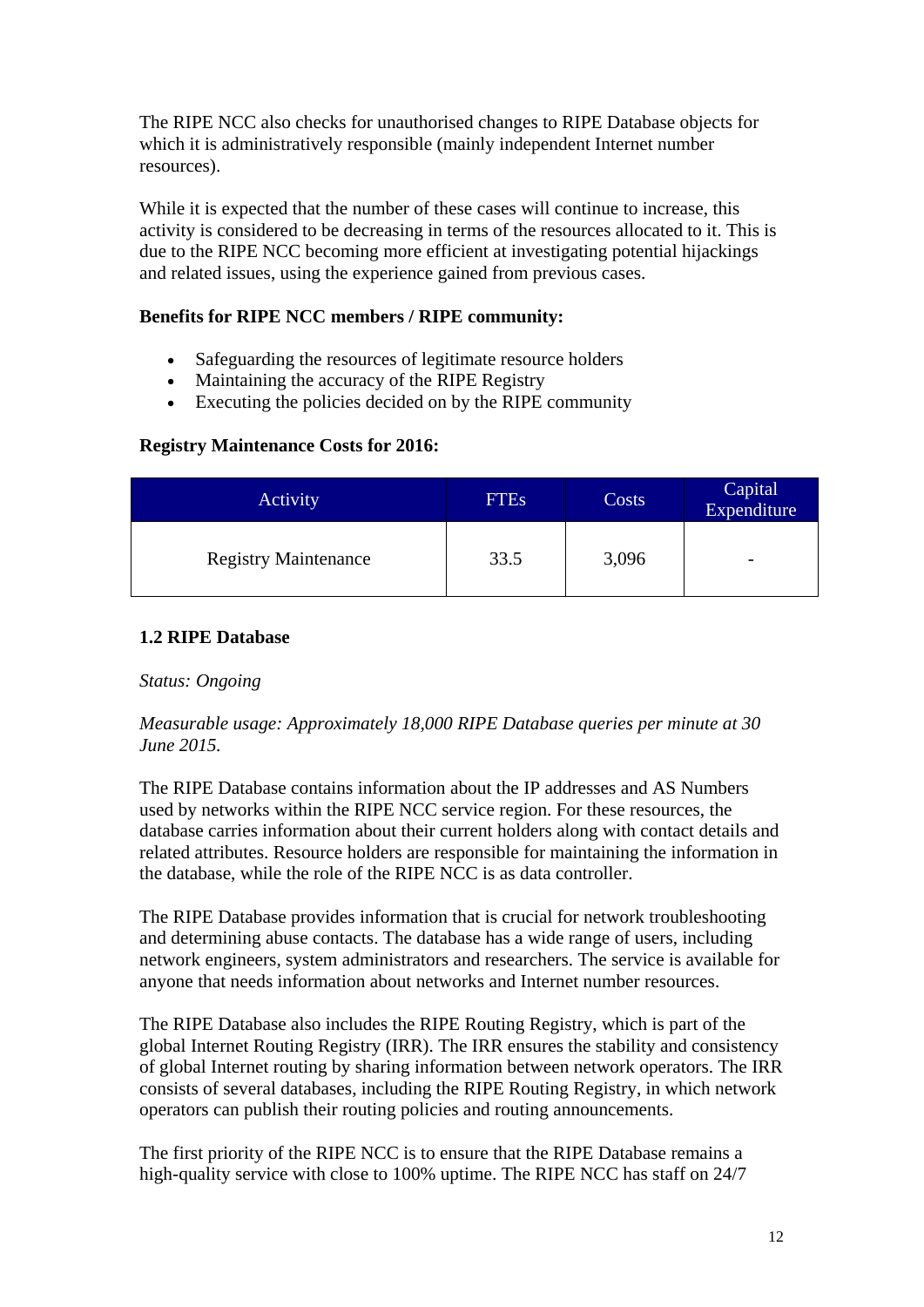The RIPE NCC also checks for unauthorised changes to RIPE Database objects for which it is administratively responsible (mainly independent Internet number resources).

While it is expected that the number of these cases will continue to increase, this activity is considered to be decreasing in terms of the resources allocated to it. This is due to the RIPE NCC becoming more efficient at investigating potential hijackings and related issues, using the experience gained from previous cases.

**Benefits for RIPE NCC members / RIPE community:**

- Safeguarding the resources of legitimate resource holders
- Maintaining the accuracy of the RIPE Registry
- Executing the policies decided on by the RIPE community

**Registry Maintenance Costs for 2016:**

| Activity | FTEs | Costs | Capital Expenditure |
|---|---|---|---|
| Registry Maintenance | 33.5 | 3,096 | - |

**1.2 RIPE Database**

*Status: Ongoing*

*Measurable usage: Approximately 18,000 RIPE Database queries per minute at 30 June 2015.*

The RIPE Database contains information about the IP addresses and AS Numbers used by networks within the RIPE NCC service region. For these resources, the database carries information about their current holders along with contact details and related attributes. Resource holders are responsible for maintaining the information in the database, while the role of the RIPE NCC is as data controller.

The RIPE Database provides information that is crucial for network troubleshooting and determining abuse contacts. The database has a wide range of users, including network engineers, system administrators and researchers. The service is available for anyone that needs information about networks and Internet number resources.

The RIPE Database also includes the RIPE Routing Registry, which is part of the global Internet Routing Registry (IRR). The IRR ensures the stability and consistency of global Internet routing by sharing information between network operators. The IRR consists of several databases, including the RIPE Routing Registry, in which network operators can publish their routing policies and routing announcements.

The first priority of the RIPE NCC is to ensure that the RIPE Database remains a high-quality service with close to 100% uptime. The RIPE NCC has staff on 24/7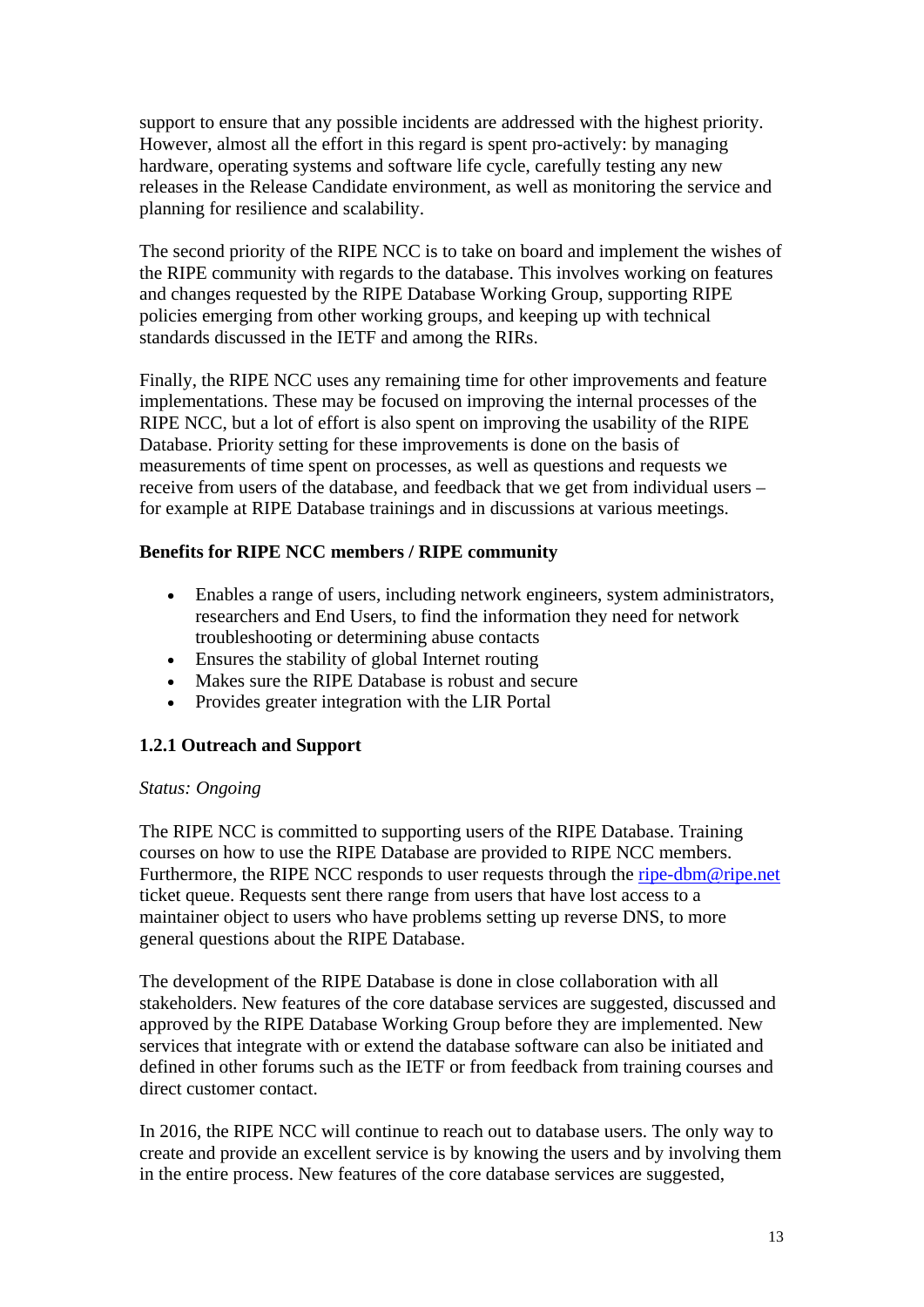support to ensure that any possible incidents are addressed with the highest priority. However, almost all the effort in this regard is spent pro-actively: by managing hardware, operating systems and software life cycle, carefully testing any new releases in the Release Candidate environment, as well as monitoring the service and planning for resilience and scalability.

The second priority of the RIPE NCC is to take on board and implement the wishes of the RIPE community with regards to the database. This involves working on features and changes requested by the RIPE Database Working Group, supporting RIPE policies emerging from other working groups, and keeping up with technical standards discussed in the IETF and among the RIRs.

Finally, the RIPE NCC uses any remaining time for other improvements and feature implementations. These may be focused on improving the internal processes of the RIPE NCC, but a lot of effort is also spent on improving the usability of the RIPE Database. Priority setting for these improvements is done on the basis of measurements of time spent on processes, as well as questions and requests we receive from users of the database, and feedback that we get from individual users – for example at RIPE Database trainings and in discussions at various meetings.

**Benefits for RIPE NCC members / RIPE community**

- Enables a range of users, including network engineers, system administrators, researchers and End Users, to find the information they need for network troubleshooting or determining abuse contacts
- Ensures the stability of global Internet routing
- Makes sure the RIPE Database is robust and secure
- Provides greater integration with the LIR Portal

### 1.2.1 Outreach and Support

*Status: Ongoing*

The RIPE NCC is committed to supporting users of the RIPE Database. Training courses on how to use the RIPE Database are provided to RIPE NCC members. Furthermore, the RIPE NCC responds to user requests through the ripe-dbm@ripe.net ticket queue. Requests sent there range from users that have lost access to a maintainer object to users who have problems setting up reverse DNS, to more general questions about the RIPE Database.

The development of the RIPE Database is done in close collaboration with all stakeholders. New features of the core database services are suggested, discussed and approved by the RIPE Database Working Group before they are implemented. New services that integrate with or extend the database software can also be initiated and defined in other forums such as the IETF or from feedback from training courses and direct customer contact.

In 2016, the RIPE NCC will continue to reach out to database users. The only way to create and provide an excellent service is by knowing the users and by involving them in the entire process. New features of the core database services are suggested,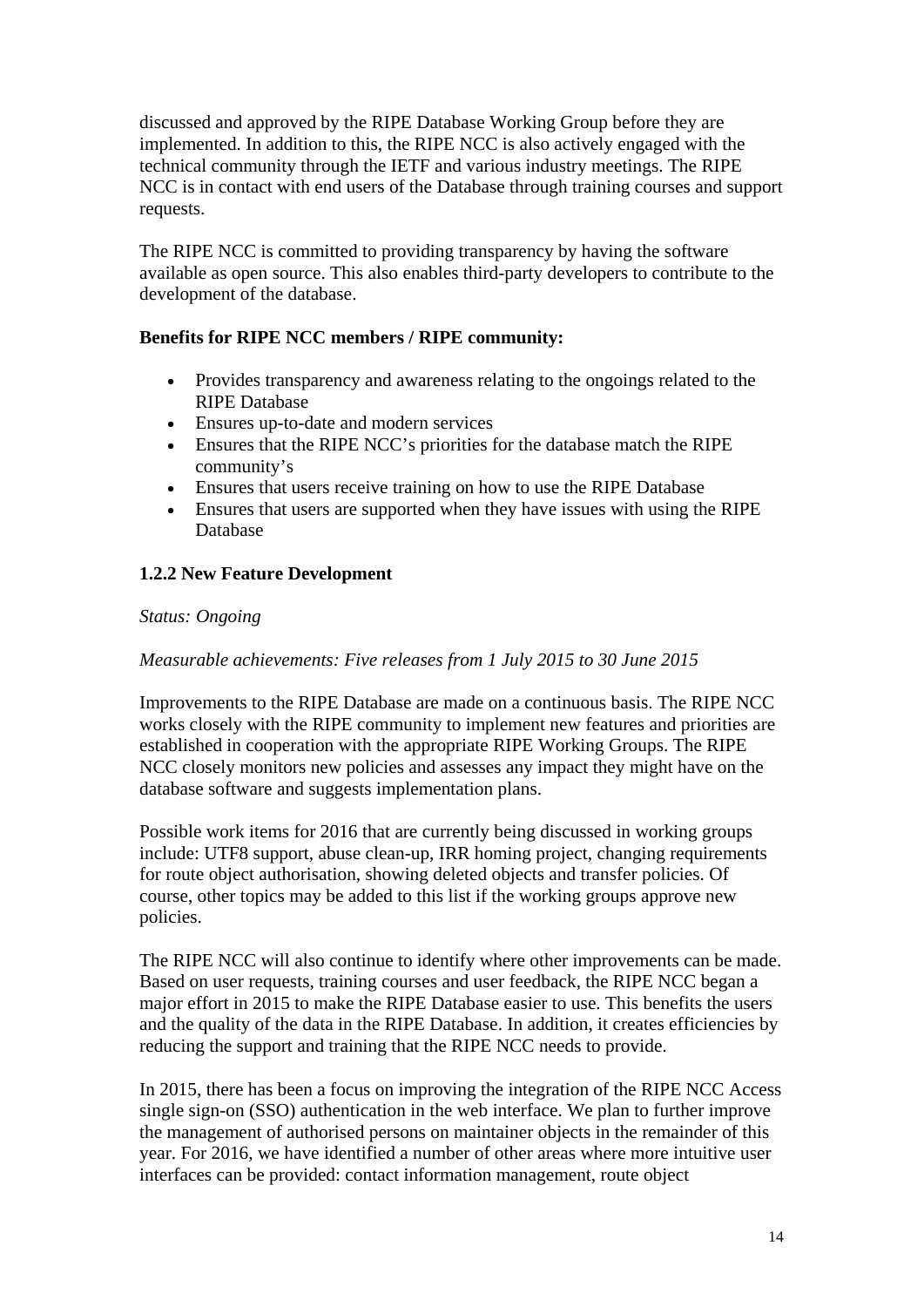discussed and approved by the RIPE Database Working Group before they are implemented. In addition to this, the RIPE NCC is also actively engaged with the technical community through the IETF and various industry meetings. The RIPE NCC is in contact with end users of the Database through training courses and support requests.

The RIPE NCC is committed to providing transparency by having the software available as open source. This also enables third-party developers to contribute to the development of the database.

**Benefits for RIPE NCC members / RIPE community:**

- Provides transparency and awareness relating to the ongoings related to the RIPE Database
- Ensures up-to-date and modern services
- Ensures that the RIPE NCC's priorities for the database match the RIPE community's
- Ensures that users receive training on how to use the RIPE Database
- Ensures that users are supported when they have issues with using the RIPE Database

### 1.2.2 New Feature Development

*Status: Ongoing*

*Measurable achievements: Five releases from 1 July 2015 to 30 June 2015*

Improvements to the RIPE Database are made on a continuous basis. The RIPE NCC works closely with the RIPE community to implement new features and priorities are established in cooperation with the appropriate RIPE Working Groups. The RIPE NCC closely monitors new policies and assesses any impact they might have on the database software and suggests implementation plans.

Possible work items for 2016 that are currently being discussed in working groups include: UTF8 support, abuse clean-up, IRR homing project, changing requirements for route object authorisation, showing deleted objects and transfer policies. Of course, other topics may be added to this list if the working groups approve new policies.

The RIPE NCC will also continue to identify where other improvements can be made. Based on user requests, training courses and user feedback, the RIPE NCC began a major effort in 2015 to make the RIPE Database easier to use. This benefits the users and the quality of the data in the RIPE Database. In addition, it creates efficiencies by reducing the support and training that the RIPE NCC needs to provide.

In 2015, there has been a focus on improving the integration of the RIPE NCC Access single sign-on (SSO) authentication in the web interface. We plan to further improve the management of authorised persons on maintainer objects in the remainder of this year. For 2016, we have identified a number of other areas where more intuitive user interfaces can be provided: contact information management, route object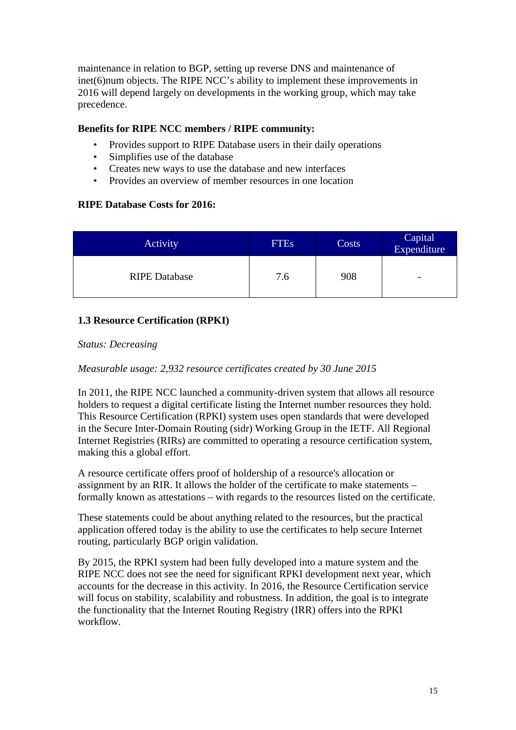maintenance in relation to BGP, setting up reverse DNS and maintenance of inet(6)num objects. The RIPE NCC's ability to implement these improvements in 2016 will depend largely on developments in the working group, which may take precedence.

**Benefits for RIPE NCC members / RIPE community:**

- Provides support to RIPE Database users in their daily operations
- Simplifies use of the database
- Creates new ways to use the database and new interfaces
- Provides an overview of member resources in one location

**RIPE Database Costs for 2016:**

| Activity | FTEs | Costs | Capital Expenditure |
|---|---|---|---|
| RIPE Database | 7.6 | 908 | - |

### 1.3 Resource Certification (RPKI)

*Status: Decreasing*

*Measurable usage: 2,932 resource certificates created by 30 June 2015*

In 2011, the RIPE NCC launched a community-driven system that allows all resource holders to request a digital certificate listing the Internet number resources they hold. This Resource Certification (RPKI) system uses open standards that were developed in the Secure Inter-Domain Routing (sidr) Working Group in the IETF. All Regional Internet Registries (RIRs) are committed to operating a resource certification system, making this a global effort.

A resource certificate offers proof of holdership of a resource's allocation or assignment by an RIR. It allows the holder of the certificate to make statements – formally known as attestations – with regards to the resources listed on the certificate.

These statements could be about anything related to the resources, but the practical application offered today is the ability to use the certificates to help secure Internet routing, particularly BGP origin validation.

By 2015, the RPKI system had been fully developed into a mature system and the RIPE NCC does not see the need for significant RPKI development next year, which accounts for the decrease in this activity. In 2016, the Resource Certification service will focus on stability, scalability and robustness. In addition, the goal is to integrate the functionality that the Internet Routing Registry (IRR) offers into the RPKI workflow.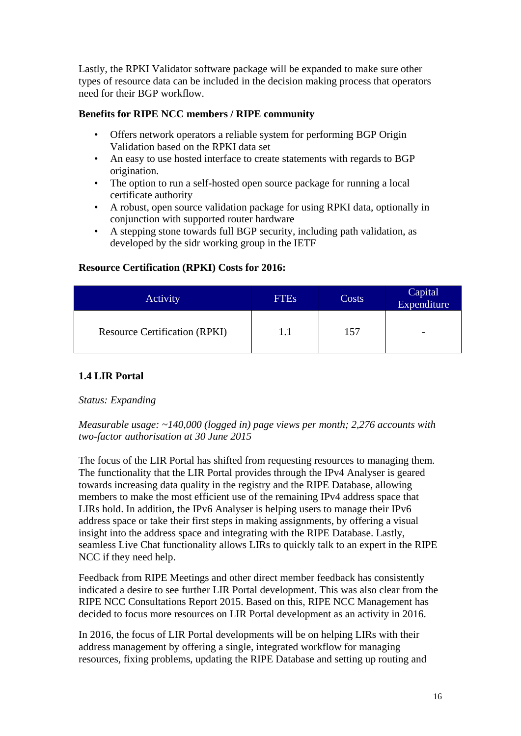Lastly, the RPKI Validator software package will be expanded to make sure other types of resource data can be included in the decision making process that operators need for their BGP workflow.

**Benefits for RIPE NCC members / RIPE community**

- Offers network operators a reliable system for performing BGP Origin Validation based on the RPKI data set
- An easy to use hosted interface to create statements with regards to BGP origination.
- The option to run a self-hosted open source package for running a local certificate authority
- A robust, open source validation package for using RPKI data, optionally in conjunction with supported router hardware
- A stepping stone towards full BGP security, including path validation, as developed by the sidr working group in the IETF

**Resource Certification (RPKI) Costs for 2016:**

| Activity | FTEs | Costs | Capital Expenditure |
|---|---|---|---|
| Resource Certification (RPKI) | 1.1 | 157 | - |

### 1.4 LIR Portal

*Status: Expanding*

*Measurable usage: ~140,000 (logged in) page views per month; 2,276 accounts with two-factor authorisation at 30 June 2015*

The focus of the LIR Portal has shifted from requesting resources to managing them. The functionality that the LIR Portal provides through the IPv4 Analyser is geared towards increasing data quality in the registry and the RIPE Database, allowing members to make the most efficient use of the remaining IPv4 address space that LIRs hold. In addition, the IPv6 Analyser is helping users to manage their IPv6 address space or take their first steps in making assignments, by offering a visual insight into the address space and integrating with the RIPE Database. Lastly, seamless Live Chat functionality allows LIRs to quickly talk to an expert in the RIPE NCC if they need help.

Feedback from RIPE Meetings and other direct member feedback has consistently indicated a desire to see further LIR Portal development. This was also clear from the RIPE NCC Consultations Report 2015. Based on this, RIPE NCC Management has decided to focus more resources on LIR Portal development as an activity in 2016.

In 2016, the focus of LIR Portal developments will be on helping LIRs with their address management by offering a single, integrated workflow for managing resources, fixing problems, updating the RIPE Database and setting up routing and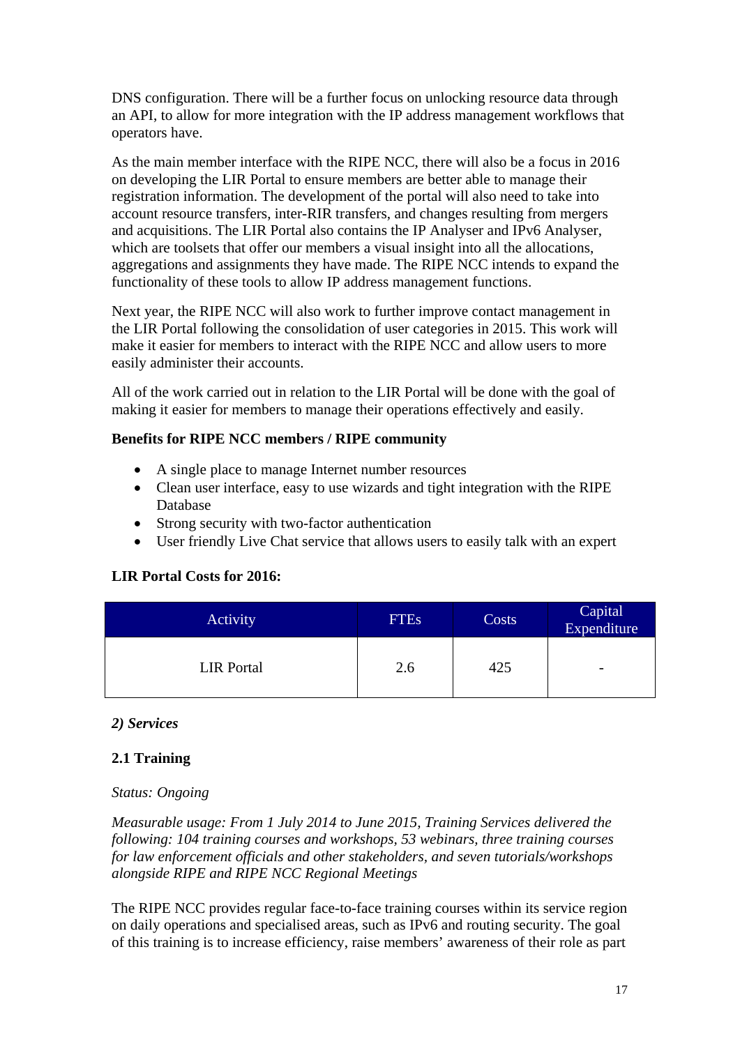DNS configuration. There will be a further focus on unlocking resource data through an API, to allow for more integration with the IP address management workflows that operators have.

As the main member interface with the RIPE NCC, there will also be a focus in 2016 on developing the LIR Portal to ensure members are better able to manage their registration information. The development of the portal will also need to take into account resource transfers, inter-RIR transfers, and changes resulting from mergers and acquisitions. The LIR Portal also contains the IP Analyser and IPv6 Analyser, which are toolsets that offer our members a visual insight into all the allocations, aggregations and assignments they have made. The RIPE NCC intends to expand the functionality of these tools to allow IP address management functions.

Next year, the RIPE NCC will also work to further improve contact management in the LIR Portal following the consolidation of user categories in 2015. This work will make it easier for members to interact with the RIPE NCC and allow users to more easily administer their accounts.

All of the work carried out in relation to the LIR Portal will be done with the goal of making it easier for members to manage their operations effectively and easily.

**Benefits for RIPE NCC members / RIPE community**

- A single place to manage Internet number resources
- Clean user interface, easy to use wizards and tight integration with the RIPE Database
- Strong security with two-factor authentication
- User friendly Live Chat service that allows users to easily talk with an expert

**LIR Portal Costs for 2016:**

| Activity | FTEs | Costs | Capital Expenditure |
|---|---|---|---|
| LIR Portal | 2.6 | 425 | - |

***2) Services***

**2.1 Training**

*Status: Ongoing*

*Measurable usage: From 1 July 2014 to June 2015, Training Services delivered the following: 104 training courses and workshops, 53 webinars, three training courses for law enforcement officials and other stakeholders, and seven tutorials/workshops alongside RIPE and RIPE NCC Regional Meetings*

The RIPE NCC provides regular face-to-face training courses within its service region on daily operations and specialised areas, such as IPv6 and routing security. The goal of this training is to increase efficiency, raise members' awareness of their role as part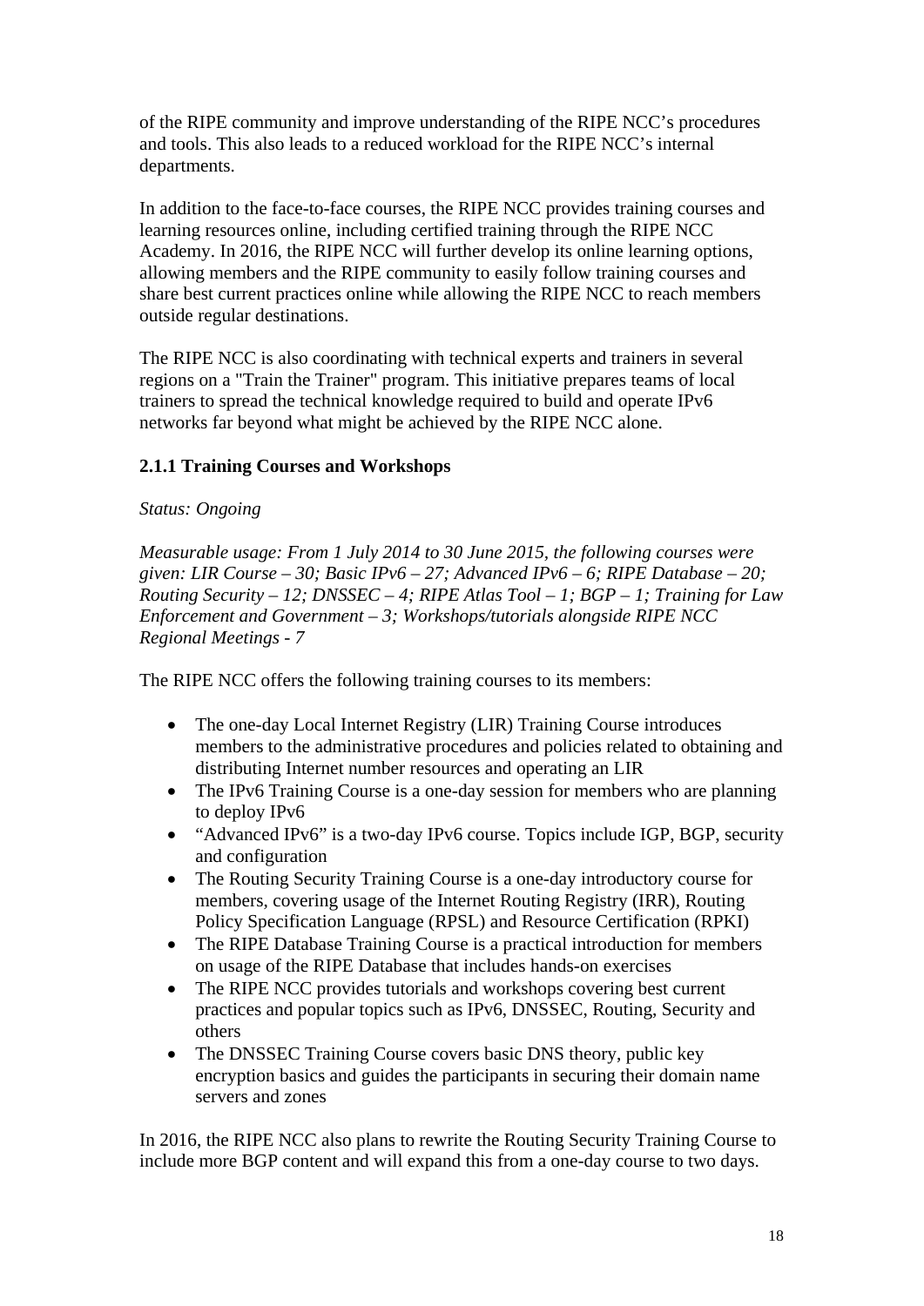of the RIPE community and improve understanding of the RIPE NCC's procedures and tools. This also leads to a reduced workload for the RIPE NCC's internal departments.

In addition to the face-to-face courses, the RIPE NCC provides training courses and learning resources online, including certified training through the RIPE NCC Academy. In 2016, the RIPE NCC will further develop its online learning options, allowing members and the RIPE community to easily follow training courses and share best current practices online while allowing the RIPE NCC to reach members outside regular destinations.

The RIPE NCC is also coordinating with technical experts and trainers in several regions on a "Train the Trainer" program. This initiative prepares teams of local trainers to spread the technical knowledge required to build and operate IPv6 networks far beyond what might be achieved by the RIPE NCC alone.

### 2.1.1 Training Courses and Workshops

*Status: Ongoing*

*Measurable usage: From 1 July 2014 to 30 June 2015, the following courses were given: LIR Course – 30; Basic IPv6 – 27; Advanced IPv6 – 6; RIPE Database – 20; Routing Security – 12; DNSSEC – 4; RIPE Atlas Tool – 1; BGP – 1; Training for Law Enforcement and Government – 3; Workshops/tutorials alongside RIPE NCC Regional Meetings - 7*

The RIPE NCC offers the following training courses to its members:

- The one-day Local Internet Registry (LIR) Training Course introduces members to the administrative procedures and policies related to obtaining and distributing Internet number resources and operating an LIR
- The IPv6 Training Course is a one-day session for members who are planning to deploy IPv6
- "Advanced IPv6" is a two-day IPv6 course. Topics include IGP, BGP, security and configuration
- The Routing Security Training Course is a one-day introductory course for members, covering usage of the Internet Routing Registry (IRR), Routing Policy Specification Language (RPSL) and Resource Certification (RPKI)
- The RIPE Database Training Course is a practical introduction for members on usage of the RIPE Database that includes hands-on exercises
- The RIPE NCC provides tutorials and workshops covering best current practices and popular topics such as IPv6, DNSSEC, Routing, Security and others
- The DNSSEC Training Course covers basic DNS theory, public key encryption basics and guides the participants in securing their domain name servers and zones

In 2016, the RIPE NCC also plans to rewrite the Routing Security Training Course to include more BGP content and will expand this from a one-day course to two days.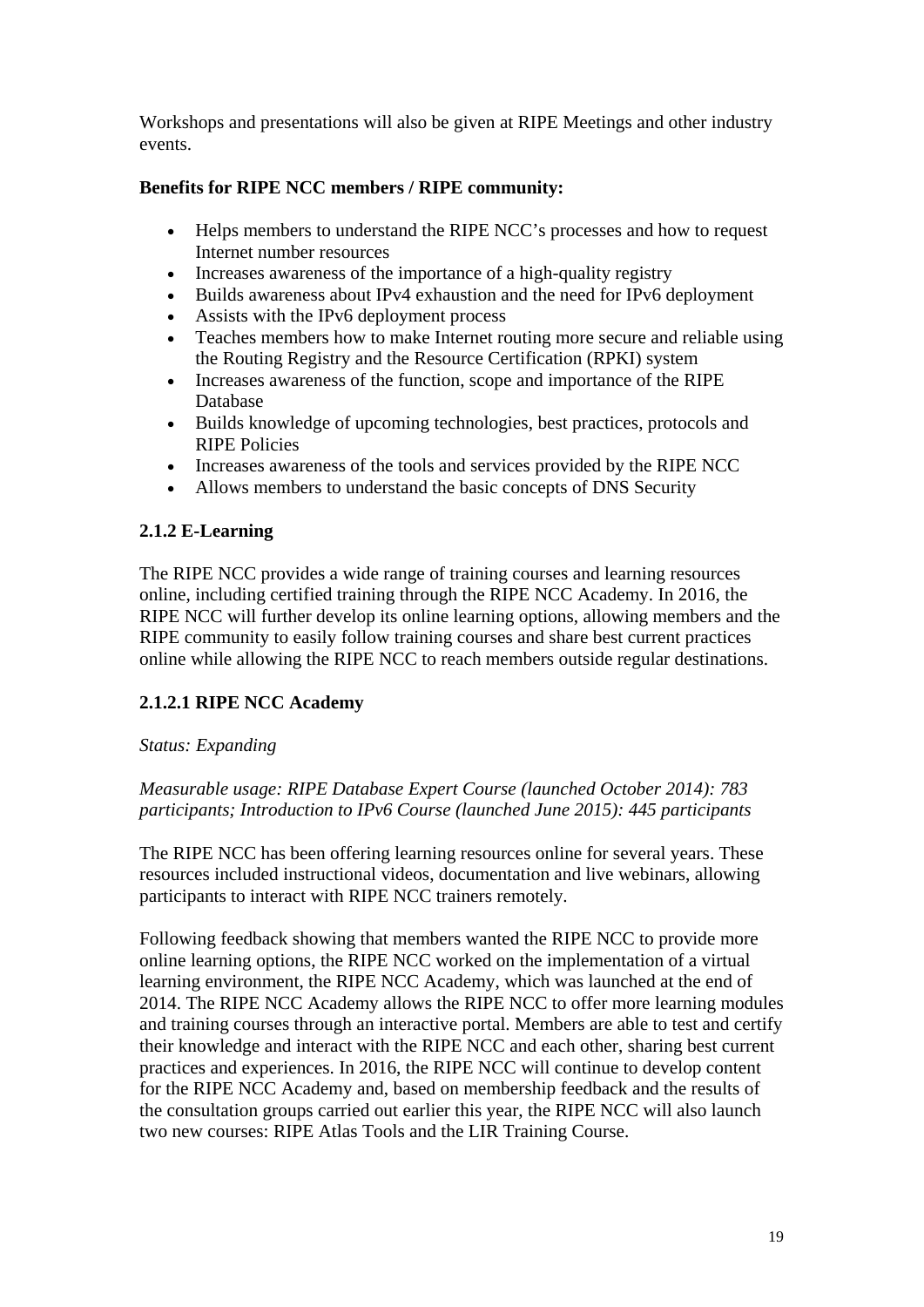Workshops and presentations will also be given at RIPE Meetings and other industry events.

**Benefits for RIPE NCC members / RIPE community:**

- Helps members to understand the RIPE NCC's processes and how to request Internet number resources
- Increases awareness of the importance of a high-quality registry
- Builds awareness about IPv4 exhaustion and the need for IPv6 deployment
- Assists with the IPv6 deployment process
- Teaches members how to make Internet routing more secure and reliable using the Routing Registry and the Resource Certification (RPKI) system
- Increases awareness of the function, scope and importance of the RIPE Database
- Builds knowledge of upcoming technologies, best practices, protocols and RIPE Policies
- Increases awareness of the tools and services provided by the RIPE NCC
- Allows members to understand the basic concepts of DNS Security

### 2.1.2 E-Learning

The RIPE NCC provides a wide range of training courses and learning resources online, including certified training through the RIPE NCC Academy. In 2016, the RIPE NCC will further develop its online learning options, allowing members and the RIPE community to easily follow training courses and share best current practices online while allowing the RIPE NCC to reach members outside regular destinations.

#### 2.1.2.1 RIPE NCC Academy

*Status: Expanding*

*Measurable usage: RIPE Database Expert Course (launched October 2014): 783 participants; Introduction to IPv6 Course (launched June 2015): 445 participants*

The RIPE NCC has been offering learning resources online for several years. These resources included instructional videos, documentation and live webinars, allowing participants to interact with RIPE NCC trainers remotely.

Following feedback showing that members wanted the RIPE NCC to provide more online learning options, the RIPE NCC worked on the implementation of a virtual learning environment, the RIPE NCC Academy, which was launched at the end of 2014. The RIPE NCC Academy allows the RIPE NCC to offer more learning modules and training courses through an interactive portal. Members are able to test and certify their knowledge and interact with the RIPE NCC and each other, sharing best current practices and experiences. In 2016, the RIPE NCC will continue to develop content for the RIPE NCC Academy and, based on membership feedback and the results of the consultation groups carried out earlier this year, the RIPE NCC will also launch two new courses: RIPE Atlas Tools and the LIR Training Course.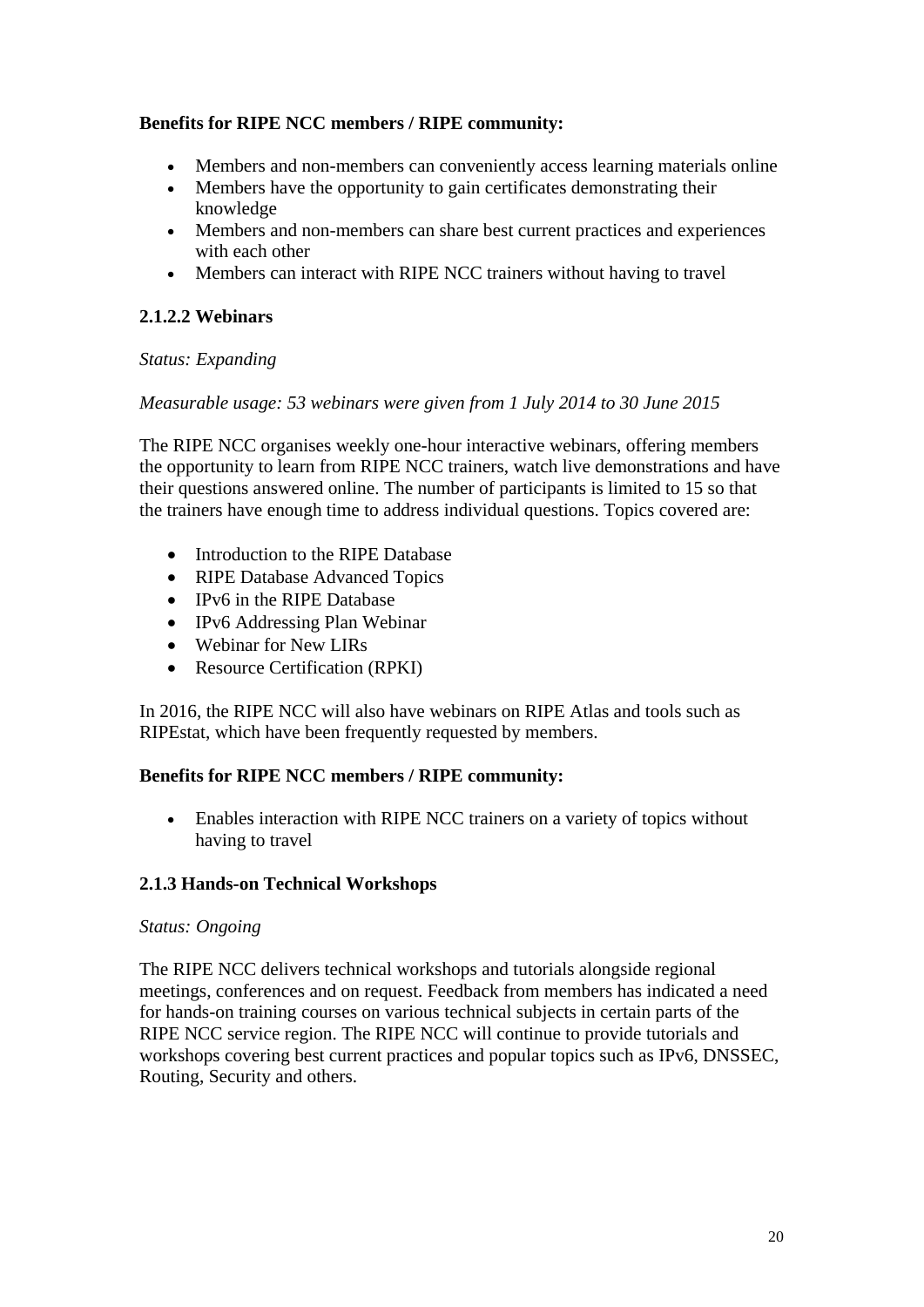**Benefits for RIPE NCC members / RIPE community:**

- Members and non-members can conveniently access learning materials online
- Members have the opportunity to gain certificates demonstrating their knowledge
- Members and non-members can share best current practices and experiences with each other
- Members can interact with RIPE NCC trainers without having to travel

### 2.1.2.2 Webinars

*Status: Expanding*

*Measurable usage: 53 webinars were given from 1 July 2014 to 30 June 2015*

The RIPE NCC organises weekly one-hour interactive webinars, offering members the opportunity to learn from RIPE NCC trainers, watch live demonstrations and have their questions answered online. The number of participants is limited to 15 so that the trainers have enough time to address individual questions. Topics covered are:

- Introduction to the RIPE Database
- RIPE Database Advanced Topics
- IPv6 in the RIPE Database
- IPv6 Addressing Plan Webinar
- Webinar for New LIRs
- Resource Certification (RPKI)

In 2016, the RIPE NCC will also have webinars on RIPE Atlas and tools such as RIPEstat, which have been frequently requested by members.

**Benefits for RIPE NCC members / RIPE community:**

- Enables interaction with RIPE NCC trainers on a variety of topics without having to travel

### 2.1.3 Hands-on Technical Workshops

*Status: Ongoing*

The RIPE NCC delivers technical workshops and tutorials alongside regional meetings, conferences and on request. Feedback from members has indicated a need for hands-on training courses on various technical subjects in certain parts of the RIPE NCC service region. The RIPE NCC will continue to provide tutorials and workshops covering best current practices and popular topics such as IPv6, DNSSEC, Routing, Security and others.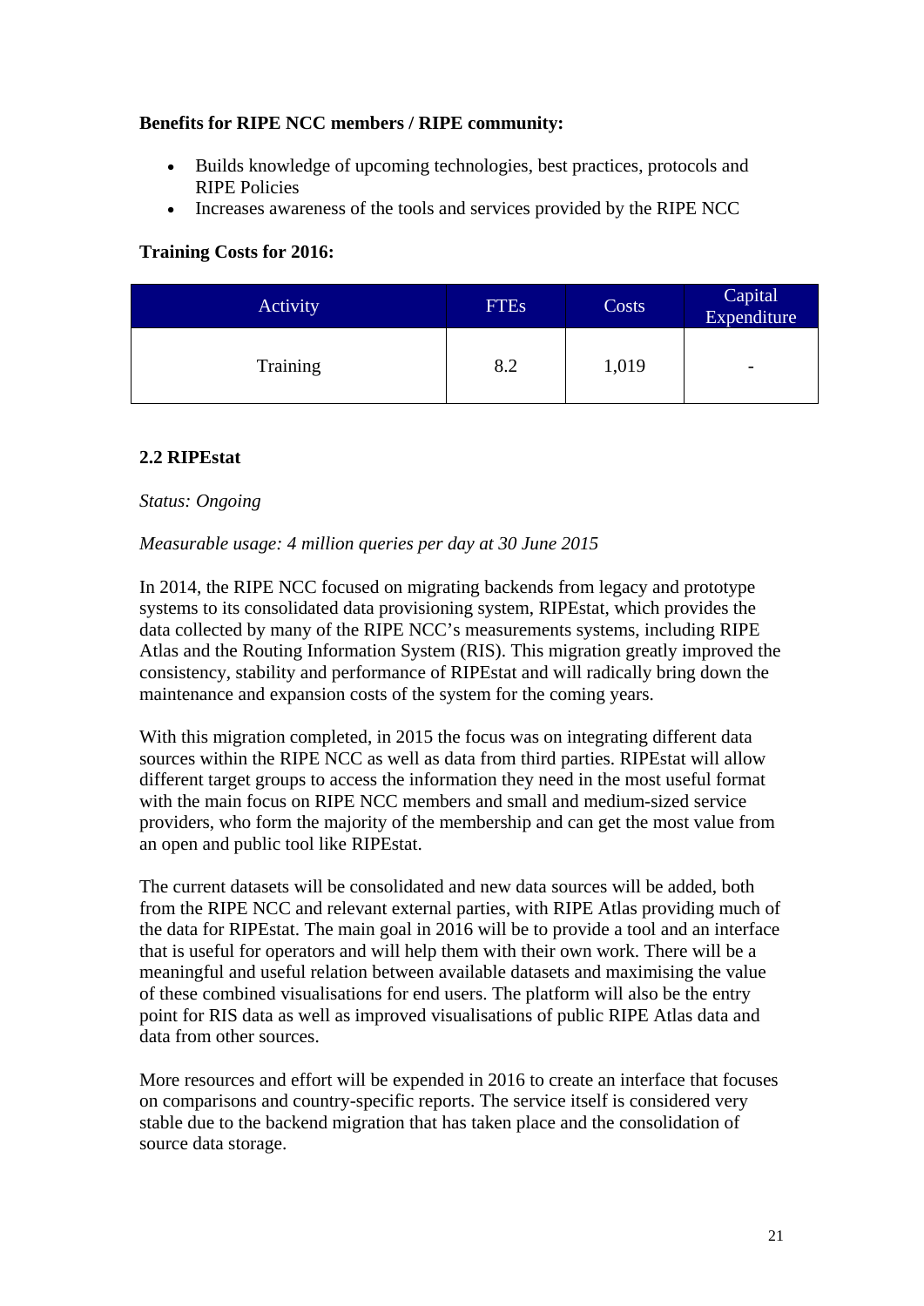**Benefits for RIPE NCC members / RIPE community:**

- Builds knowledge of upcoming technologies, best practices, protocols and RIPE Policies
- Increases awareness of the tools and services provided by the RIPE NCC

**Training Costs for 2016:**

| Activity | FTEs | Costs | Capital Expenditure |
|---|---|---|---|
| Training | 8.2 | 1,019 | - |

### 2.2 RIPEstat

*Status: Ongoing*

*Measurable usage: 4 million queries per day at 30 June 2015*

In 2014, the RIPE NCC focused on migrating backends from legacy and prototype systems to its consolidated data provisioning system, RIPEstat, which provides the data collected by many of the RIPE NCC's measurements systems, including RIPE Atlas and the Routing Information System (RIS). This migration greatly improved the consistency, stability and performance of RIPEstat and will radically bring down the maintenance and expansion costs of the system for the coming years.

With this migration completed, in 2015 the focus was on integrating different data sources within the RIPE NCC as well as data from third parties. RIPEstat will allow different target groups to access the information they need in the most useful format with the main focus on RIPE NCC members and small and medium-sized service providers, who form the majority of the membership and can get the most value from an open and public tool like RIPEstat.

The current datasets will be consolidated and new data sources will be added, both from the RIPE NCC and relevant external parties, with RIPE Atlas providing much of the data for RIPEstat. The main goal in 2016 will be to provide a tool and an interface that is useful for operators and will help them with their own work. There will be a meaningful and useful relation between available datasets and maximising the value of these combined visualisations for end users. The platform will also be the entry point for RIS data as well as improved visualisations of public RIPE Atlas data and data from other sources.

More resources and effort will be expended in 2016 to create an interface that focuses on comparisons and country-specific reports. The service itself is considered very stable due to the backend migration that has taken place and the consolidation of source data storage.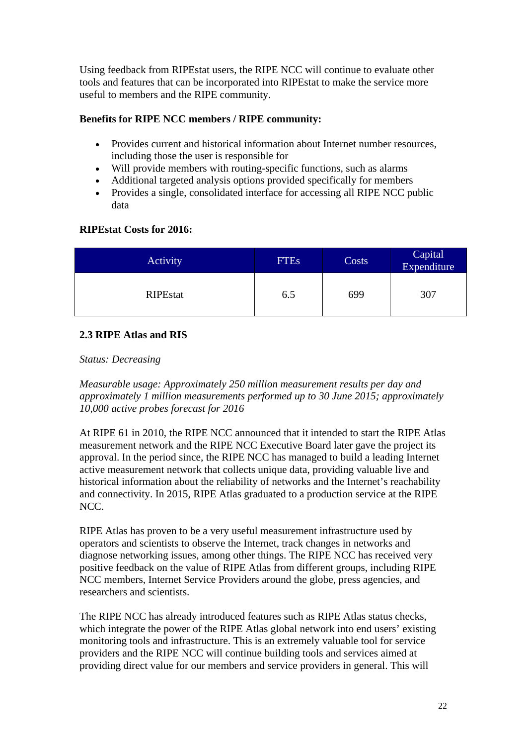Using feedback from RIPEstat users, the RIPE NCC will continue to evaluate other tools and features that can be incorporated into RIPEstat to make the service more useful to members and the RIPE community.

**Benefits for RIPE NCC members / RIPE community:**

- Provides current and historical information about Internet number resources, including those the user is responsible for
- Will provide members with routing-specific functions, such as alarms
- Additional targeted analysis options provided specifically for members
- Provides a single, consolidated interface for accessing all RIPE NCC public data

**RIPEstat Costs for 2016:**

| Activity | FTEs | Costs | Capital Expenditure |
|---|---|---|---|
| RIPEstat | 6.5 | 699 | 307 |

### 2.3 RIPE Atlas and RIS

*Status: Decreasing*

*Measurable usage: Approximately 250 million measurement results per day and approximately 1 million measurements performed up to 30 June 2015; approximately 10,000 active probes forecast for 2016*

At RIPE 61 in 2010, the RIPE NCC announced that it intended to start the RIPE Atlas measurement network and the RIPE NCC Executive Board later gave the project its approval. In the period since, the RIPE NCC has managed to build a leading Internet active measurement network that collects unique data, providing valuable live and historical information about the reliability of networks and the Internet's reachability and connectivity. In 2015, RIPE Atlas graduated to a production service at the RIPE NCC.

RIPE Atlas has proven to be a very useful measurement infrastructure used by operators and scientists to observe the Internet, track changes in networks and diagnose networking issues, among other things. The RIPE NCC has received very positive feedback on the value of RIPE Atlas from different groups, including RIPE NCC members, Internet Service Providers around the globe, press agencies, and researchers and scientists.

The RIPE NCC has already introduced features such as RIPE Atlas status checks, which integrate the power of the RIPE Atlas global network into end users' existing monitoring tools and infrastructure. This is an extremely valuable tool for service providers and the RIPE NCC will continue building tools and services aimed at providing direct value for our members and service providers in general. This will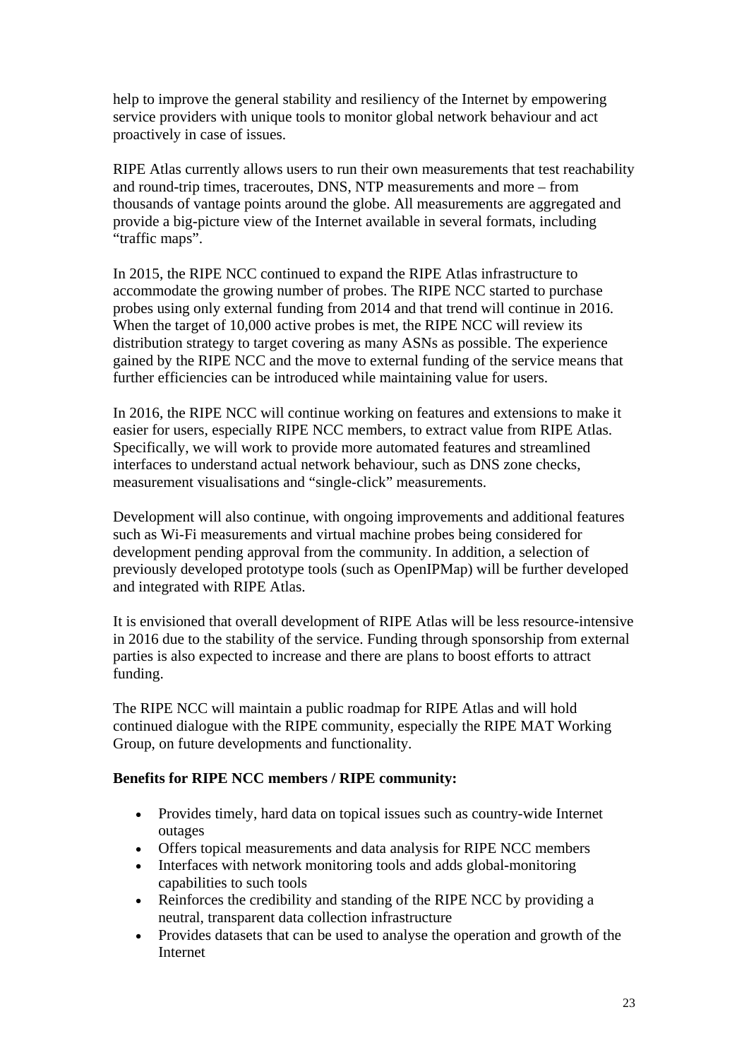help to improve the general stability and resiliency of the Internet by empowering service providers with unique tools to monitor global network behaviour and act proactively in case of issues.

RIPE Atlas currently allows users to run their own measurements that test reachability and round-trip times, traceroutes, DNS, NTP measurements and more – from thousands of vantage points around the globe. All measurements are aggregated and provide a big-picture view of the Internet available in several formats, including "traffic maps".

In 2015, the RIPE NCC continued to expand the RIPE Atlas infrastructure to accommodate the growing number of probes. The RIPE NCC started to purchase probes using only external funding from 2014 and that trend will continue in 2016. When the target of 10,000 active probes is met, the RIPE NCC will review its distribution strategy to target covering as many ASNs as possible. The experience gained by the RIPE NCC and the move to external funding of the service means that further efficiencies can be introduced while maintaining value for users.

In 2016, the RIPE NCC will continue working on features and extensions to make it easier for users, especially RIPE NCC members, to extract value from RIPE Atlas. Specifically, we will work to provide more automated features and streamlined interfaces to understand actual network behaviour, such as DNS zone checks, measurement visualisations and "single-click" measurements.

Development will also continue, with ongoing improvements and additional features such as Wi-Fi measurements and virtual machine probes being considered for development pending approval from the community. In addition, a selection of previously developed prototype tools (such as OpenIPMap) will be further developed and integrated with RIPE Atlas.

It is envisioned that overall development of RIPE Atlas will be less resource-intensive in 2016 due to the stability of the service. Funding through sponsorship from external parties is also expected to increase and there are plans to boost efforts to attract funding.

The RIPE NCC will maintain a public roadmap for RIPE Atlas and will hold continued dialogue with the RIPE community, especially the RIPE MAT Working Group, on future developments and functionality.

**Benefits for RIPE NCC members / RIPE community:**

- Provides timely, hard data on topical issues such as country-wide Internet outages
- Offers topical measurements and data analysis for RIPE NCC members
- Interfaces with network monitoring tools and adds global-monitoring capabilities to such tools
- Reinforces the credibility and standing of the RIPE NCC by providing a neutral, transparent data collection infrastructure
- Provides datasets that can be used to analyse the operation and growth of the Internet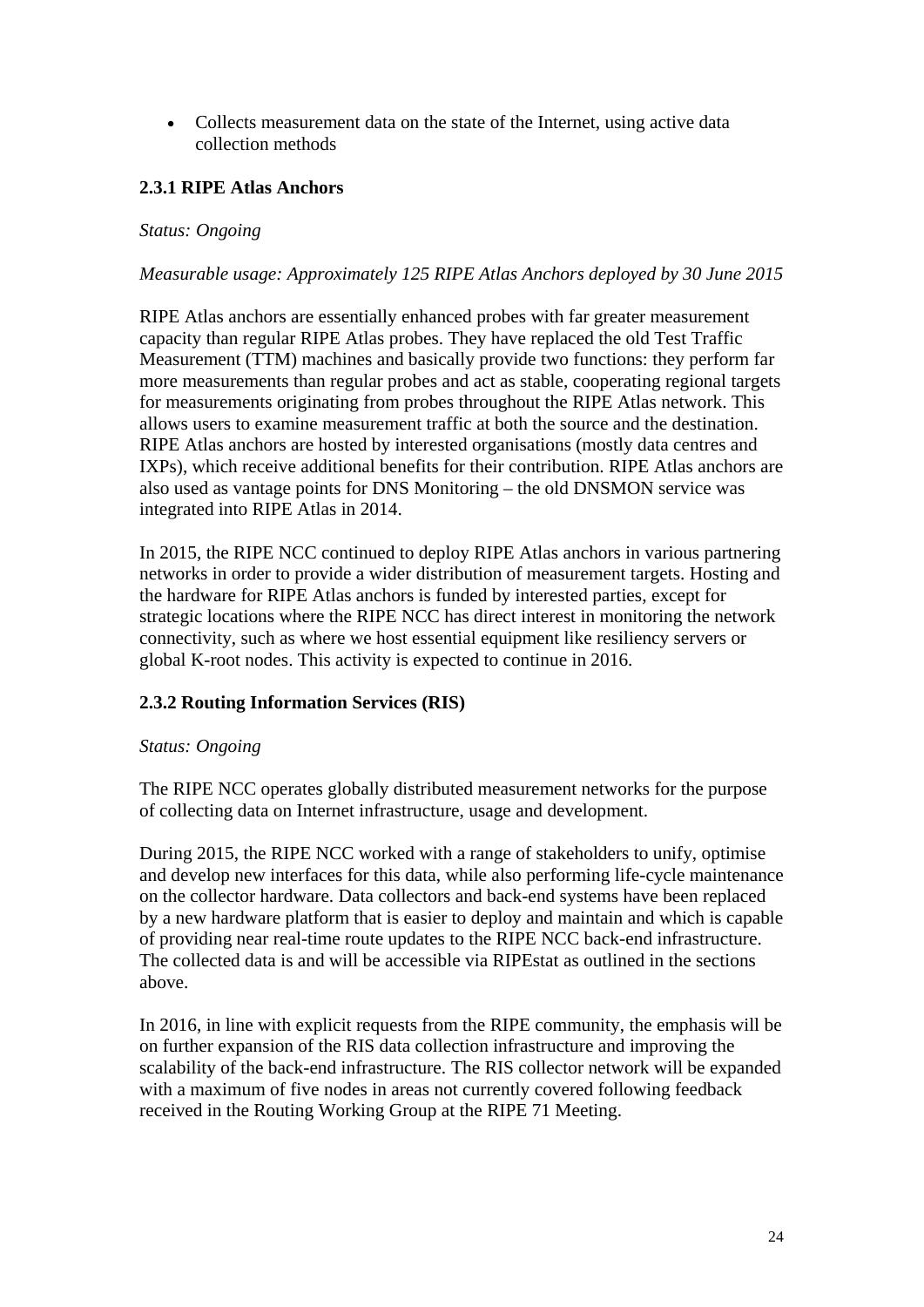- Collects measurement data on the state of the Internet, using active data collection methods

### 2.3.1 RIPE Atlas Anchors

*Status: Ongoing*

*Measurable usage: Approximately 125 RIPE Atlas Anchors deployed by 30 June 2015*

RIPE Atlas anchors are essentially enhanced probes with far greater measurement capacity than regular RIPE Atlas probes. They have replaced the old Test Traffic Measurement (TTM) machines and basically provide two functions: they perform far more measurements than regular probes and act as stable, cooperating regional targets for measurements originating from probes throughout the RIPE Atlas network. This allows users to examine measurement traffic at both the source and the destination. RIPE Atlas anchors are hosted by interested organisations (mostly data centres and IXPs), which receive additional benefits for their contribution. RIPE Atlas anchors are also used as vantage points for DNS Monitoring – the old DNSMON service was integrated into RIPE Atlas in 2014.

In 2015, the RIPE NCC continued to deploy RIPE Atlas anchors in various partnering networks in order to provide a wider distribution of measurement targets. Hosting and the hardware for RIPE Atlas anchors is funded by interested parties, except for strategic locations where the RIPE NCC has direct interest in monitoring the network connectivity, such as where we host essential equipment like resiliency servers or global K-root nodes. This activity is expected to continue in 2016.

### 2.3.2 Routing Information Services (RIS)

*Status: Ongoing*

The RIPE NCC operates globally distributed measurement networks for the purpose of collecting data on Internet infrastructure, usage and development.

During 2015, the RIPE NCC worked with a range of stakeholders to unify, optimise and develop new interfaces for this data, while also performing life-cycle maintenance on the collector hardware. Data collectors and back-end systems have been replaced by a new hardware platform that is easier to deploy and maintain and which is capable of providing near real-time route updates to the RIPE NCC back-end infrastructure. The collected data is and will be accessible via RIPEstat as outlined in the sections above.

In 2016, in line with explicit requests from the RIPE community, the emphasis will be on further expansion of the RIS data collection infrastructure and improving the scalability of the back-end infrastructure. The RIS collector network will be expanded with a maximum of five nodes in areas not currently covered following feedback received in the Routing Working Group at the RIPE 71 Meeting.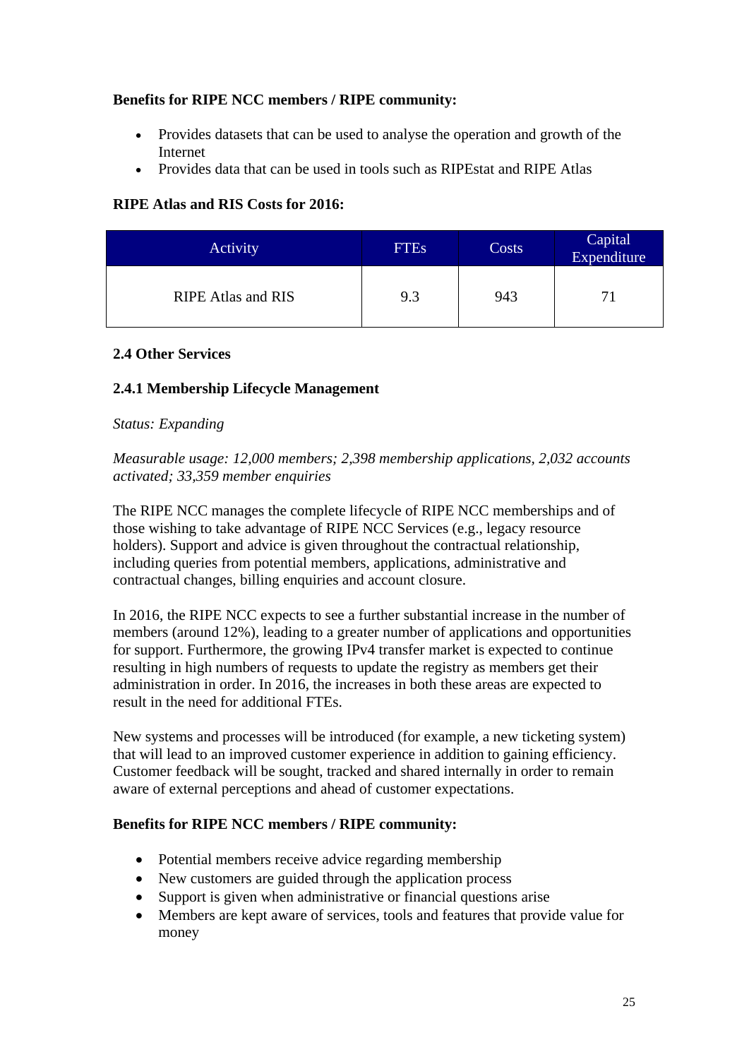**Benefits for RIPE NCC members / RIPE community:**

- Provides datasets that can be used to analyse the operation and growth of the Internet
- Provides data that can be used in tools such as RIPEstat and RIPE Atlas

**RIPE Atlas and RIS Costs for 2016:**

| Activity | FTEs | Costs | Capital Expenditure |
|---|---|---|---|
| RIPE Atlas and RIS | 9.3 | 943 | 71 |

### 2.4 Other Services

#### 2.4.1 Membership Lifecycle Management

*Status: Expanding*

*Measurable usage: 12,000 members; 2,398 membership applications, 2,032 accounts activated; 33,359 member enquiries*

The RIPE NCC manages the complete lifecycle of RIPE NCC memberships and of those wishing to take advantage of RIPE NCC Services (e.g., legacy resource holders). Support and advice is given throughout the contractual relationship, including queries from potential members, applications, administrative and contractual changes, billing enquiries and account closure.

In 2016, the RIPE NCC expects to see a further substantial increase in the number of members (around 12%), leading to a greater number of applications and opportunities for support. Furthermore, the growing IPv4 transfer market is expected to continue resulting in high numbers of requests to update the registry as members get their administration in order. In 2016, the increases in both these areas are expected to result in the need for additional FTEs.

New systems and processes will be introduced (for example, a new ticketing system) that will lead to an improved customer experience in addition to gaining efficiency. Customer feedback will be sought, tracked and shared internally in order to remain aware of external perceptions and ahead of customer expectations.

**Benefits for RIPE NCC members / RIPE community:**

- Potential members receive advice regarding membership
- New customers are guided through the application process
- Support is given when administrative or financial questions arise
- Members are kept aware of services, tools and features that provide value for money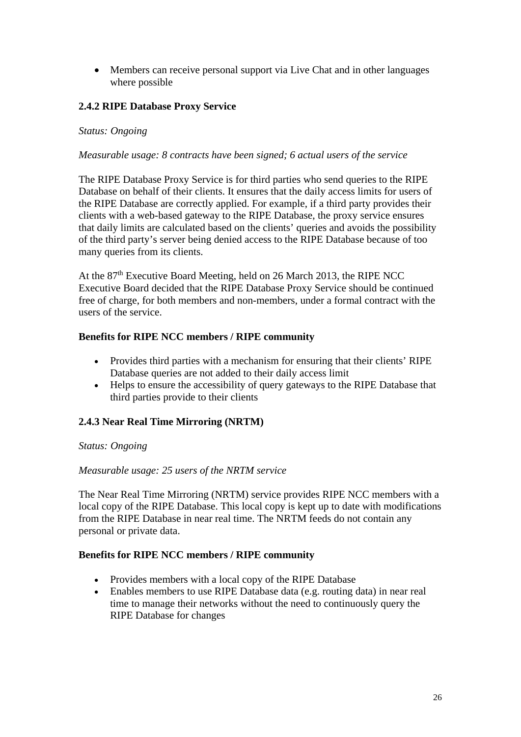- Members can receive personal support via Live Chat and in other languages where possible

### 2.4.2 RIPE Database Proxy Service

*Status: Ongoing*

*Measurable usage: 8 contracts have been signed; 6 actual users of the service*

The RIPE Database Proxy Service is for third parties who send queries to the RIPE Database on behalf of their clients. It ensures that the daily access limits for users of the RIPE Database are correctly applied. For example, if a third party provides their clients with a web-based gateway to the RIPE Database, the proxy service ensures that daily limits are calculated based on the clients' queries and avoids the possibility of the third party's server being denied access to the RIPE Database because of too many queries from its clients.

At the 87th Executive Board Meeting, held on 26 March 2013, the RIPE NCC Executive Board decided that the RIPE Database Proxy Service should be continued free of charge, for both members and non-members, under a formal contract with the users of the service.

**Benefits for RIPE NCC members / RIPE community**

- Provides third parties with a mechanism for ensuring that their clients' RIPE Database queries are not added to their daily access limit
- Helps to ensure the accessibility of query gateways to the RIPE Database that third parties provide to their clients

### 2.4.3 Near Real Time Mirroring (NRTM)

*Status: Ongoing*

*Measurable usage: 25 users of the NRTM service*

The Near Real Time Mirroring (NRTM) service provides RIPE NCC members with a local copy of the RIPE Database. This local copy is kept up to date with modifications from the RIPE Database in near real time. The NRTM feeds do not contain any personal or private data.

**Benefits for RIPE NCC members / RIPE community**

- Provides members with a local copy of the RIPE Database
- Enables members to use RIPE Database data (e.g. routing data) in near real time to manage their networks without the need to continuously query the RIPE Database for changes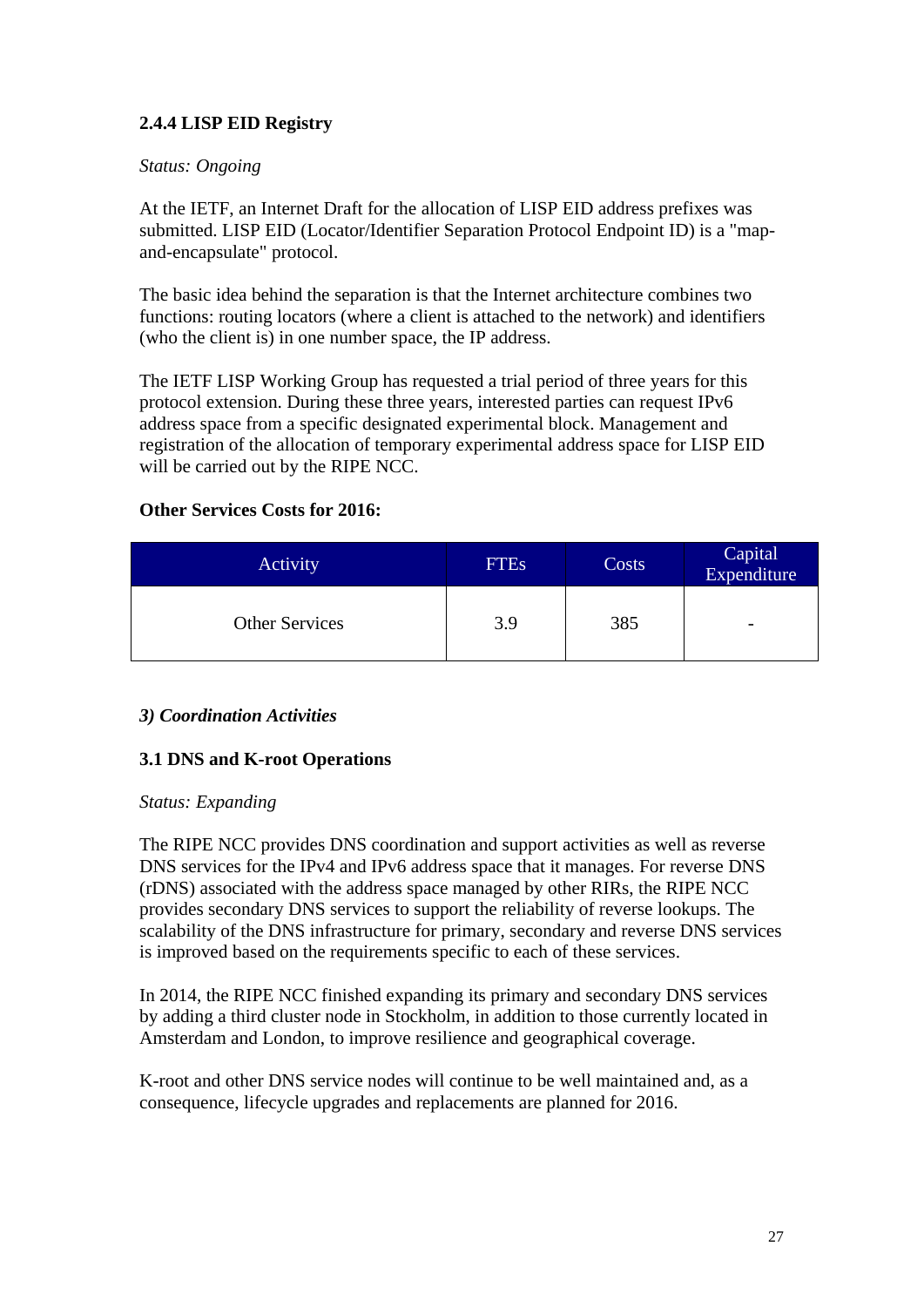### 2.4.4 LISP EID Registry

*Status: Ongoing*

At the IETF, an Internet Draft for the allocation of LISP EID address prefixes was submitted. LISP EID (Locator/Identifier Separation Protocol Endpoint ID) is a "map-and-encapsulate" protocol.

The basic idea behind the separation is that the Internet architecture combines two functions: routing locators (where a client is attached to the network) and identifiers (who the client is) in one number space, the IP address.

The IETF LISP Working Group has requested a trial period of three years for this protocol extension. During these three years, interested parties can request IPv6 address space from a specific designated experimental block. Management and registration of the allocation of temporary experimental address space for LISP EID will be carried out by the RIPE NCC.

**Other Services Costs for 2016:**

| Activity | FTEs | Costs | Capital Expenditure |
|---|---|---|---|
| Other Services | 3.9 | 385 | - |

***3) Coordination Activities***

### 3.1 DNS and K-root Operations

*Status: Expanding*

The RIPE NCC provides DNS coordination and support activities as well as reverse DNS services for the IPv4 and IPv6 address space that it manages. For reverse DNS (rDNS) associated with the address space managed by other RIRs, the RIPE NCC provides secondary DNS services to support the reliability of reverse lookups. The scalability of the DNS infrastructure for primary, secondary and reverse DNS services is improved based on the requirements specific to each of these services.

In 2014, the RIPE NCC finished expanding its primary and secondary DNS services by adding a third cluster node in Stockholm, in addition to those currently located in Amsterdam and London, to improve resilience and geographical coverage.

K-root and other DNS service nodes will continue to be well maintained and, as a consequence, lifecycle upgrades and replacements are planned for 2016.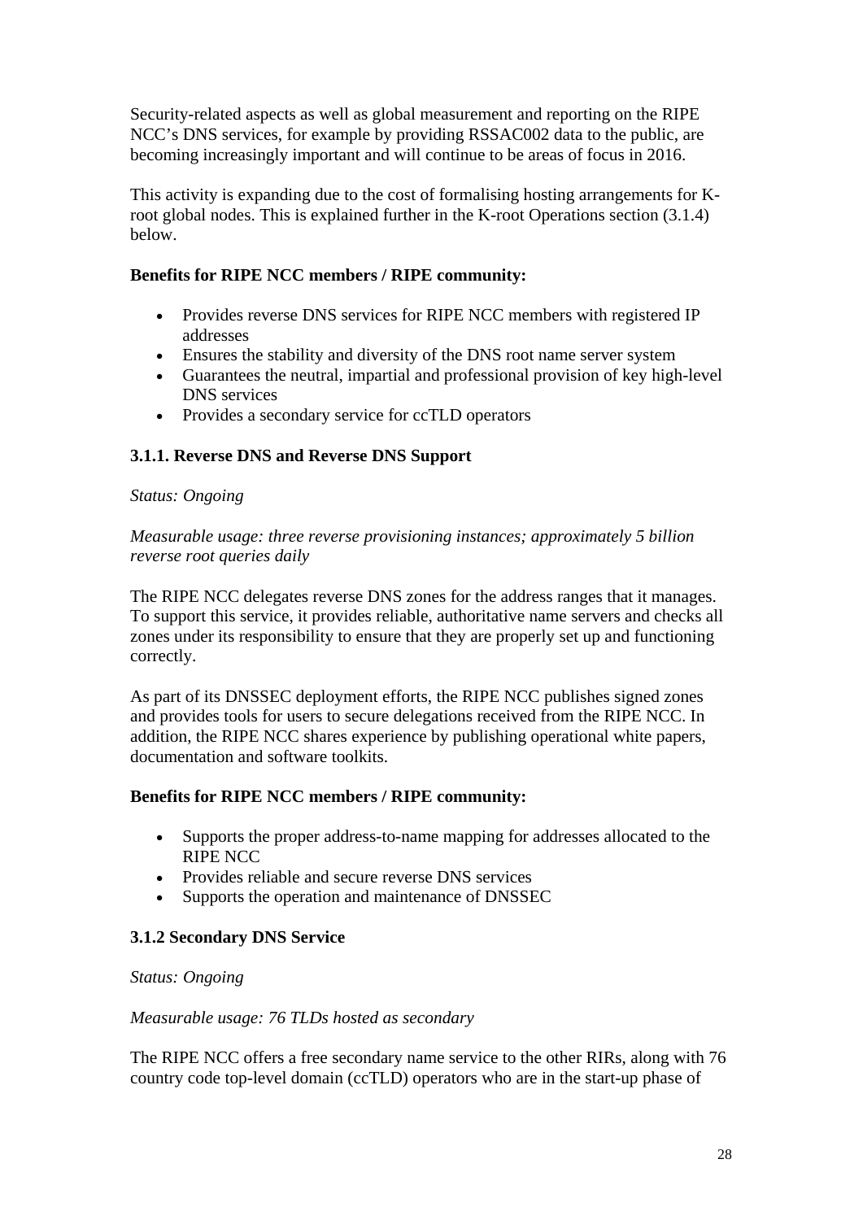Security-related aspects as well as global measurement and reporting on the RIPE NCC's DNS services, for example by providing RSSAC002 data to the public, are becoming increasingly important and will continue to be areas of focus in 2016.

This activity is expanding due to the cost of formalising hosting arrangements for K-root global nodes. This is explained further in the K-root Operations section (3.1.4) below.

**Benefits for RIPE NCC members / RIPE community:**

- Provides reverse DNS services for RIPE NCC members with registered IP addresses
- Ensures the stability and diversity of the DNS root name server system
- Guarantees the neutral, impartial and professional provision of key high-level DNS services
- Provides a secondary service for ccTLD operators

### 3.1.1. Reverse DNS and Reverse DNS Support

*Status: Ongoing*

*Measurable usage: three reverse provisioning instances; approximately 5 billion reverse root queries daily*

The RIPE NCC delegates reverse DNS zones for the address ranges that it manages. To support this service, it provides reliable, authoritative name servers and checks all zones under its responsibility to ensure that they are properly set up and functioning correctly.

As part of its DNSSEC deployment efforts, the RIPE NCC publishes signed zones and provides tools for users to secure delegations received from the RIPE NCC. In addition, the RIPE NCC shares experience by publishing operational white papers, documentation and software toolkits.

**Benefits for RIPE NCC members / RIPE community:**

- Supports the proper address-to-name mapping for addresses allocated to the RIPE NCC
- Provides reliable and secure reverse DNS services
- Supports the operation and maintenance of DNSSEC

### 3.1.2 Secondary DNS Service

*Status: Ongoing*

*Measurable usage: 76 TLDs hosted as secondary*

The RIPE NCC offers a free secondary name service to the other RIRs, along with 76 country code top-level domain (ccTLD) operators who are in the start-up phase of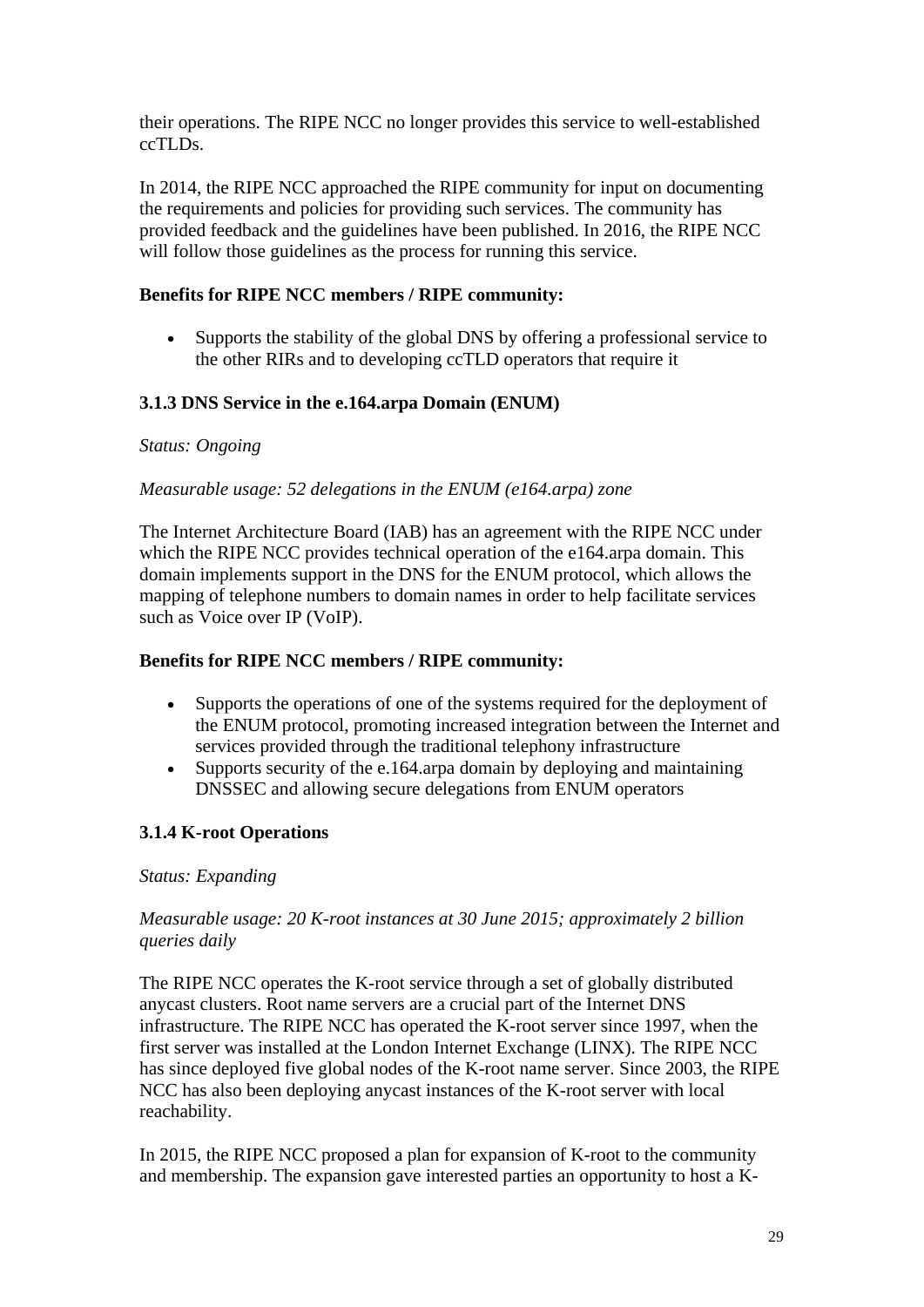their operations. The RIPE NCC no longer provides this service to well-established ccTLDs.

In 2014, the RIPE NCC approached the RIPE community for input on documenting the requirements and policies for providing such services. The community has provided feedback and the guidelines have been published. In 2016, the RIPE NCC will follow those guidelines as the process for running this service.

**Benefits for RIPE NCC members / RIPE community:**

- Supports the stability of the global DNS by offering a professional service to the other RIRs and to developing ccTLD operators that require it

### 3.1.3 DNS Service in the e.164.arpa Domain (ENUM)

*Status: Ongoing*

*Measurable usage: 52 delegations in the ENUM (e164.arpa) zone*

The Internet Architecture Board (IAB) has an agreement with the RIPE NCC under which the RIPE NCC provides technical operation of the e164.arpa domain. This domain implements support in the DNS for the ENUM protocol, which allows the mapping of telephone numbers to domain names in order to help facilitate services such as Voice over IP (VoIP).

**Benefits for RIPE NCC members / RIPE community:**

- Supports the operations of one of the systems required for the deployment of the ENUM protocol, promoting increased integration between the Internet and services provided through the traditional telephony infrastructure
- Supports security of the e.164.arpa domain by deploying and maintaining DNSSEC and allowing secure delegations from ENUM operators

### 3.1.4 K-root Operations

*Status: Expanding*

*Measurable usage: 20 K-root instances at 30 June 2015; approximately 2 billion queries daily*

The RIPE NCC operates the K-root service through a set of globally distributed anycast clusters. Root name servers are a crucial part of the Internet DNS infrastructure. The RIPE NCC has operated the K-root server since 1997, when the first server was installed at the London Internet Exchange (LINX). The RIPE NCC has since deployed five global nodes of the K-root name server. Since 2003, the RIPE NCC has also been deploying anycast instances of the K-root server with local reachability.

In 2015, the RIPE NCC proposed a plan for expansion of K-root to the community and membership. The expansion gave interested parties an opportunity to host a K-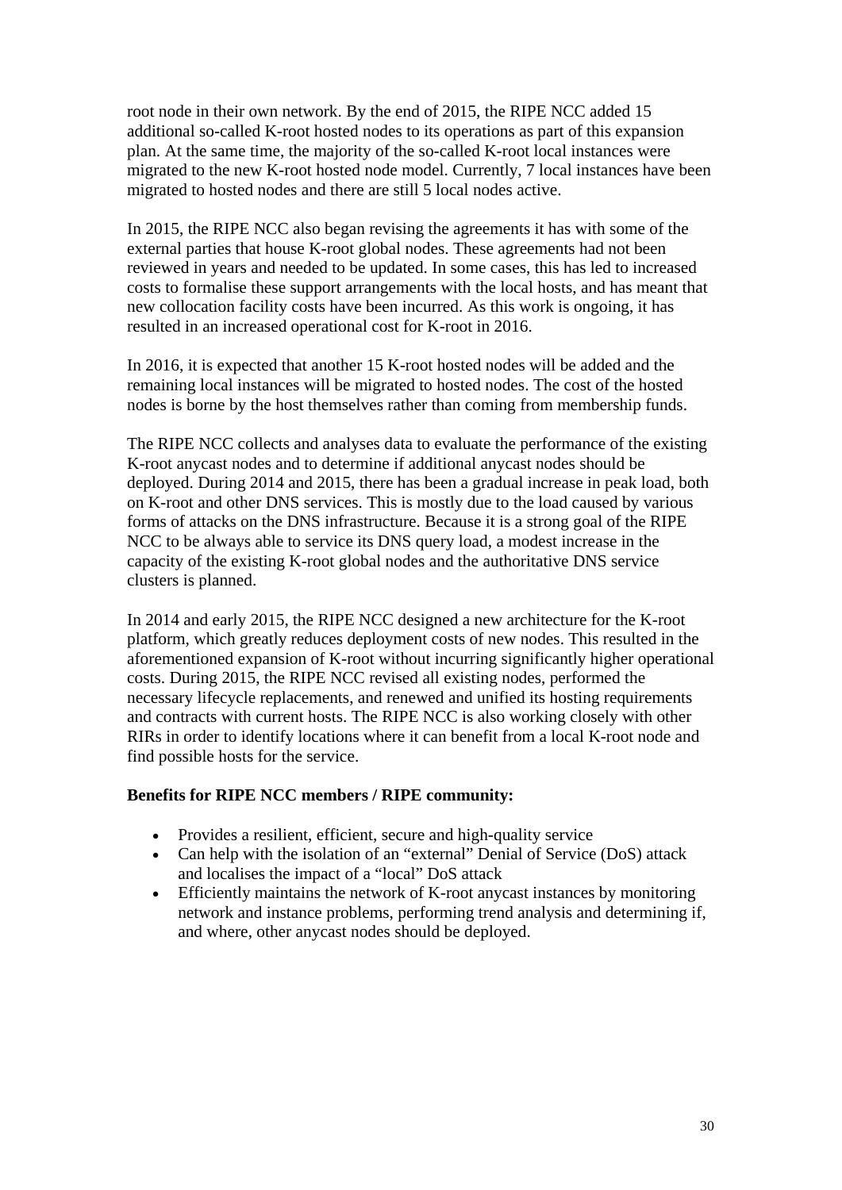root node in their own network. By the end of 2015, the RIPE NCC added 15 additional so-called K-root hosted nodes to its operations as part of this expansion plan. At the same time, the majority of the so-called K-root local instances were migrated to the new K-root hosted node model. Currently, 7 local instances have been migrated to hosted nodes and there are still 5 local nodes active.

In 2015, the RIPE NCC also began revising the agreements it has with some of the external parties that house K-root global nodes. These agreements had not been reviewed in years and needed to be updated. In some cases, this has led to increased costs to formalise these support arrangements with the local hosts, and has meant that new collocation facility costs have been incurred. As this work is ongoing, it has resulted in an increased operational cost for K-root in 2016.

In 2016, it is expected that another 15 K-root hosted nodes will be added and the remaining local instances will be migrated to hosted nodes. The cost of the hosted nodes is borne by the host themselves rather than coming from membership funds.

The RIPE NCC collects and analyses data to evaluate the performance of the existing K-root anycast nodes and to determine if additional anycast nodes should be deployed. During 2014 and 2015, there has been a gradual increase in peak load, both on K-root and other DNS services. This is mostly due to the load caused by various forms of attacks on the DNS infrastructure. Because it is a strong goal of the RIPE NCC to be always able to service its DNS query load, a modest increase in the capacity of the existing K-root global nodes and the authoritative DNS service clusters is planned.

In 2014 and early 2015, the RIPE NCC designed a new architecture for the K-root platform, which greatly reduces deployment costs of new nodes. This resulted in the aforementioned expansion of K-root without incurring significantly higher operational costs. During 2015, the RIPE NCC revised all existing nodes, performed the necessary lifecycle replacements, and renewed and unified its hosting requirements and contracts with current hosts. The RIPE NCC is also working closely with other RIRs in order to identify locations where it can benefit from a local K-root node and find possible hosts for the service.

**Benefits for RIPE NCC members / RIPE community:**

- Provides a resilient, efficient, secure and high-quality service
- Can help with the isolation of an “external” Denial of Service (DoS) attack and localises the impact of a “local” DoS attack
- Efficiently maintains the network of K-root anycast instances by monitoring network and instance problems, performing trend analysis and determining if, and where, other anycast nodes should be deployed.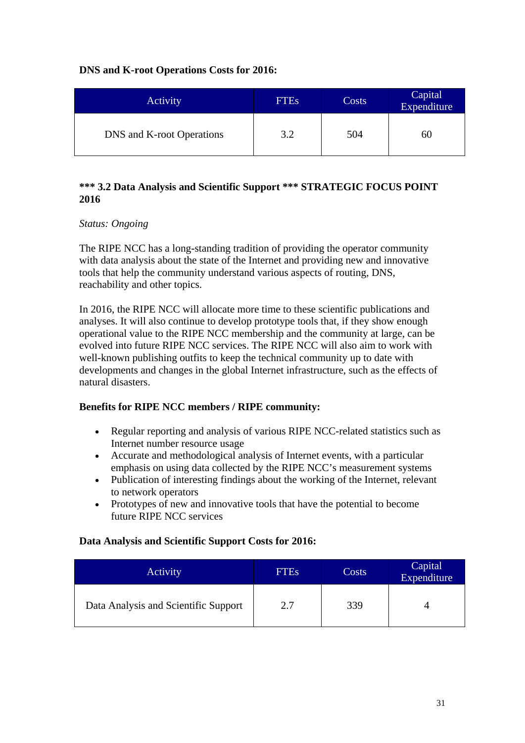**DNS and K-root Operations Costs for 2016:**

| Activity | FTEs | Costs | Capital Expenditure |
|---|---|---|---|
| DNS and K-root Operations | 3.2 | 504 | 60 |

**\*\*\* 3.2 Data Analysis and Scientific Support \*\*\* STRATEGIC FOCUS POINT 2016**

*Status: Ongoing*

The RIPE NCC has a long-standing tradition of providing the operator community with data analysis about the state of the Internet and providing new and innovative tools that help the community understand various aspects of routing, DNS, reachability and other topics.

In 2016, the RIPE NCC will allocate more time to these scientific publications and analyses. It will also continue to develop prototype tools that, if they show enough operational value to the RIPE NCC membership and the community at large, can be evolved into future RIPE NCC services. The RIPE NCC will also aim to work with well-known publishing outfits to keep the technical community up to date with developments and changes in the global Internet infrastructure, such as the effects of natural disasters.

**Benefits for RIPE NCC members / RIPE community:**

- Regular reporting and analysis of various RIPE NCC-related statistics such as Internet number resource usage
- Accurate and methodological analysis of Internet events, with a particular emphasis on using data collected by the RIPE NCC's measurement systems
- Publication of interesting findings about the working of the Internet, relevant to network operators
- Prototypes of new and innovative tools that have the potential to become future RIPE NCC services

**Data Analysis and Scientific Support Costs for 2016:**

| Activity | FTEs | Costs | Capital Expenditure |
|---|---|---|---|
| Data Analysis and Scientific Support | 2.7 | 339 | 4 |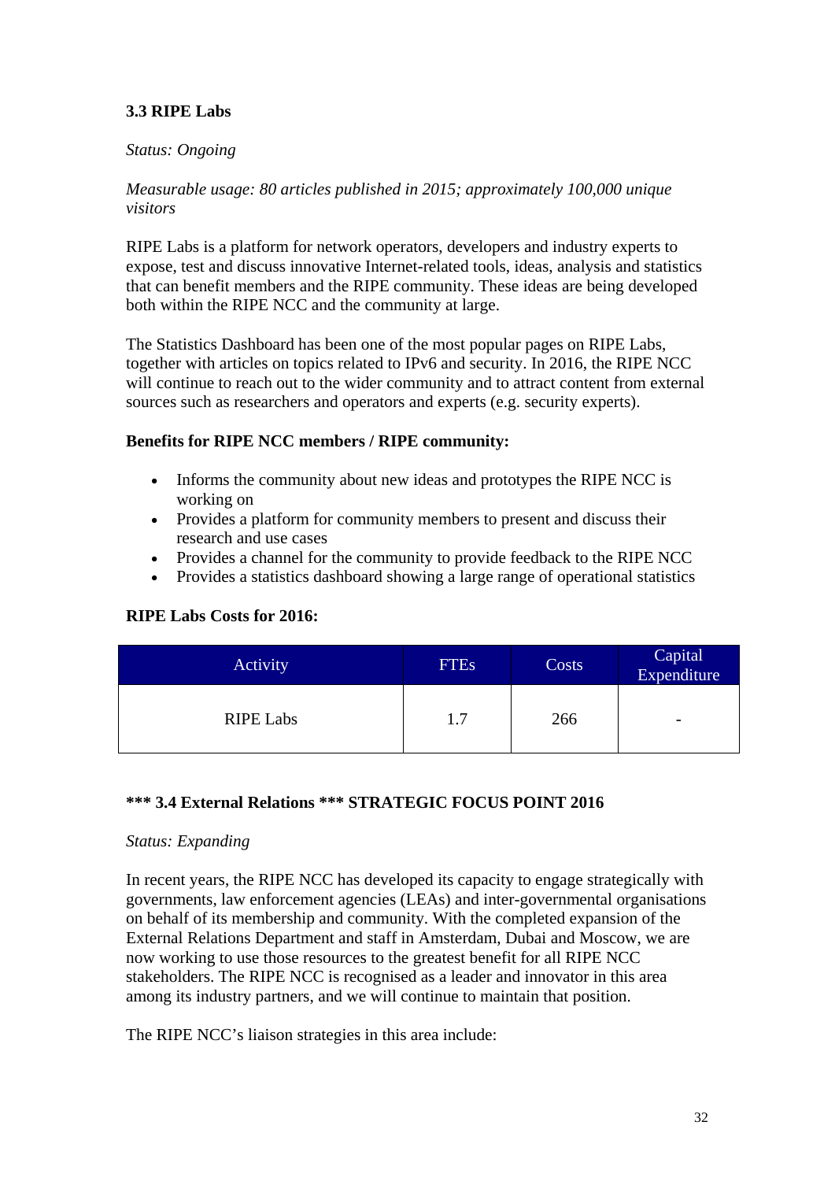### 3.3 RIPE Labs

*Status: Ongoing*

*Measurable usage: 80 articles published in 2015; approximately 100,000 unique visitors*

RIPE Labs is a platform for network operators, developers and industry experts to expose, test and discuss innovative Internet-related tools, ideas, analysis and statistics that can benefit members and the RIPE community. These ideas are being developed both within the RIPE NCC and the community at large.

The Statistics Dashboard has been one of the most popular pages on RIPE Labs, together with articles on topics related to IPv6 and security. In 2016, the RIPE NCC will continue to reach out to the wider community and to attract content from external sources such as researchers and operators and experts (e.g. security experts).

**Benefits for RIPE NCC members / RIPE community:**

- Informs the community about new ideas and prototypes the RIPE NCC is working on
- Provides a platform for community members to present and discuss their research and use cases
- Provides a channel for the community to provide feedback to the RIPE NCC
- Provides a statistics dashboard showing a large range of operational statistics

**RIPE Labs Costs for 2016:**

| Activity | FTEs | Costs | Capital Expenditure |
|---|---|---|---|
| RIPE Labs | 1.7 | 266 | - |

### *** 3.4 External Relations *** STRATEGIC FOCUS POINT 2016

*Status: Expanding*

In recent years, the RIPE NCC has developed its capacity to engage strategically with governments, law enforcement agencies (LEAs) and inter-governmental organisations on behalf of its membership and community. With the completed expansion of the External Relations Department and staff in Amsterdam, Dubai and Moscow, we are now working to use those resources to the greatest benefit for all RIPE NCC stakeholders. The RIPE NCC is recognised as a leader and innovator in this area among its industry partners, and we will continue to maintain that position.

The RIPE NCC's liaison strategies in this area include: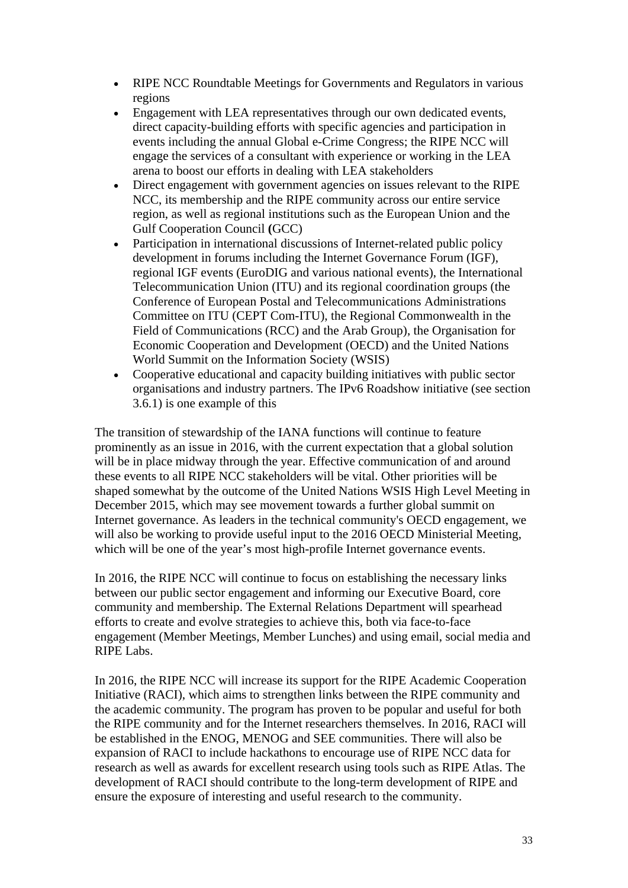- RIPE NCC Roundtable Meetings for Governments and Regulators in various regions
- Engagement with LEA representatives through our own dedicated events, direct capacity-building efforts with specific agencies and participation in events including the annual Global e-Crime Congress; the RIPE NCC will engage the services of a consultant with experience or working in the LEA arena to boost our efforts in dealing with LEA stakeholders
- Direct engagement with government agencies on issues relevant to the RIPE NCC, its membership and the RIPE community across our entire service region, as well as regional institutions such as the European Union and the Gulf Cooperation Council **(**GCC)
- Participation in international discussions of Internet-related public policy development in forums including the Internet Governance Forum (IGF), regional IGF events (EuroDIG and various national events), the International Telecommunication Union (ITU) and its regional coordination groups (the Conference of European Postal and Telecommunications Administrations Committee on ITU (CEPT Com-ITU), the Regional Commonwealth in the Field of Communications (RCC) and the Arab Group), the Organisation for Economic Cooperation and Development (OECD) and the United Nations World Summit on the Information Society (WSIS)
- Cooperative educational and capacity building initiatives with public sector organisations and industry partners. The IPv6 Roadshow initiative (see section 3.6.1) is one example of this

The transition of stewardship of the IANA functions will continue to feature prominently as an issue in 2016, with the current expectation that a global solution will be in place midway through the year. Effective communication of and around these events to all RIPE NCC stakeholders will be vital. Other priorities will be shaped somewhat by the outcome of the United Nations WSIS High Level Meeting in December 2015, which may see movement towards a further global summit on Internet governance. As leaders in the technical community's OECD engagement, we will also be working to provide useful input to the 2016 OECD Ministerial Meeting, which will be one of the year's most high-profile Internet governance events.

In 2016, the RIPE NCC will continue to focus on establishing the necessary links between our public sector engagement and informing our Executive Board, core community and membership. The External Relations Department will spearhead efforts to create and evolve strategies to achieve this, both via face-to-face engagement (Member Meetings, Member Lunches) and using email, social media and RIPE Labs.

In 2016, the RIPE NCC will increase its support for the RIPE Academic Cooperation Initiative (RACI), which aims to strengthen links between the RIPE community and the academic community. The program has proven to be popular and useful for both the RIPE community and for the Internet researchers themselves. In 2016, RACI will be established in the ENOG, MENOG and SEE communities. There will also be expansion of RACI to include hackathons to encourage use of RIPE NCC data for research as well as awards for excellent research using tools such as RIPE Atlas. The development of RACI should contribute to the long-term development of RIPE and ensure the exposure of interesting and useful research to the community.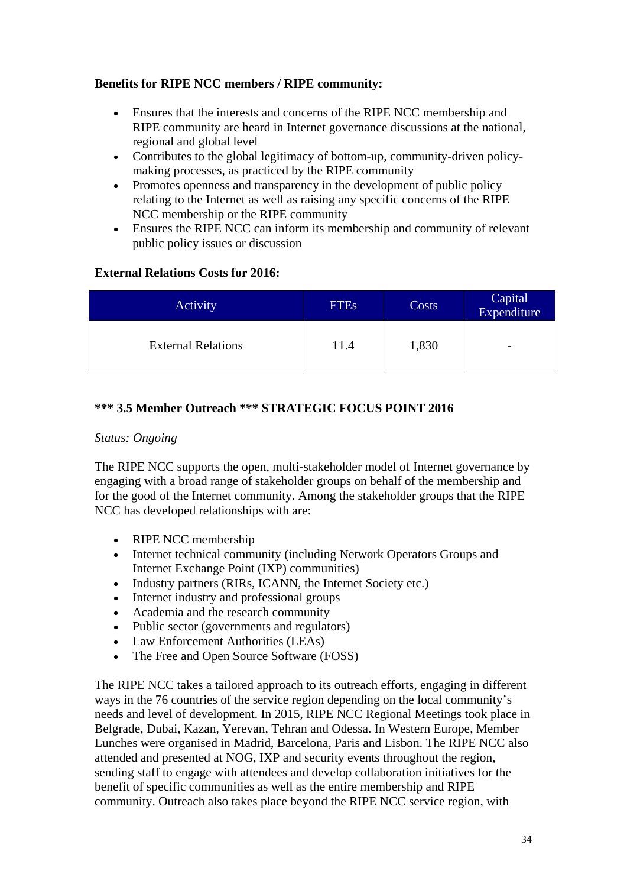**Benefits for RIPE NCC members / RIPE community:**

- Ensures that the interests and concerns of the RIPE NCC membership and RIPE community are heard in Internet governance discussions at the national, regional and global level
- Contributes to the global legitimacy of bottom-up, community-driven policy-making processes, as practiced by the RIPE community
- Promotes openness and transparency in the development of public policy relating to the Internet as well as raising any specific concerns of the RIPE NCC membership or the RIPE community
- Ensures the RIPE NCC can inform its membership and community of relevant public policy issues or discussion

**External Relations Costs for 2016:**

| Activity | FTEs | Costs | Capital Expenditure |
|---|---|---|---|
| External Relations | 11.4 | 1,830 | - |

### *** 3.5 Member Outreach *** STRATEGIC FOCUS POINT 2016

*Status: Ongoing*

The RIPE NCC supports the open, multi-stakeholder model of Internet governance by engaging with a broad range of stakeholder groups on behalf of the membership and for the good of the Internet community. Among the stakeholder groups that the RIPE NCC has developed relationships with are:

- RIPE NCC membership
- Internet technical community (including Network Operators Groups and Internet Exchange Point (IXP) communities)
- Industry partners (RIRs, ICANN, the Internet Society etc.)
- Internet industry and professional groups
- Academia and the research community
- Public sector (governments and regulators)
- Law Enforcement Authorities (LEAs)
- The Free and Open Source Software (FOSS)

The RIPE NCC takes a tailored approach to its outreach efforts, engaging in different ways in the 76 countries of the service region depending on the local community's needs and level of development. In 2015, RIPE NCC Regional Meetings took place in Belgrade, Dubai, Kazan, Yerevan, Tehran and Odessa. In Western Europe, Member Lunches were organised in Madrid, Barcelona, Paris and Lisbon. The RIPE NCC also attended and presented at NOG, IXP and security events throughout the region, sending staff to engage with attendees and develop collaboration initiatives for the benefit of specific communities as well as the entire membership and RIPE community. Outreach also takes place beyond the RIPE NCC service region, with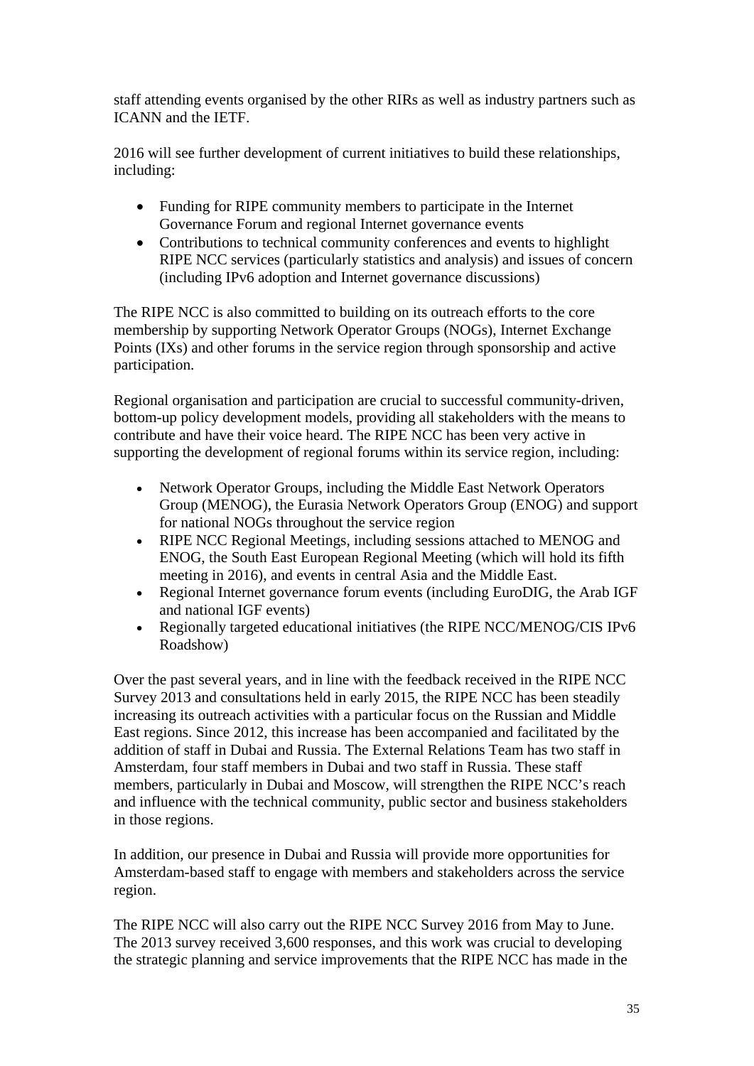staff attending events organised by the other RIRs as well as industry partners such as ICANN and the IETF.

2016 will see further development of current initiatives to build these relationships, including:

- Funding for RIPE community members to participate in the Internet Governance Forum and regional Internet governance events
- Contributions to technical community conferences and events to highlight RIPE NCC services (particularly statistics and analysis) and issues of concern (including IPv6 adoption and Internet governance discussions)

The RIPE NCC is also committed to building on its outreach efforts to the core membership by supporting Network Operator Groups (NOGs), Internet Exchange Points (IXs) and other forums in the service region through sponsorship and active participation.

Regional organisation and participation are crucial to successful community-driven, bottom-up policy development models, providing all stakeholders with the means to contribute and have their voice heard. The RIPE NCC has been very active in supporting the development of regional forums within its service region, including:

- Network Operator Groups, including the Middle East Network Operators Group (MENOG), the Eurasia Network Operators Group (ENOG) and support for national NOGs throughout the service region
- RIPE NCC Regional Meetings, including sessions attached to MENOG and ENOG, the South East European Regional Meeting (which will hold its fifth meeting in 2016), and events in central Asia and the Middle East.
- Regional Internet governance forum events (including EuroDIG, the Arab IGF and national IGF events)
- Regionally targeted educational initiatives (the RIPE NCC/MENOG/CIS IPv6 Roadshow)

Over the past several years, and in line with the feedback received in the RIPE NCC Survey 2013 and consultations held in early 2015, the RIPE NCC has been steadily increasing its outreach activities with a particular focus on the Russian and Middle East regions. Since 2012, this increase has been accompanied and facilitated by the addition of staff in Dubai and Russia. The External Relations Team has two staff in Amsterdam, four staff members in Dubai and two staff in Russia. These staff members, particularly in Dubai and Moscow, will strengthen the RIPE NCC's reach and influence with the technical community, public sector and business stakeholders in those regions.

In addition, our presence in Dubai and Russia will provide more opportunities for Amsterdam-based staff to engage with members and stakeholders across the service region.

The RIPE NCC will also carry out the RIPE NCC Survey 2016 from May to June. The 2013 survey received 3,600 responses, and this work was crucial to developing the strategic planning and service improvements that the RIPE NCC has made in the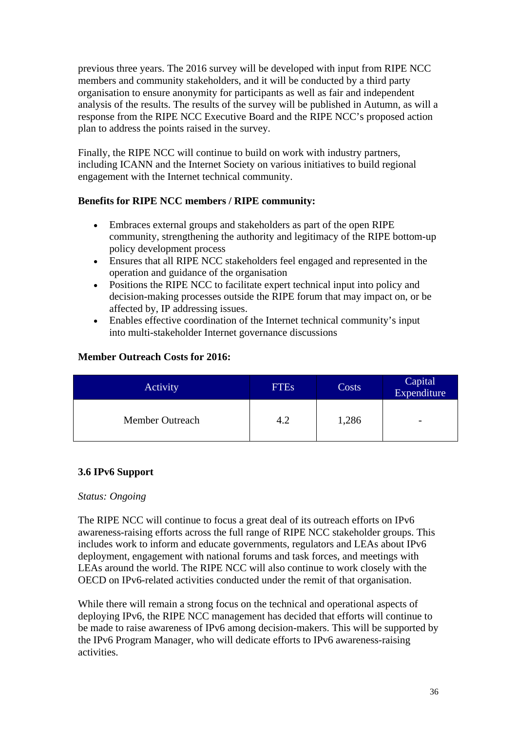previous three years. The 2016 survey will be developed with input from RIPE NCC members and community stakeholders, and it will be conducted by a third party organisation to ensure anonymity for participants as well as fair and independent analysis of the results. The results of the survey will be published in Autumn, as will a response from the RIPE NCC Executive Board and the RIPE NCC's proposed action plan to address the points raised in the survey.

Finally, the RIPE NCC will continue to build on work with industry partners, including ICANN and the Internet Society on various initiatives to build regional engagement with the Internet technical community.

**Benefits for RIPE NCC members / RIPE community:**

- Embraces external groups and stakeholders as part of the open RIPE community, strengthening the authority and legitimacy of the RIPE bottom-up policy development process
- Ensures that all RIPE NCC stakeholders feel engaged and represented in the operation and guidance of the organisation
- Positions the RIPE NCC to facilitate expert technical input into policy and decision-making processes outside the RIPE forum that may impact on, or be affected by, IP addressing issues.
- Enables effective coordination of the Internet technical community's input into multi-stakeholder Internet governance discussions

**Member Outreach Costs for 2016:**

| Activity | FTEs | Costs | Capital Expenditure |
|---|---|---|---|
| Member Outreach | 4.2 | 1,286 | - |

### 3.6 IPv6 Support

*Status: Ongoing*

The RIPE NCC will continue to focus a great deal of its outreach efforts on IPv6 awareness-raising efforts across the full range of RIPE NCC stakeholder groups. This includes work to inform and educate governments, regulators and LEAs about IPv6 deployment, engagement with national forums and task forces, and meetings with LEAs around the world. The RIPE NCC will also continue to work closely with the OECD on IPv6-related activities conducted under the remit of that organisation.

While there will remain a strong focus on the technical and operational aspects of deploying IPv6, the RIPE NCC management has decided that efforts will continue to be made to raise awareness of IPv6 among decision-makers. This will be supported by the IPv6 Program Manager, who will dedicate efforts to IPv6 awareness-raising activities.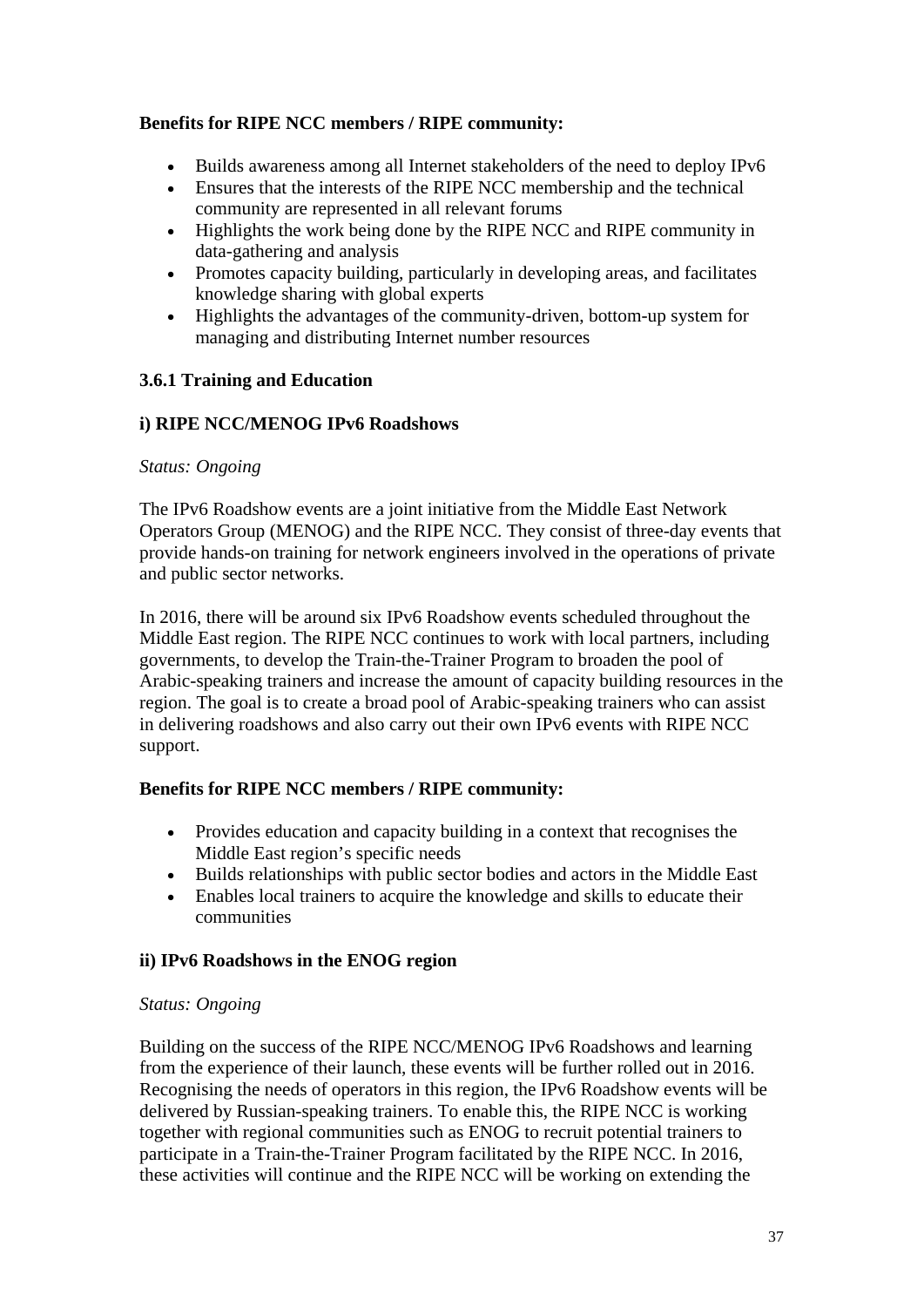**Benefits for RIPE NCC members / RIPE community:**

- Builds awareness among all Internet stakeholders of the need to deploy IPv6
- Ensures that the interests of the RIPE NCC membership and the technical community are represented in all relevant forums
- Highlights the work being done by the RIPE NCC and RIPE community in data-gathering and analysis
- Promotes capacity building, particularly in developing areas, and facilitates knowledge sharing with global experts
- Highlights the advantages of the community-driven, bottom-up system for managing and distributing Internet number resources

### 3.6.1 Training and Education

#### i) RIPE NCC/MENOG IPv6 Roadshows

*Status: Ongoing*

The IPv6 Roadshow events are a joint initiative from the Middle East Network Operators Group (MENOG) and the RIPE NCC. They consist of three-day events that provide hands-on training for network engineers involved in the operations of private and public sector networks.

In 2016, there will be around six IPv6 Roadshow events scheduled throughout the Middle East region. The RIPE NCC continues to work with local partners, including governments, to develop the Train-the-Trainer Program to broaden the pool of Arabic-speaking trainers and increase the amount of capacity building resources in the region. The goal is to create a broad pool of Arabic-speaking trainers who can assist in delivering roadshows and also carry out their own IPv6 events with RIPE NCC support.

**Benefits for RIPE NCC members / RIPE community:**

- Provides education and capacity building in a context that recognises the Middle East region's specific needs
- Builds relationships with public sector bodies and actors in the Middle East
- Enables local trainers to acquire the knowledge and skills to educate their communities

#### ii) IPv6 Roadshows in the ENOG region

*Status: Ongoing*

Building on the success of the RIPE NCC/MENOG IPv6 Roadshows and learning from the experience of their launch, these events will be further rolled out in 2016. Recognising the needs of operators in this region, the IPv6 Roadshow events will be delivered by Russian-speaking trainers. To enable this, the RIPE NCC is working together with regional communities such as ENOG to recruit potential trainers to participate in a Train-the-Trainer Program facilitated by the RIPE NCC. In 2016, these activities will continue and the RIPE NCC will be working on extending the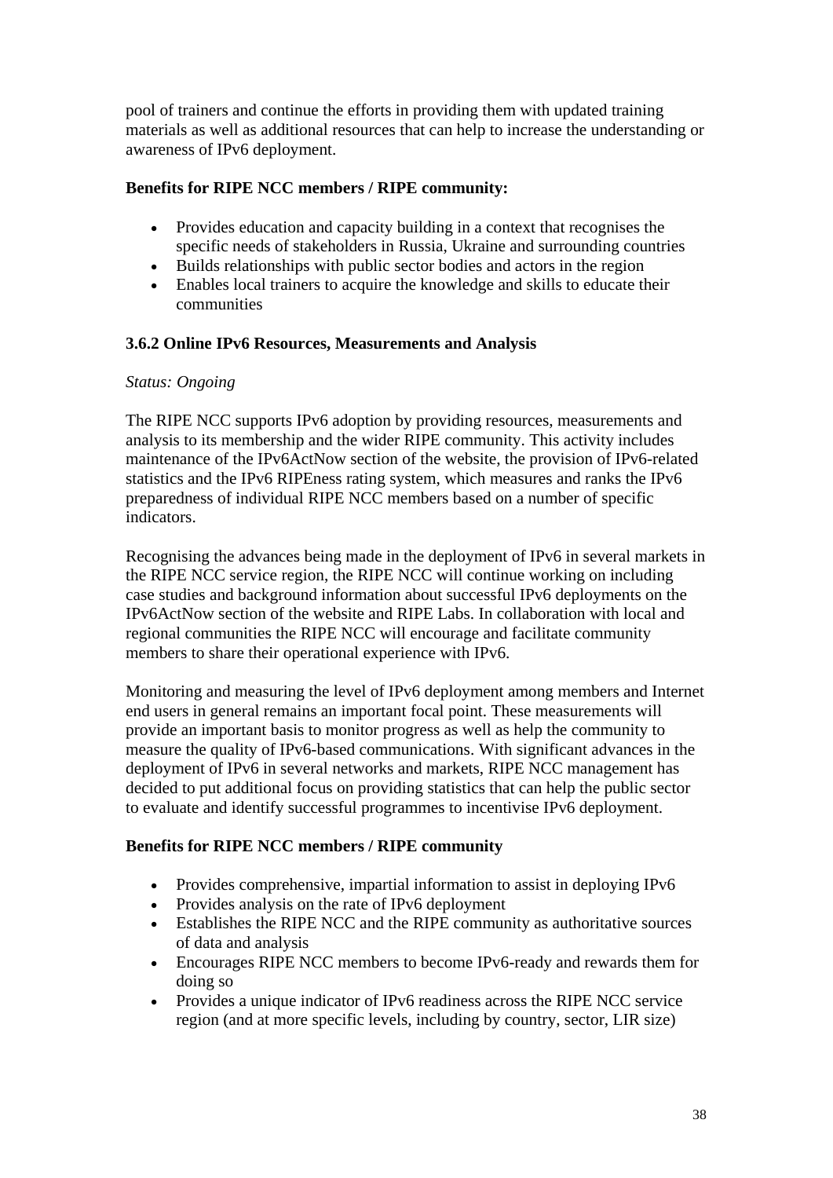pool of trainers and continue the efforts in providing them with updated training materials as well as additional resources that can help to increase the understanding or awareness of IPv6 deployment.

**Benefits for RIPE NCC members / RIPE community:**

- Provides education and capacity building in a context that recognises the specific needs of stakeholders in Russia, Ukraine and surrounding countries
- Builds relationships with public sector bodies and actors in the region
- Enables local trainers to acquire the knowledge and skills to educate their communities

### 3.6.2 Online IPv6 Resources, Measurements and Analysis

*Status: Ongoing*

The RIPE NCC supports IPv6 adoption by providing resources, measurements and analysis to its membership and the wider RIPE community. This activity includes maintenance of the IPv6ActNow section of the website, the provision of IPv6-related statistics and the IPv6 RIPEness rating system, which measures and ranks the IPv6 preparedness of individual RIPE NCC members based on a number of specific indicators.

Recognising the advances being made in the deployment of IPv6 in several markets in the RIPE NCC service region, the RIPE NCC will continue working on including case studies and background information about successful IPv6 deployments on the IPv6ActNow section of the website and RIPE Labs. In collaboration with local and regional communities the RIPE NCC will encourage and facilitate community members to share their operational experience with IPv6.

Monitoring and measuring the level of IPv6 deployment among members and Internet end users in general remains an important focal point. These measurements will provide an important basis to monitor progress as well as help the community to measure the quality of IPv6-based communications. With significant advances in the deployment of IPv6 in several networks and markets, RIPE NCC management has decided to put additional focus on providing statistics that can help the public sector to evaluate and identify successful programmes to incentivise IPv6 deployment.

**Benefits for RIPE NCC members / RIPE community**

- Provides comprehensive, impartial information to assist in deploying IPv6
- Provides analysis on the rate of IPv6 deployment
- Establishes the RIPE NCC and the RIPE community as authoritative sources of data and analysis
- Encourages RIPE NCC members to become IPv6-ready and rewards them for doing so
- Provides a unique indicator of IPv6 readiness across the RIPE NCC service region (and at more specific levels, including by country, sector, LIR size)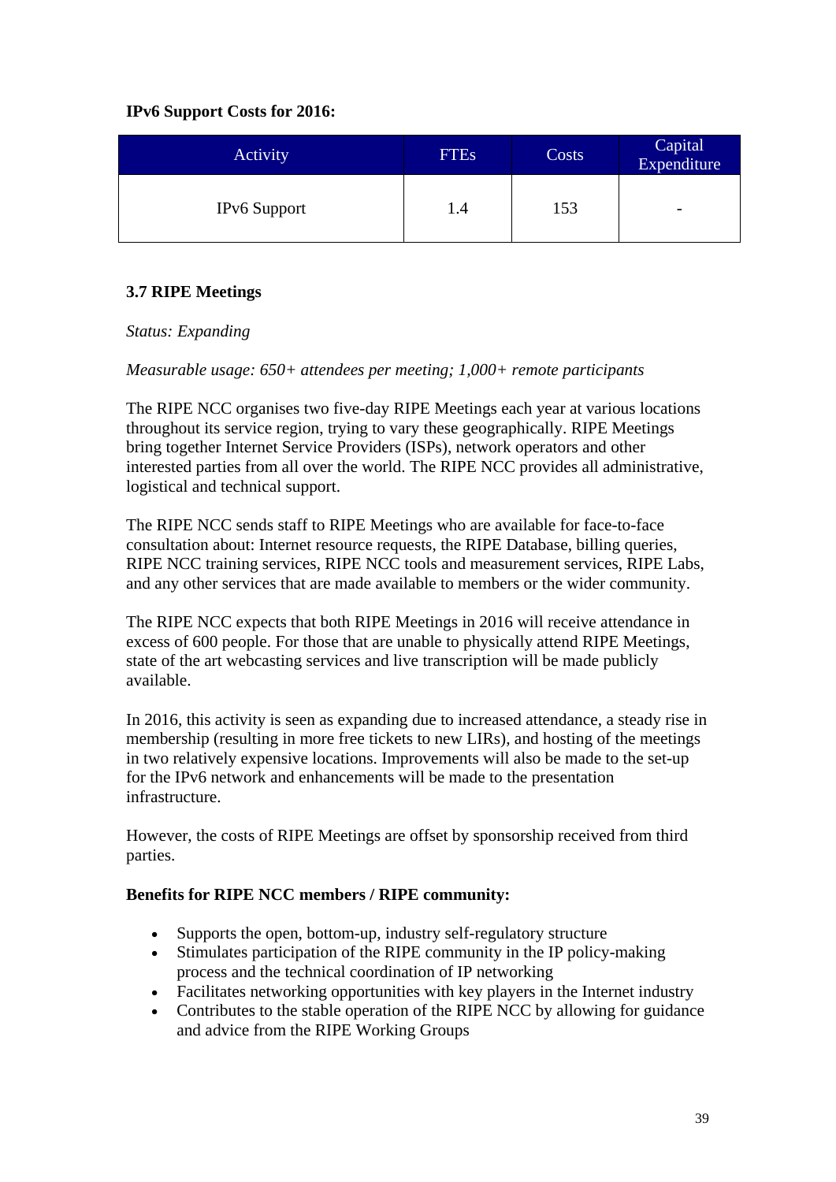**IPv6 Support Costs for 2016:**

| Activity | FTEs | Costs | Capital Expenditure |
| --- | --- | --- | --- |
| IPv6 Support | 1.4 | 153 | - |

### 3.7 RIPE Meetings

*Status: Expanding*

*Measurable usage: 650+ attendees per meeting; 1,000+ remote participants*

The RIPE NCC organises two five-day RIPE Meetings each year at various locations throughout its service region, trying to vary these geographically. RIPE Meetings bring together Internet Service Providers (ISPs), network operators and other interested parties from all over the world. The RIPE NCC provides all administrative, logistical and technical support.

The RIPE NCC sends staff to RIPE Meetings who are available for face-to-face consultation about: Internet resource requests, the RIPE Database, billing queries, RIPE NCC training services, RIPE NCC tools and measurement services, RIPE Labs, and any other services that are made available to members or the wider community.

The RIPE NCC expects that both RIPE Meetings in 2016 will receive attendance in excess of 600 people. For those that are unable to physically attend RIPE Meetings, state of the art webcasting services and live transcription will be made publicly available.

In 2016, this activity is seen as expanding due to increased attendance, a steady rise in membership (resulting in more free tickets to new LIRs), and hosting of the meetings in two relatively expensive locations. Improvements will also be made to the set-up for the IPv6 network and enhancements will be made to the presentation infrastructure.

However, the costs of RIPE Meetings are offset by sponsorship received from third parties.

**Benefits for RIPE NCC members / RIPE community:**

- Supports the open, bottom-up, industry self-regulatory structure
- Stimulates participation of the RIPE community in the IP policy-making process and the technical coordination of IP networking
- Facilitates networking opportunities with key players in the Internet industry
- Contributes to the stable operation of the RIPE NCC by allowing for guidance and advice from the RIPE Working Groups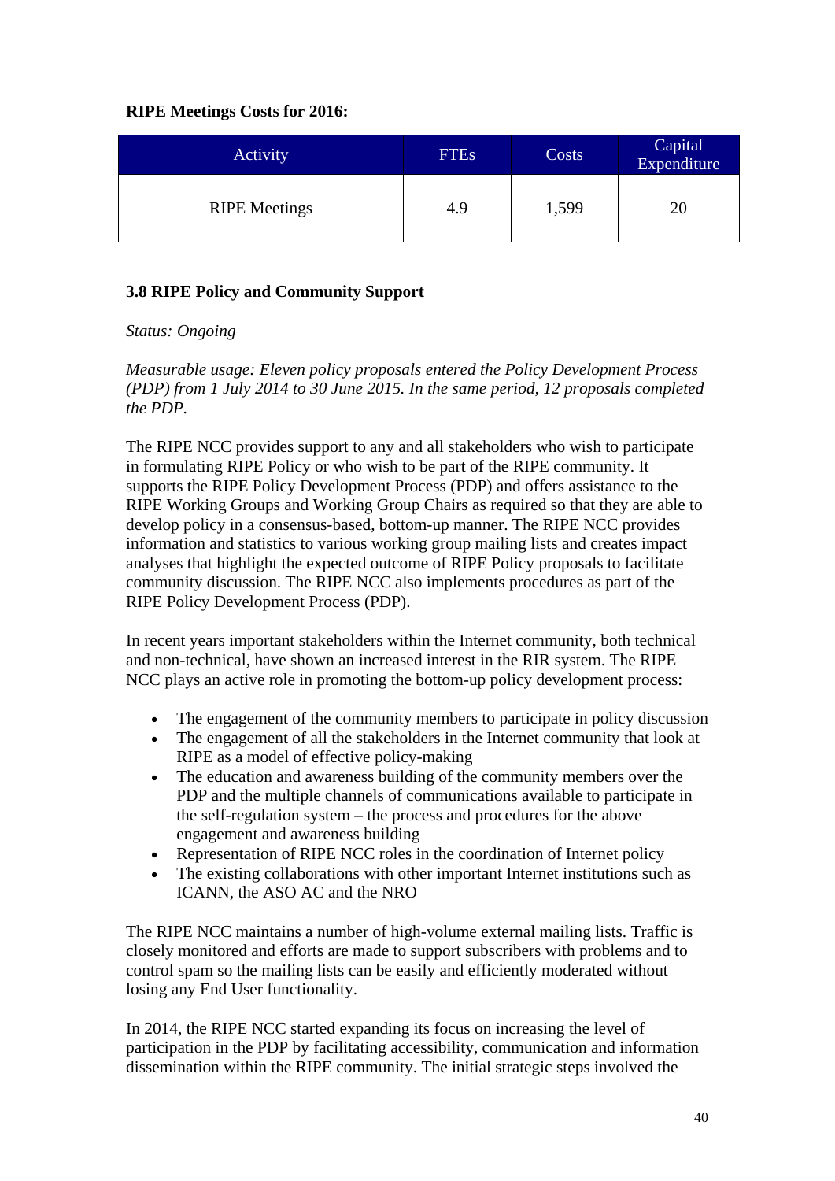**RIPE Meetings Costs for 2016:**

| Activity | FTEs | Costs | Capital Expenditure |
|---|---|---|---|
| RIPE Meetings | 4.9 | 1,599 | 20 |

### 3.8 RIPE Policy and Community Support

*Status: Ongoing*

*Measurable usage: Eleven policy proposals entered the Policy Development Process (PDP) from 1 July 2014 to 30 June 2015. In the same period, 12 proposals completed the PDP.*

The RIPE NCC provides support to any and all stakeholders who wish to participate in formulating RIPE Policy or who wish to be part of the RIPE community. It supports the RIPE Policy Development Process (PDP) and offers assistance to the RIPE Working Groups and Working Group Chairs as required so that they are able to develop policy in a consensus-based, bottom-up manner. The RIPE NCC provides information and statistics to various working group mailing lists and creates impact analyses that highlight the expected outcome of RIPE Policy proposals to facilitate community discussion. The RIPE NCC also implements procedures as part of the RIPE Policy Development Process (PDP).

In recent years important stakeholders within the Internet community, both technical and non-technical, have shown an increased interest in the RIR system. The RIPE NCC plays an active role in promoting the bottom-up policy development process:

- The engagement of the community members to participate in policy discussion
- The engagement of all the stakeholders in the Internet community that look at RIPE as a model of effective policy-making
- The education and awareness building of the community members over the PDP and the multiple channels of communications available to participate in the self-regulation system – the process and procedures for the above engagement and awareness building
- Representation of RIPE NCC roles in the coordination of Internet policy
- The existing collaborations with other important Internet institutions such as ICANN, the ASO AC and the NRO

The RIPE NCC maintains a number of high-volume external mailing lists. Traffic is closely monitored and efforts are made to support subscribers with problems and to control spam so the mailing lists can be easily and efficiently moderated without losing any End User functionality.

In 2014, the RIPE NCC started expanding its focus on increasing the level of participation in the PDP by facilitating accessibility, communication and information dissemination within the RIPE community. The initial strategic steps involved the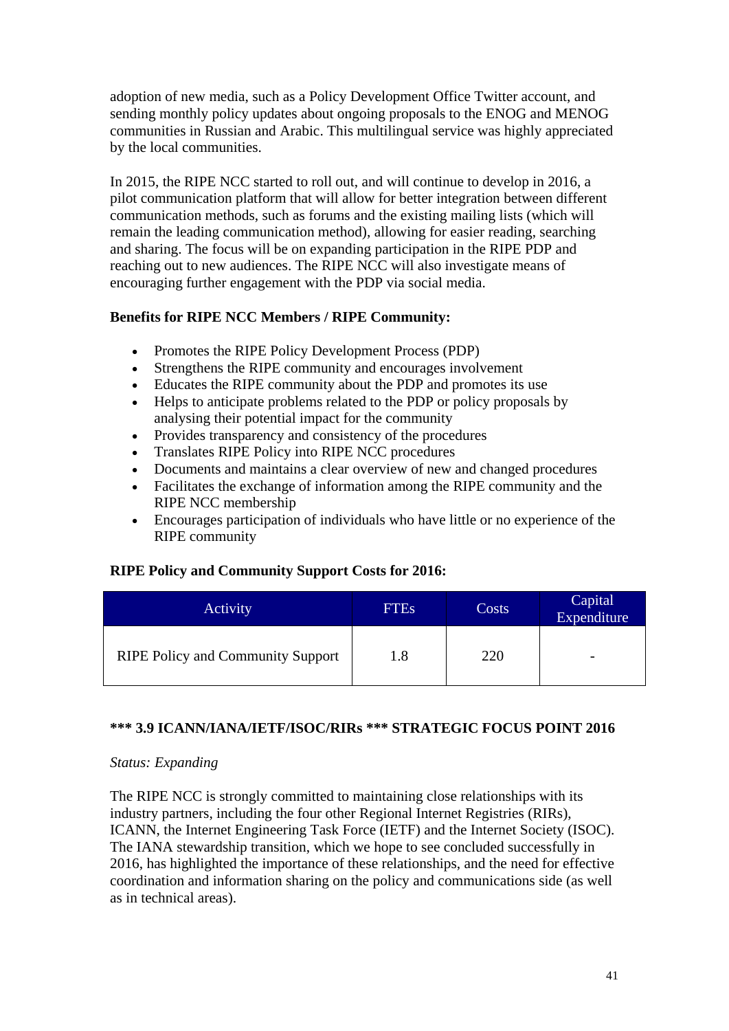adoption of new media, such as a Policy Development Office Twitter account, and sending monthly policy updates about ongoing proposals to the ENOG and MENOG communities in Russian and Arabic. This multilingual service was highly appreciated by the local communities.

In 2015, the RIPE NCC started to roll out, and will continue to develop in 2016, a pilot communication platform that will allow for better integration between different communication methods, such as forums and the existing mailing lists (which will remain the leading communication method), allowing for easier reading, searching and sharing. The focus will be on expanding participation in the RIPE PDP and reaching out to new audiences. The RIPE NCC will also investigate means of encouraging further engagement with the PDP via social media.

**Benefits for RIPE NCC Members / RIPE Community:**

- Promotes the RIPE Policy Development Process (PDP)
- Strengthens the RIPE community and encourages involvement
- Educates the RIPE community about the PDP and promotes its use
- Helps to anticipate problems related to the PDP or policy proposals by analysing their potential impact for the community
- Provides transparency and consistency of the procedures
- Translates RIPE Policy into RIPE NCC procedures
- Documents and maintains a clear overview of new and changed procedures
- Facilitates the exchange of information among the RIPE community and the RIPE NCC membership
- Encourages participation of individuals who have little or no experience of the RIPE community

**RIPE Policy and Community Support Costs for 2016:**

| Activity | FTEs | Costs | Capital Expenditure |
|---|---|---|---|
| RIPE Policy and Community Support | 1.8 | 220 | - |

**\*\*\* 3.9 ICANN/IANA/IETF/ISOC/RIRs \*\*\* STRATEGIC FOCUS POINT 2016**

*Status: Expanding*

The RIPE NCC is strongly committed to maintaining close relationships with its industry partners, including the four other Regional Internet Registries (RIRs), ICANN, the Internet Engineering Task Force (IETF) and the Internet Society (ISOC). The IANA stewardship transition, which we hope to see concluded successfully in 2016, has highlighted the importance of these relationships, and the need for effective coordination and information sharing on the policy and communications side (as well as in technical areas).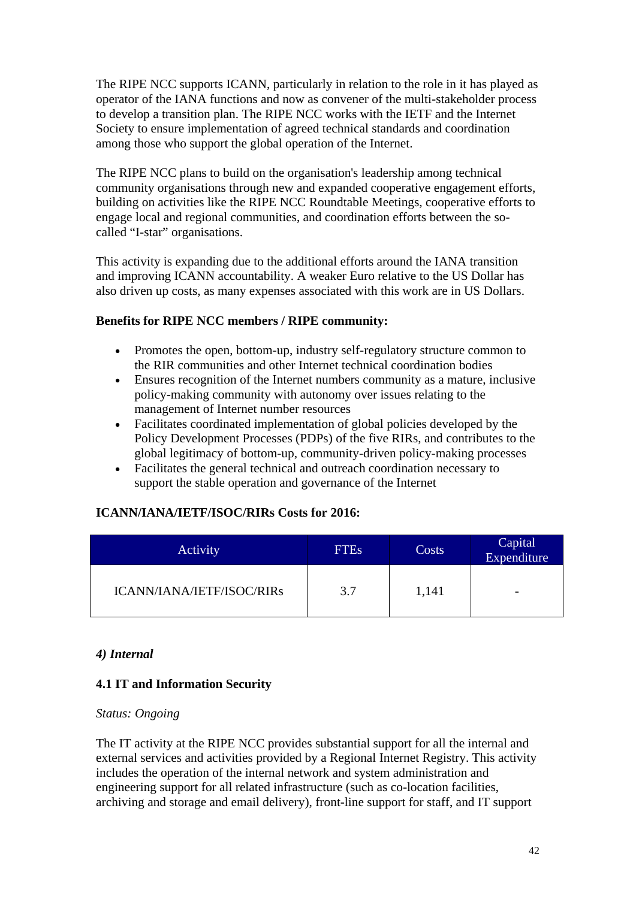The RIPE NCC supports ICANN, particularly in relation to the role in it has played as operator of the IANA functions and now as convener of the multi-stakeholder process to develop a transition plan. The RIPE NCC works with the IETF and the Internet Society to ensure implementation of agreed technical standards and coordination among those who support the global operation of the Internet.

The RIPE NCC plans to build on the organisation's leadership among technical community organisations through new and expanded cooperative engagement efforts, building on activities like the RIPE NCC Roundtable Meetings, cooperative efforts to engage local and regional communities, and coordination efforts between the so-called "I-star" organisations.

This activity is expanding due to the additional efforts around the IANA transition and improving ICANN accountability. A weaker Euro relative to the US Dollar has also driven up costs, as many expenses associated with this work are in US Dollars.

**Benefits for RIPE NCC members / RIPE community:**

- Promotes the open, bottom-up, industry self-regulatory structure common to the RIR communities and other Internet technical coordination bodies
- Ensures recognition of the Internet numbers community as a mature, inclusive policy-making community with autonomy over issues relating to the management of Internet number resources
- Facilitates coordinated implementation of global policies developed by the Policy Development Processes (PDPs) of the five RIRs, and contributes to the global legitimacy of bottom-up, community-driven policy-making processes
- Facilitates the general technical and outreach coordination necessary to support the stable operation and governance of the Internet

**ICANN/IANA/IETF/ISOC/RIRs Costs for 2016:**

| Activity | FTEs | Costs | Capital Expenditure |
|---|---|---|---|
| ICANN/IANA/IETF/ISOC/RIRs | 3.7 | 1,141 | - |

### *4) Internal*

#### 4.1 IT and Information Security

*Status: Ongoing*

The IT activity at the RIPE NCC provides substantial support for all the internal and external services and activities provided by a Regional Internet Registry. This activity includes the operation of the internal network and system administration and engineering support for all related infrastructure (such as co-location facilities, archiving and storage and email delivery), front-line support for staff, and IT support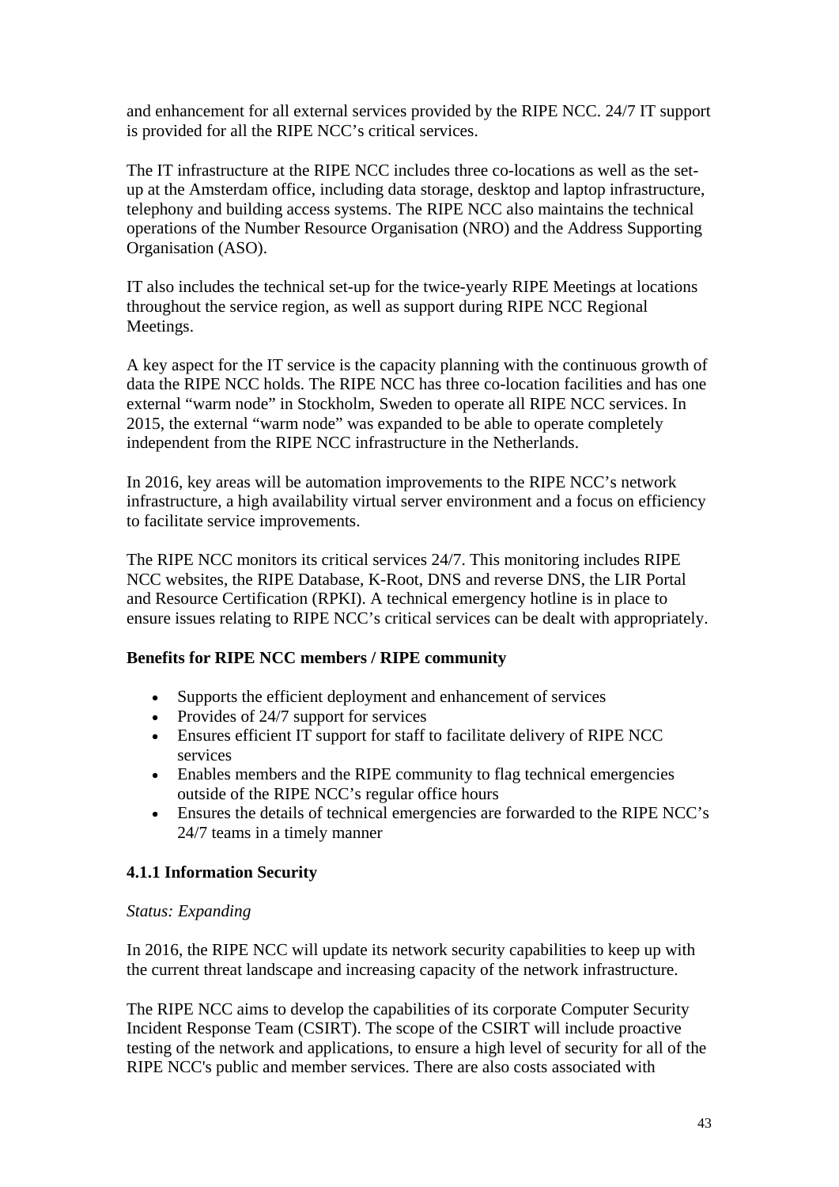and enhancement for all external services provided by the RIPE NCC. 24/7 IT support is provided for all the RIPE NCC's critical services.

The IT infrastructure at the RIPE NCC includes three co-locations as well as the set-up at the Amsterdam office, including data storage, desktop and laptop infrastructure, telephony and building access systems. The RIPE NCC also maintains the technical operations of the Number Resource Organisation (NRO) and the Address Supporting Organisation (ASO).

IT also includes the technical set-up for the twice-yearly RIPE Meetings at locations throughout the service region, as well as support during RIPE NCC Regional Meetings.

A key aspect for the IT service is the capacity planning with the continuous growth of data the RIPE NCC holds. The RIPE NCC has three co-location facilities and has one external "warm node" in Stockholm, Sweden to operate all RIPE NCC services. In 2015, the external "warm node" was expanded to be able to operate completely independent from the RIPE NCC infrastructure in the Netherlands.

In 2016, key areas will be automation improvements to the RIPE NCC's network infrastructure, a high availability virtual server environment and a focus on efficiency to facilitate service improvements.

The RIPE NCC monitors its critical services 24/7. This monitoring includes RIPE NCC websites, the RIPE Database, K-Root, DNS and reverse DNS, the LIR Portal and Resource Certification (RPKI). A technical emergency hotline is in place to ensure issues relating to RIPE NCC's critical services can be dealt with appropriately.

**Benefits for RIPE NCC members / RIPE community**

- Supports the efficient deployment and enhancement of services
- Provides of 24/7 support for services
- Ensures efficient IT support for staff to facilitate delivery of RIPE NCC services
- Enables members and the RIPE community to flag technical emergencies outside of the RIPE NCC's regular office hours
- Ensures the details of technical emergencies are forwarded to the RIPE NCC's 24/7 teams in a timely manner

### 4.1.1 Information Security

*Status: Expanding*

In 2016, the RIPE NCC will update its network security capabilities to keep up with the current threat landscape and increasing capacity of the network infrastructure.

The RIPE NCC aims to develop the capabilities of its corporate Computer Security Incident Response Team (CSIRT). The scope of the CSIRT will include proactive testing of the network and applications, to ensure a high level of security for all of the RIPE NCC's public and member services. There are also costs associated with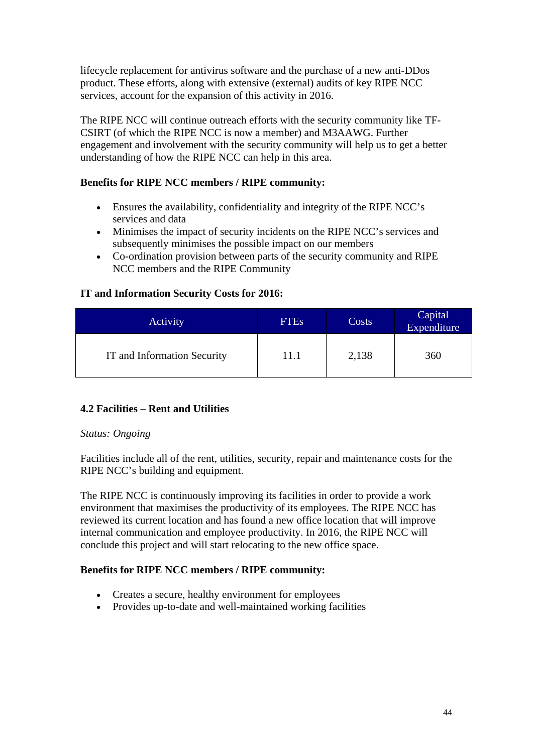lifecycle replacement for antivirus software and the purchase of a new anti-DDos product. These efforts, along with extensive (external) audits of key RIPE NCC services, account for the expansion of this activity in 2016.

The RIPE NCC will continue outreach efforts with the security community like TF-CSIRT (of which the RIPE NCC is now a member) and M3AAWG. Further engagement and involvement with the security community will help us to get a better understanding of how the RIPE NCC can help in this area.

**Benefits for RIPE NCC members / RIPE community:**

- Ensures the availability, confidentiality and integrity of the RIPE NCC's services and data
- Minimises the impact of security incidents on the RIPE NCC's services and subsequently minimises the possible impact on our members
- Co-ordination provision between parts of the security community and RIPE NCC members and the RIPE Community

**IT and Information Security Costs for 2016:**

| Activity | FTEs | Costs | Capital Expenditure |
|---|---|---|---|
| IT and Information Security | 11.1 | 2,138 | 360 |

### 4.2 Facilities – Rent and Utilities

*Status: Ongoing*

Facilities include all of the rent, utilities, security, repair and maintenance costs for the RIPE NCC's building and equipment.

The RIPE NCC is continuously improving its facilities in order to provide a work environment that maximises the productivity of its employees. The RIPE NCC has reviewed its current location and has found a new office location that will improve internal communication and employee productivity. In 2016, the RIPE NCC will conclude this project and will start relocating to the new office space.

**Benefits for RIPE NCC members / RIPE community:**

- Creates a secure, healthy environment for employees
- Provides up-to-date and well-maintained working facilities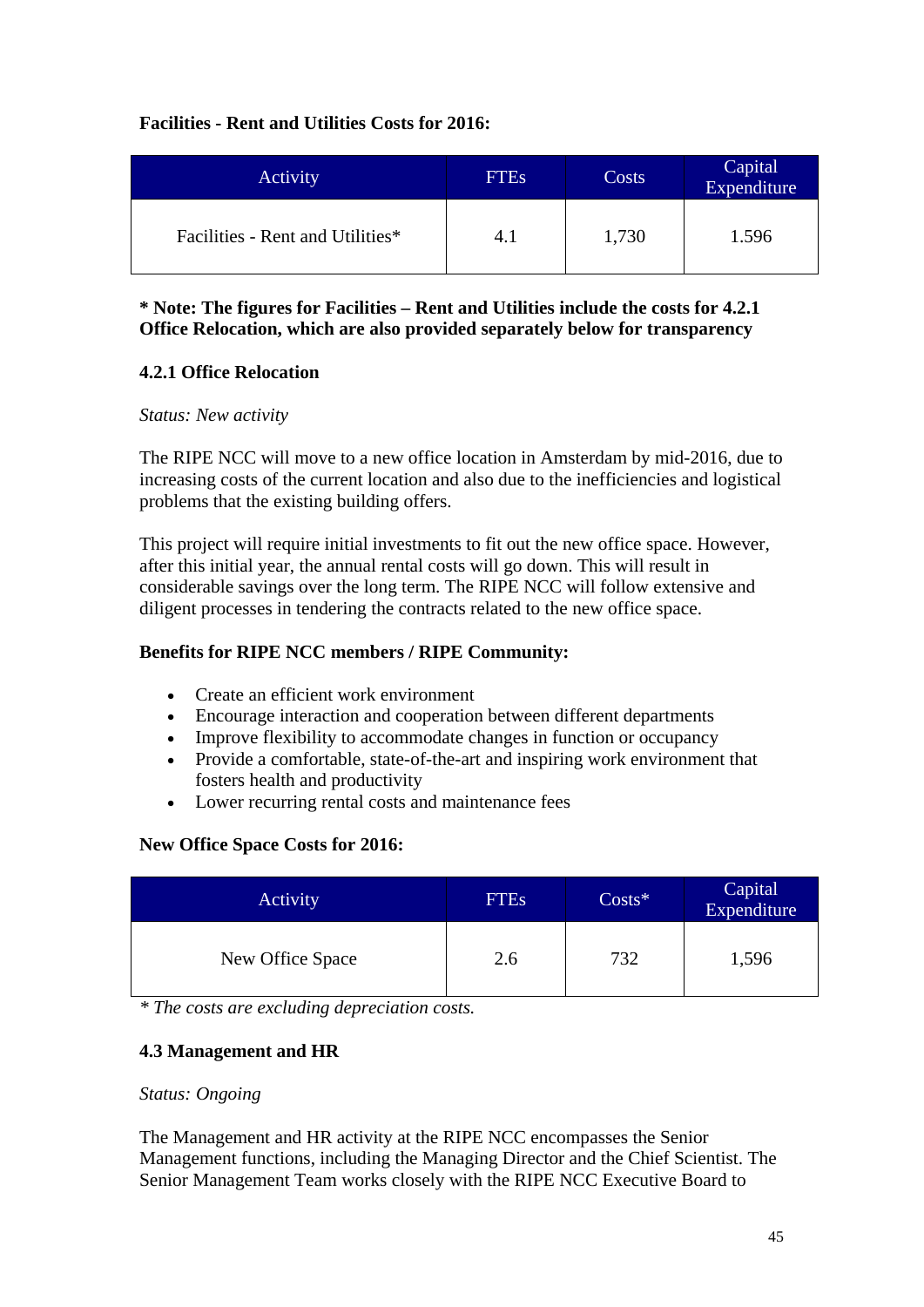**Facilities - Rent and Utilities Costs for 2016:**

| Activity | FTEs | Costs | Capital Expenditure |
|---|---|---|---|
| Facilities - Rent and Utilities* | 4.1 | 1,730 | 1.596 |

**\* Note: The figures for Facilities – Rent and Utilities include the costs for 4.2.1 Office Relocation, which are also provided separately below for transparency**

### 4.2.1 Office Relocation

*Status: New activity*

The RIPE NCC will move to a new office location in Amsterdam by mid-2016, due to increasing costs of the current location and also due to the inefficiencies and logistical problems that the existing building offers.

This project will require initial investments to fit out the new office space. However, after this initial year, the annual rental costs will go down. This will result in considerable savings over the long term. The RIPE NCC will follow extensive and diligent processes in tendering the contracts related to the new office space.

**Benefits for RIPE NCC members / RIPE Community:**

- Create an efficient work environment
- Encourage interaction and cooperation between different departments
- Improve flexibility to accommodate changes in function or occupancy
- Provide a comfortable, state-of-the-art and inspiring work environment that fosters health and productivity
- Lower recurring rental costs and maintenance fees

**New Office Space Costs for 2016:**

| Activity | FTEs | Costs* | Capital Expenditure |
|---|---|---|---|
| New Office Space | 2.6 | 732 | 1,596 |

*\* The costs are excluding depreciation costs.*

### 4.3 Management and HR

*Status: Ongoing*

The Management and HR activity at the RIPE NCC encompasses the Senior Management functions, including the Managing Director and the Chief Scientist. The Senior Management Team works closely with the RIPE NCC Executive Board to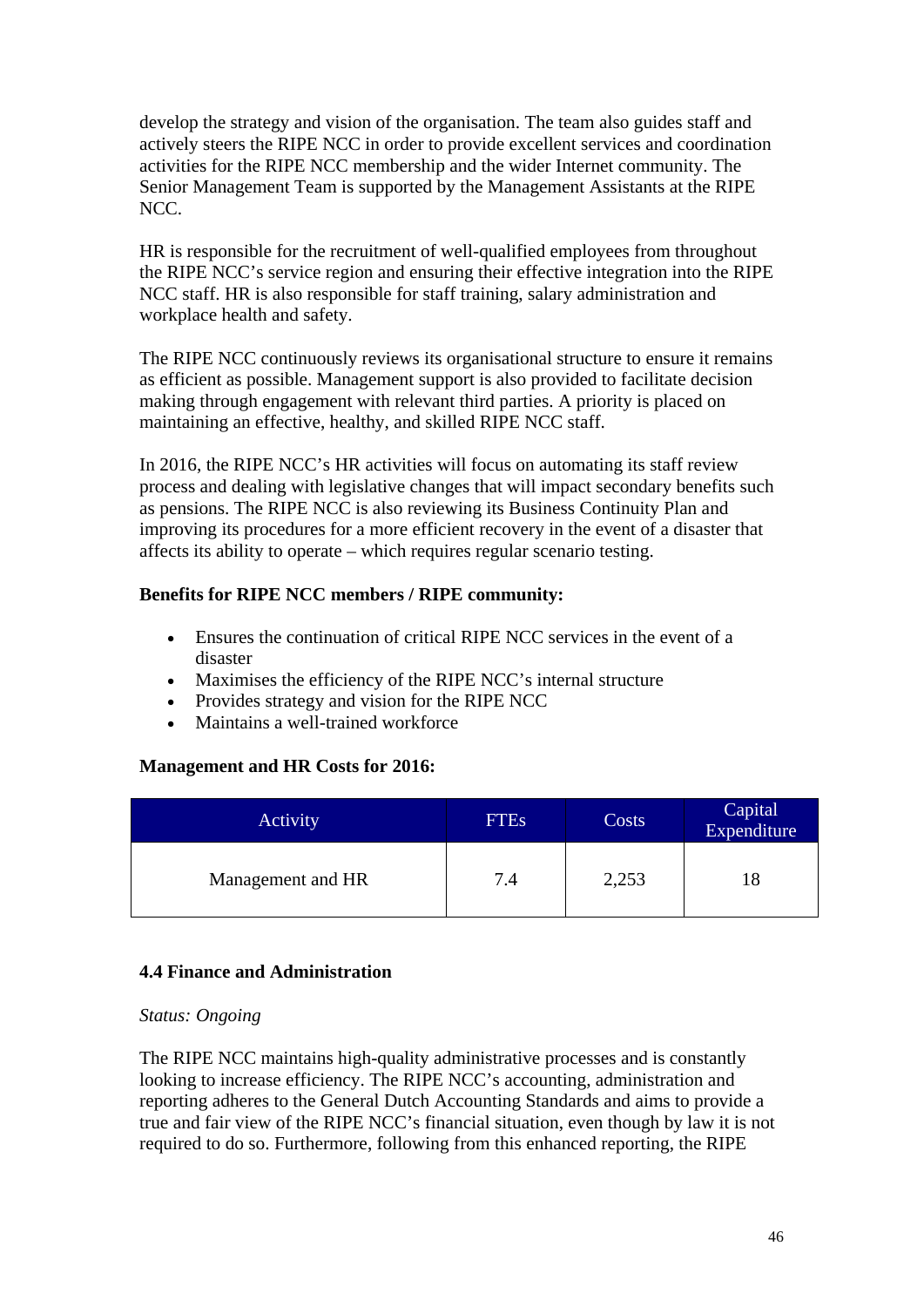develop the strategy and vision of the organisation. The team also guides staff and actively steers the RIPE NCC in order to provide excellent services and coordination activities for the RIPE NCC membership and the wider Internet community. The Senior Management Team is supported by the Management Assistants at the RIPE NCC.

HR is responsible for the recruitment of well-qualified employees from throughout the RIPE NCC's service region and ensuring their effective integration into the RIPE NCC staff. HR is also responsible for staff training, salary administration and workplace health and safety.

The RIPE NCC continuously reviews its organisational structure to ensure it remains as efficient as possible. Management support is also provided to facilitate decision making through engagement with relevant third parties. A priority is placed on maintaining an effective, healthy, and skilled RIPE NCC staff.

In 2016, the RIPE NCC's HR activities will focus on automating its staff review process and dealing with legislative changes that will impact secondary benefits such as pensions. The RIPE NCC is also reviewing its Business Continuity Plan and improving its procedures for a more efficient recovery in the event of a disaster that affects its ability to operate – which requires regular scenario testing.

**Benefits for RIPE NCC members / RIPE community:**

- Ensures the continuation of critical RIPE NCC services in the event of a disaster
- Maximises the efficiency of the RIPE NCC's internal structure
- Provides strategy and vision for the RIPE NCC
- Maintains a well-trained workforce

**Management and HR Costs for 2016:**

| Activity | FTEs | Costs | Capital Expenditure |
|---|---|---|---|
| Management and HR | 7.4 | 2,253 | 18 |

### 4.4 Finance and Administration

*Status: Ongoing*

The RIPE NCC maintains high-quality administrative processes and is constantly looking to increase efficiency. The RIPE NCC's accounting, administration and reporting adheres to the General Dutch Accounting Standards and aims to provide a true and fair view of the RIPE NCC's financial situation, even though by law it is not required to do so. Furthermore, following from this enhanced reporting, the RIPE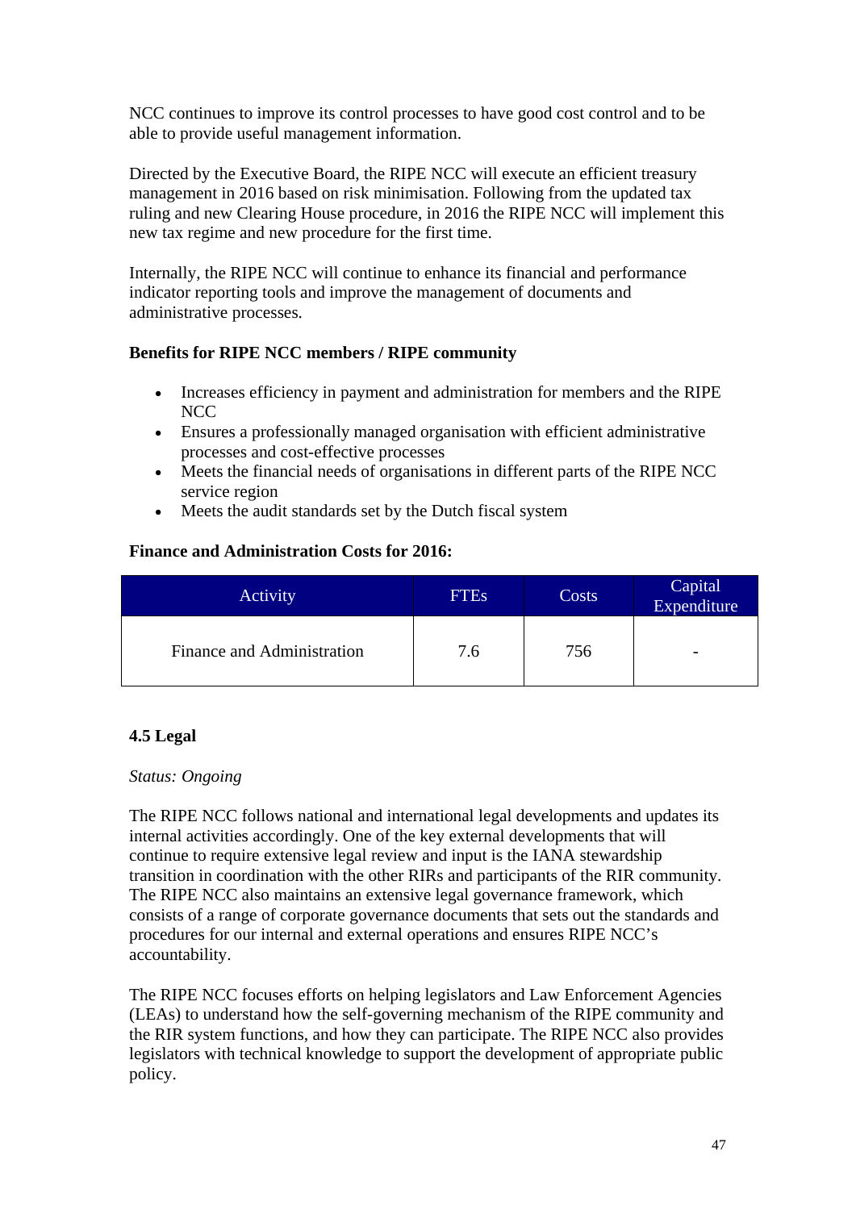NCC continues to improve its control processes to have good cost control and to be able to provide useful management information.

Directed by the Executive Board, the RIPE NCC will execute an efficient treasury management in 2016 based on risk minimisation. Following from the updated tax ruling and new Clearing House procedure, in 2016 the RIPE NCC will implement this new tax regime and new procedure for the first time.

Internally, the RIPE NCC will continue to enhance its financial and performance indicator reporting tools and improve the management of documents and administrative processes.

**Benefits for RIPE NCC members / RIPE community**

- Increases efficiency in payment and administration for members and the RIPE NCC
- Ensures a professionally managed organisation with efficient administrative processes and cost-effective processes
- Meets the financial needs of organisations in different parts of the RIPE NCC service region
- Meets the audit standards set by the Dutch fiscal system

**Finance and Administration Costs for 2016:**

| Activity | FTEs | Costs | Capital Expenditure |
|---|---|---|---|
| Finance and Administration | 7.6 | 756 | - |

### 4.5 Legal

*Status: Ongoing*

The RIPE NCC follows national and international legal developments and updates its internal activities accordingly. One of the key external developments that will continue to require extensive legal review and input is the IANA stewardship transition in coordination with the other RIRs and participants of the RIR community. The RIPE NCC also maintains an extensive legal governance framework, which consists of a range of corporate governance documents that sets out the standards and procedures for our internal and external operations and ensures RIPE NCC's accountability.

The RIPE NCC focuses efforts on helping legislators and Law Enforcement Agencies (LEAs) to understand how the self-governing mechanism of the RIPE community and the RIR system functions, and how they can participate. The RIPE NCC also provides legislators with technical knowledge to support the development of appropriate public policy.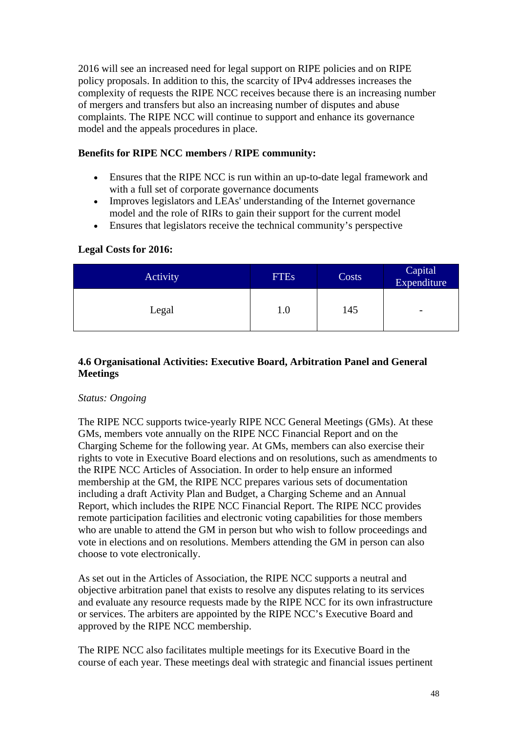2016 will see an increased need for legal support on RIPE policies and on RIPE policy proposals. In addition to this, the scarcity of IPv4 addresses increases the complexity of requests the RIPE NCC receives because there is an increasing number of mergers and transfers but also an increasing number of disputes and abuse complaints. The RIPE NCC will continue to support and enhance its governance model and the appeals procedures in place.

**Benefits for RIPE NCC members / RIPE community:**

- Ensures that the RIPE NCC is run within an up-to-date legal framework and with a full set of corporate governance documents
- Improves legislators and LEAs' understanding of the Internet governance model and the role of RIRs to gain their support for the current model
- Ensures that legislators receive the technical community's perspective

**Legal Costs for 2016:**

| Activity | FTEs | Costs | Capital Expenditure |
|---|---|---|---|
| Legal | 1.0 | 145 | - |

### 4.6 Organisational Activities: Executive Board, Arbitration Panel and General Meetings

*Status: Ongoing*

The RIPE NCC supports twice-yearly RIPE NCC General Meetings (GMs). At these GMs, members vote annually on the RIPE NCC Financial Report and on the Charging Scheme for the following year. At GMs, members can also exercise their rights to vote in Executive Board elections and on resolutions, such as amendments to the RIPE NCC Articles of Association. In order to help ensure an informed membership at the GM, the RIPE NCC prepares various sets of documentation including a draft Activity Plan and Budget, a Charging Scheme and an Annual Report, which includes the RIPE NCC Financial Report. The RIPE NCC provides remote participation facilities and electronic voting capabilities for those members who are unable to attend the GM in person but who wish to follow proceedings and vote in elections and on resolutions. Members attending the GM in person can also choose to vote electronically.

As set out in the Articles of Association, the RIPE NCC supports a neutral and objective arbitration panel that exists to resolve any disputes relating to its services and evaluate any resource requests made by the RIPE NCC for its own infrastructure or services. The arbiters are appointed by the RIPE NCC's Executive Board and approved by the RIPE NCC membership.

The RIPE NCC also facilitates multiple meetings for its Executive Board in the course of each year. These meetings deal with strategic and financial issues pertinent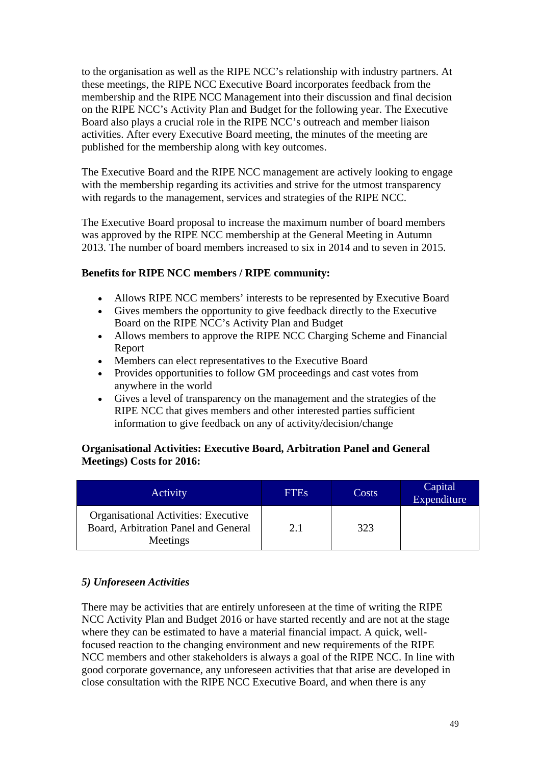to the organisation as well as the RIPE NCC's relationship with industry partners. At these meetings, the RIPE NCC Executive Board incorporates feedback from the membership and the RIPE NCC Management into their discussion and final decision on the RIPE NCC's Activity Plan and Budget for the following year. The Executive Board also plays a crucial role in the RIPE NCC's outreach and member liaison activities. After every Executive Board meeting, the minutes of the meeting are published for the membership along with key outcomes.

The Executive Board and the RIPE NCC management are actively looking to engage with the membership regarding its activities and strive for the utmost transparency with regards to the management, services and strategies of the RIPE NCC.

The Executive Board proposal to increase the maximum number of board members was approved by the RIPE NCC membership at the General Meeting in Autumn 2013. The number of board members increased to six in 2014 and to seven in 2015.

**Benefits for RIPE NCC members / RIPE community:**

- Allows RIPE NCC members' interests to be represented by Executive Board
- Gives members the opportunity to give feedback directly to the Executive Board on the RIPE NCC's Activity Plan and Budget
- Allows members to approve the RIPE NCC Charging Scheme and Financial Report
- Members can elect representatives to the Executive Board
- Provides opportunities to follow GM proceedings and cast votes from anywhere in the world
- Gives a level of transparency on the management and the strategies of the RIPE NCC that gives members and other interested parties sufficient information to give feedback on any of activity/decision/change

**Organisational Activities: Executive Board, Arbitration Panel and General Meetings) Costs for 2016:**

| Activity | FTEs | Costs | Capital Expenditure |
|---|---|---|---|
| Organisational Activities: Executive Board, Arbitration Panel and General Meetings | 2.1 | 323 | |

### *5) Unforeseen Activities*

There may be activities that are entirely unforeseen at the time of writing the RIPE NCC Activity Plan and Budget 2016 or have started recently and are not at the stage where they can be estimated to have a material financial impact. A quick, well-focused reaction to the changing environment and new requirements of the RIPE NCC members and other stakeholders is always a goal of the RIPE NCC. In line with good corporate governance, any unforeseen activities that that arise are developed in close consultation with the RIPE NCC Executive Board, and when there is any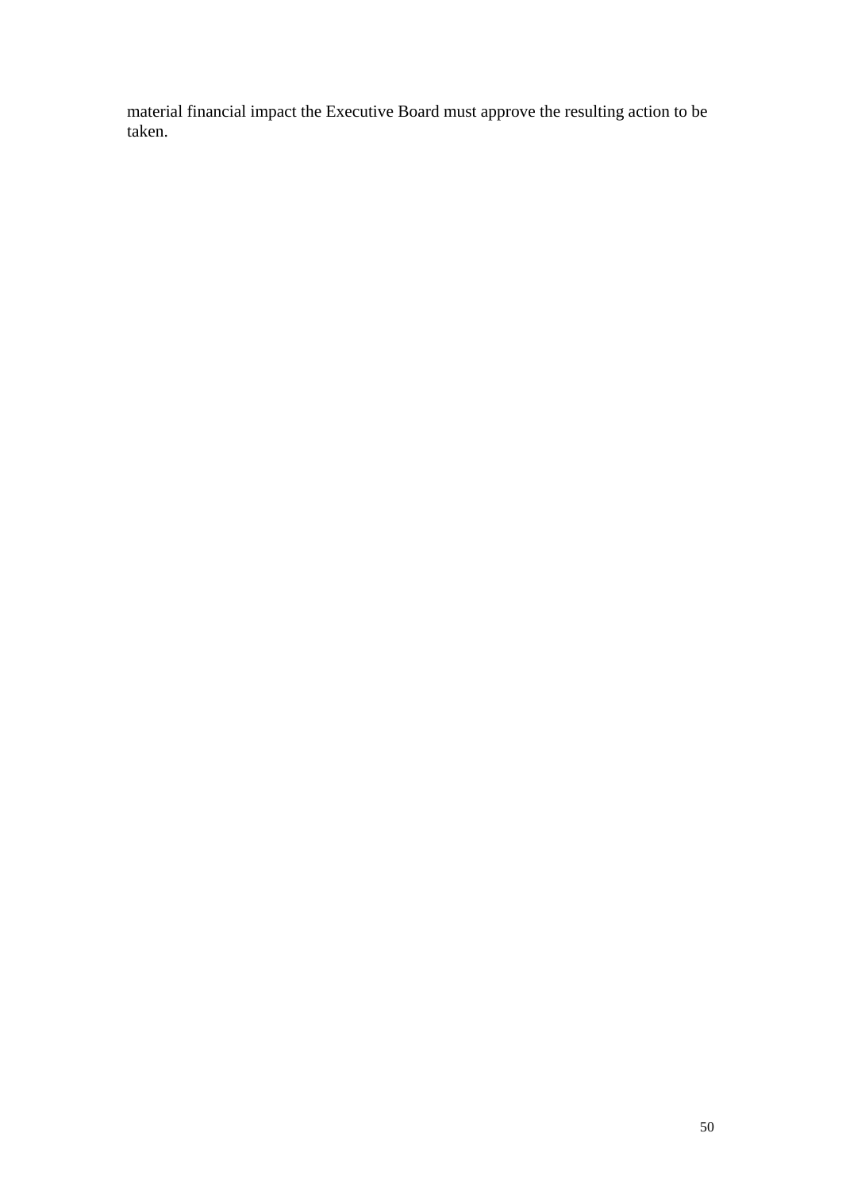material financial impact the Executive Board must approve the resulting action to be taken.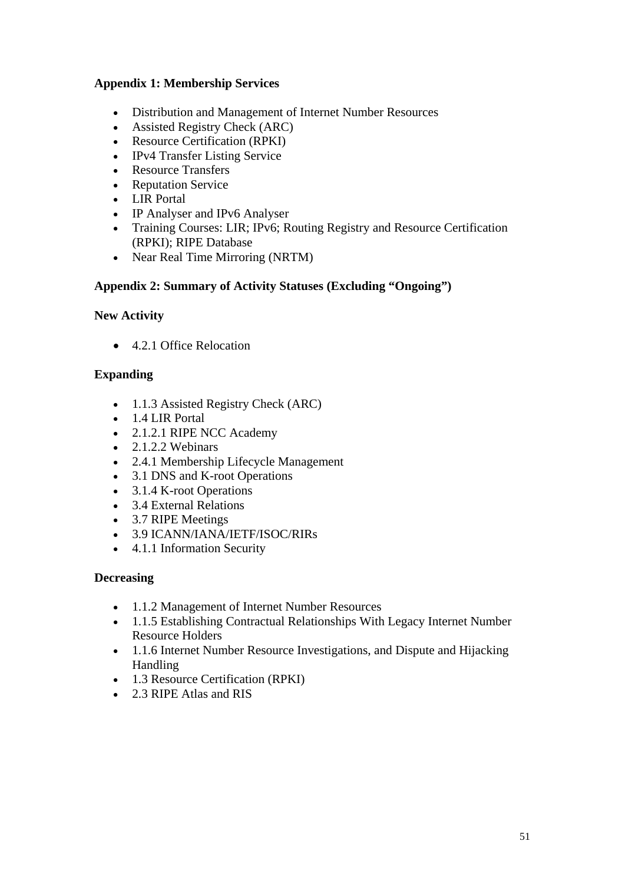## Appendix 1: Membership Services

- Distribution and Management of Internet Number Resources
- Assisted Registry Check (ARC)
- Resource Certification (RPKI)
- IPv4 Transfer Listing Service
- Resource Transfers
- Reputation Service
- LIR Portal
- IP Analyser and IPv6 Analyser
- Training Courses: LIR; IPv6; Routing Registry and Resource Certification (RPKI); RIPE Database
- Near Real Time Mirroring (NRTM)

## Appendix 2: Summary of Activity Statuses (Excluding "Ongoing")

### New Activity

- 4.2.1 Office Relocation

### Expanding

- 1.1.3 Assisted Registry Check (ARC)
- 1.4 LIR Portal
- 2.1.2.1 RIPE NCC Academy
- 2.1.2.2 Webinars
- 2.4.1 Membership Lifecycle Management
- 3.1 DNS and K-root Operations
- 3.1.4 K-root Operations
- 3.4 External Relations
- 3.7 RIPE Meetings
- 3.9 ICANN/IANA/IETF/ISOC/RIRs
- 4.1.1 Information Security

### Decreasing

- 1.1.2 Management of Internet Number Resources
- 1.1.5 Establishing Contractual Relationships With Legacy Internet Number Resource Holders
- 1.1.6 Internet Number Resource Investigations, and Dispute and Hijacking Handling
- 1.3 Resource Certification (RPKI)
- 2.3 RIPE Atlas and RIS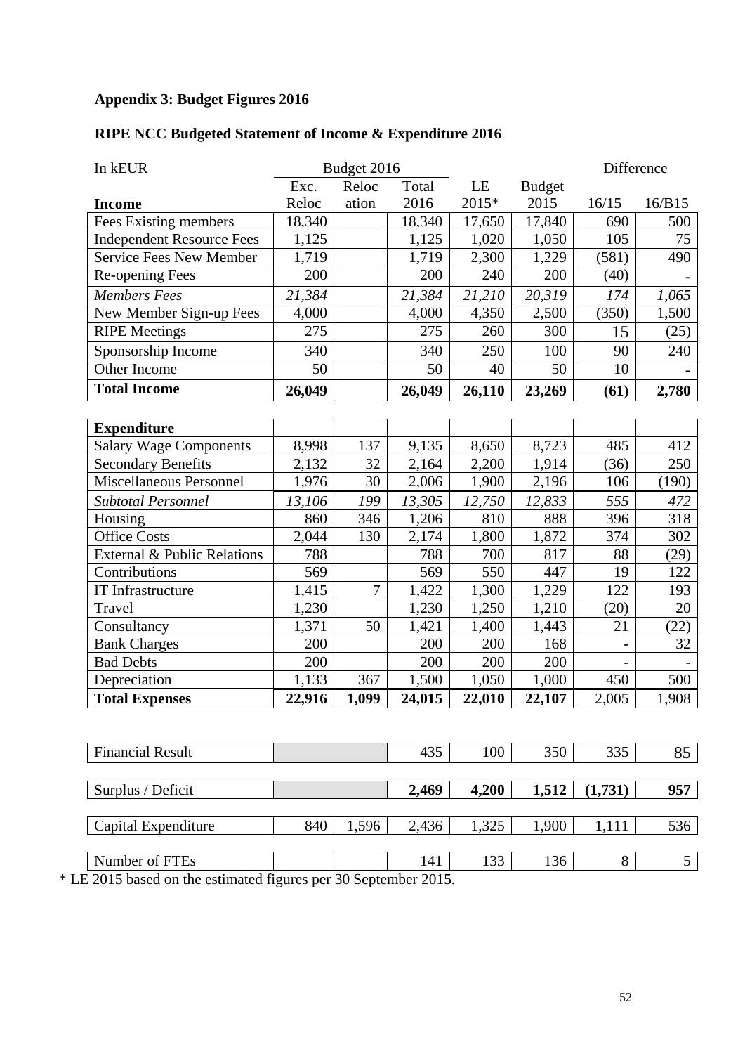**Appendix 3: Budget Figures 2016**

**RIPE NCC Budgeted Statement of Income & Expenditure 2016**

| In kEUR | Budget 2016 | | | | | Difference | |
|---|---|---|---|---|---|---|---|
| | Exc. Reloc | Relocation | Total 2016 | LE 2015* | Budget 2015 | 16/15 | 16/B15 |
| **Income** | | | | | | | |
| Fees Existing members | 18,340 | | 18,340 | 17,650 | 17,840 | 690 | 500 |
| Independent Resource Fees | 1,125 | | 1,125 | 1,020 | 1,050 | 105 | 75 |
| Service Fees New Member | 1,719 | | 1,719 | 2,300 | 1,229 | (581) | 490 |
| Re-opening Fees | 200 | | 200 | 240 | 200 | (40) | - |
| *Members Fees* | *21,384* | | *21,384* | *21,210* | *20,319* | *174* | *1,065* |
| New Member Sign-up Fees | 4,000 | | 4,000 | 4,350 | 2,500 | (350) | 1,500 |
| RIPE Meetings | 275 | | 275 | 260 | 300 | 15 | (25) |
| Sponsorship Income | 340 | | 340 | 250 | 100 | 90 | 240 |
| Other Income | 50 | | 50 | 40 | 50 | 10 | - |
| **Total Income** | **26,049** | | **26,049** | **26,110** | **23,269** | **(61)** | **2,780** |
| | | | | | | | |
| **Expenditure** | | | | | | | |
| Salary Wage Components | 8,998 | 137 | 9,135 | 8,650 | 8,723 | 485 | 412 |
| Secondary Benefits | 2,132 | 32 | 2,164 | 2,200 | 1,914 | (36) | 250 |
| Miscellaneous Personnel | 1,976 | 30 | 2,006 | 1,900 | 2,196 | 106 | (190) |
| *Subtotal Personnel* | *13,106* | *199* | *13,305* | *12,750* | *12,833* | *555* | *472* |
| Housing | 860 | 346 | 1,206 | 810 | 888 | 396 | 318 |
| Office Costs | 2,044 | 130 | 2,174 | 1,800 | 1,872 | 374 | 302 |
| External & Public Relations | 788 | | 788 | 700 | 817 | 88 | (29) |
| Contributions | 569 | | 569 | 550 | 447 | 19 | 122 |
| IT Infrastructure | 1,415 | 7 | 1,422 | 1,300 | 1,229 | 122 | 193 |
| Travel | 1,230 | | 1,230 | 1,250 | 1,210 | (20) | 20 |
| Consultancy | 1,371 | 50 | 1,421 | 1,400 | 1,443 | 21 | (22) |
| Bank Charges | 200 | | 200 | 200 | 168 | - | 32 |
| Bad Debts | 200 | | 200 | 200 | 200 | - | - |
| Depreciation | 1,133 | 367 | 1,500 | 1,050 | 1,000 | 450 | 500 |
| **Total Expenses** | **22,916** | **1,099** | **24,015** | **22,010** | **22,107** | 2,005 | 1,908 |
| | | | | | | | |
| Financial Result | | | 435 | 100 | 350 | 335 | 85 |
| | | | | | | | |
| Surplus / Deficit | | | **2,469** | **4,200** | **1,512** | **(1,731)** | **957** |
| | | | | | | | |
| Capital Expenditure | 840 | 1,596 | 2,436 | 1,325 | 1,900 | 1,111 | 536 |
| | | | | | | | |
| Number of FTEs | | | 141 | 133 | 136 | 8 | 5 |

* LE 2015 based on the estimated figures per 30 September 2015.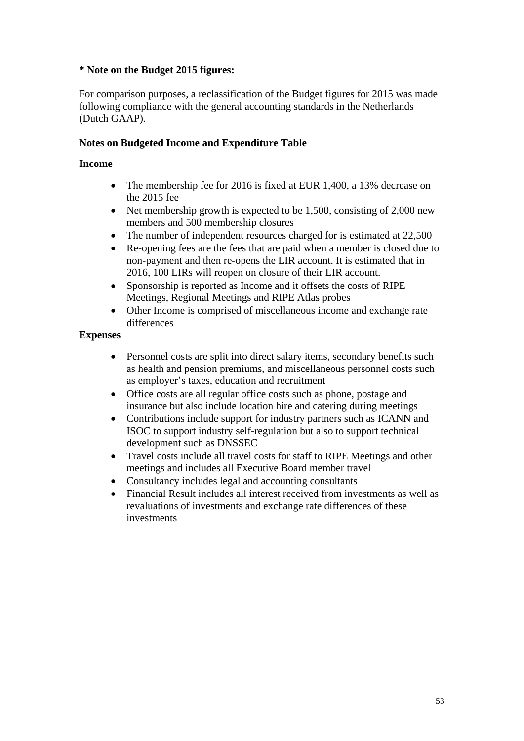**\* Note on the Budget 2015 figures:**

For comparison purposes, a reclassification of the Budget figures for 2015 was made following compliance with the general accounting standards in the Netherlands (Dutch GAAP).

**Notes on Budgeted Income and Expenditure Table**

**Income**

- The membership fee for 2016 is fixed at EUR 1,400, a 13% decrease on the 2015 fee
- Net membership growth is expected to be 1,500, consisting of 2,000 new members and 500 membership closures
- The number of independent resources charged for is estimated at 22,500
- Re-opening fees are the fees that are paid when a member is closed due to non-payment and then re-opens the LIR account. It is estimated that in 2016, 100 LIRs will reopen on closure of their LIR account.
- Sponsorship is reported as Income and it offsets the costs of RIPE Meetings, Regional Meetings and RIPE Atlas probes
- Other Income is comprised of miscellaneous income and exchange rate differences

**Expenses**

- Personnel costs are split into direct salary items, secondary benefits such as health and pension premiums, and miscellaneous personnel costs such as employer's taxes, education and recruitment
- Office costs are all regular office costs such as phone, postage and insurance but also include location hire and catering during meetings
- Contributions include support for industry partners such as ICANN and ISOC to support industry self-regulation but also to support technical development such as DNSSEC
- Travel costs include all travel costs for staff to RIPE Meetings and other meetings and includes all Executive Board member travel
- Consultancy includes legal and accounting consultants
- Financial Result includes all interest received from investments as well as revaluations of investments and exchange rate differences of these investments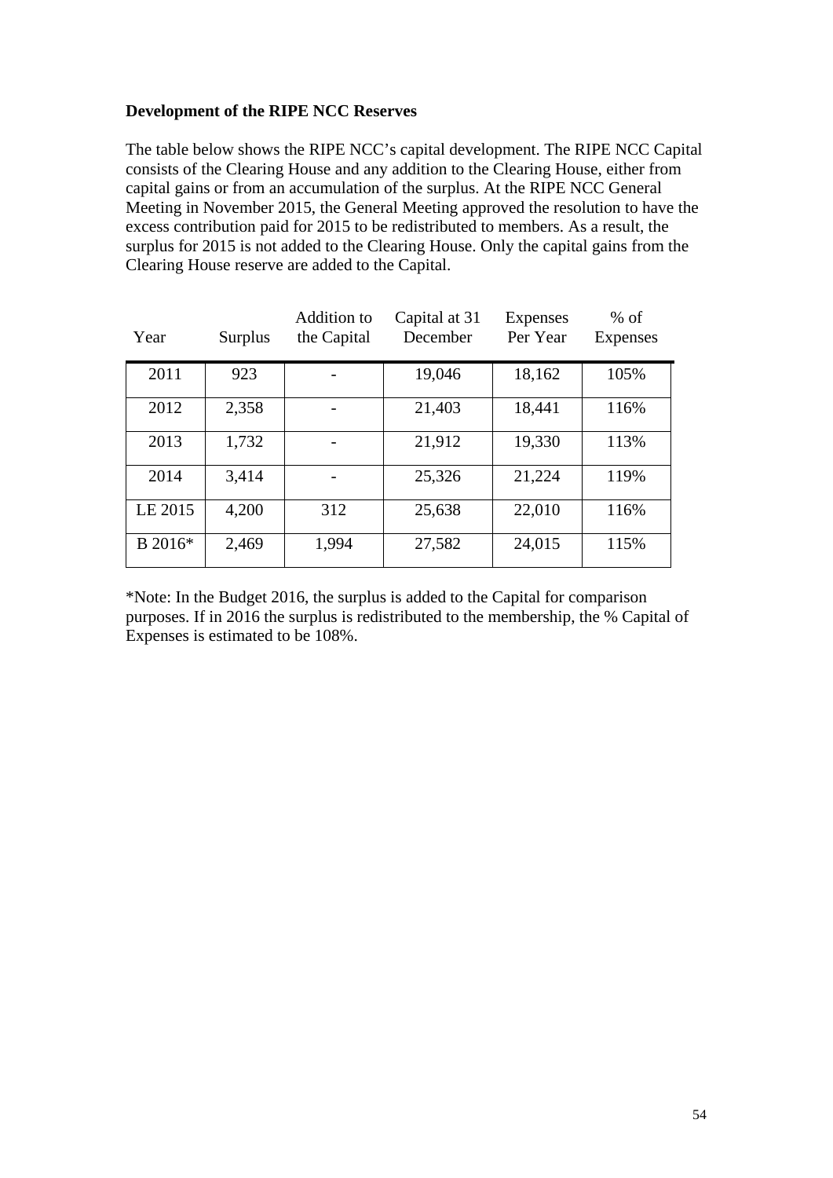**Development of the RIPE NCC Reserves**

The table below shows the RIPE NCC's capital development. The RIPE NCC Capital consists of the Clearing House and any addition to the Clearing House, either from capital gains or from an accumulation of the surplus. At the RIPE NCC General Meeting in November 2015, the General Meeting approved the resolution to have the excess contribution paid for 2015 to be redistributed to members. As a result, the surplus for 2015 is not added to the Clearing House. Only the capital gains from the Clearing House reserve are added to the Capital.

| Year | Surplus | Addition to the Capital | Capital at 31 December | Expenses Per Year | % of Expenses |
|---|---|---|---|---|---|
| 2011 | 923 | - | 19,046 | 18,162 | 105% |
| 2012 | 2,358 | - | 21,403 | 18,441 | 116% |
| 2013 | 1,732 | - | 21,912 | 19,330 | 113% |
| 2014 | 3,414 | - | 25,326 | 21,224 | 119% |
| LE 2015 | 4,200 | 312 | 25,638 | 22,010 | 116% |
| B 2016* | 2,469 | 1,994 | 27,582 | 24,015 | 115% |

*Note: In the Budget 2016, the surplus is added to the Capital for comparison purposes. If in 2016 the surplus is redistributed to the membership, the % Capital of Expenses is estimated to be 108%.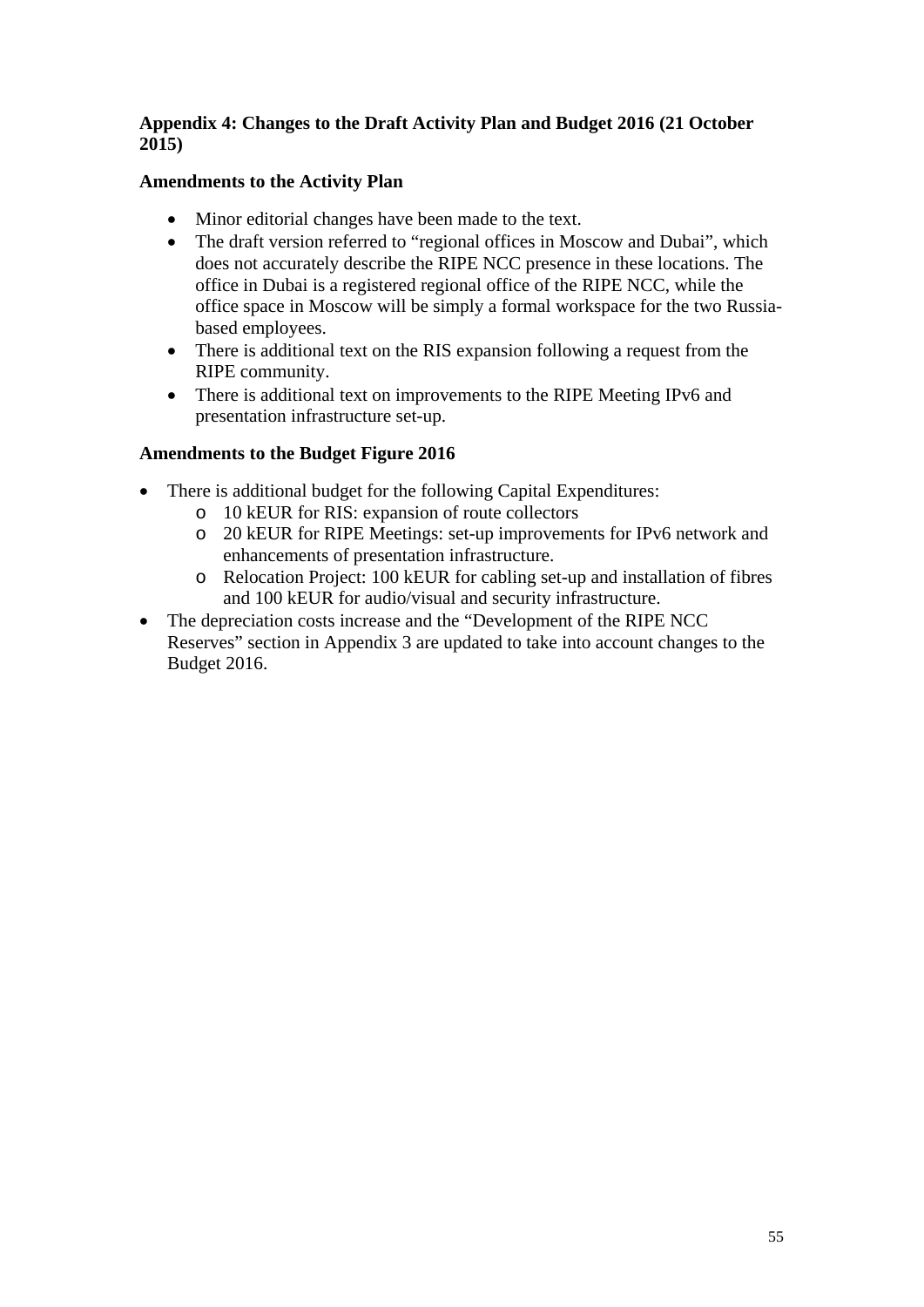### Appendix 4: Changes to the Draft Activity Plan and Budget 2016 (21 October 2015)

**Amendments to the Activity Plan**

- Minor editorial changes have been made to the text.
- The draft version referred to "regional offices in Moscow and Dubai", which does not accurately describe the RIPE NCC presence in these locations. The office in Dubai is a registered regional office of the RIPE NCC, while the office space in Moscow will be simply a formal workspace for the two Russia-based employees.
- There is additional text on the RIS expansion following a request from the RIPE community.
- There is additional text on improvements to the RIPE Meeting IPv6 and presentation infrastructure set-up.

**Amendments to the Budget Figure 2016**

- There is additional budget for the following Capital Expenditures:
  - 10 kEUR for RIS: expansion of route collectors
  - 20 kEUR for RIPE Meetings: set-up improvements for IPv6 network and enhancements of presentation infrastructure.
  - Relocation Project: 100 kEUR for cabling set-up and installation of fibres and 100 kEUR for audio/visual and security infrastructure.
- The depreciation costs increase and the "Development of the RIPE NCC Reserves" section in Appendix 3 are updated to take into account changes to the Budget 2016.